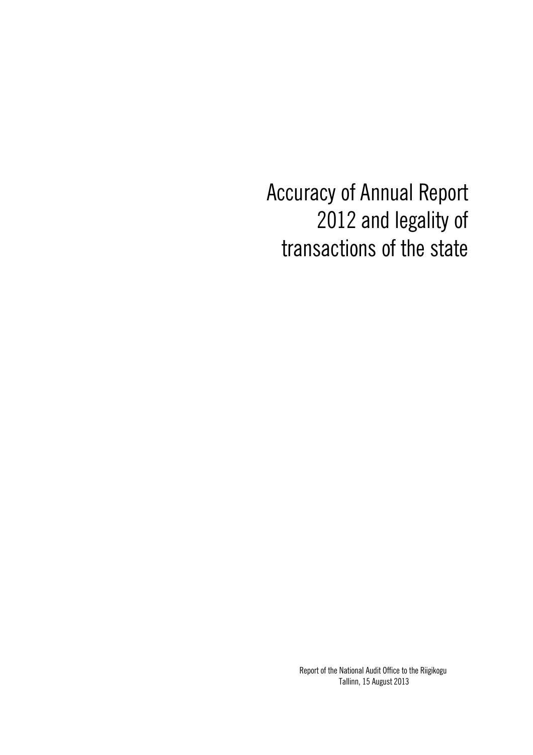# Accuracy of Annual Report 2012 and legality of transactions of the state

Report of the National Audit Office to the Riigikogu
Tallinn, 15 August 2013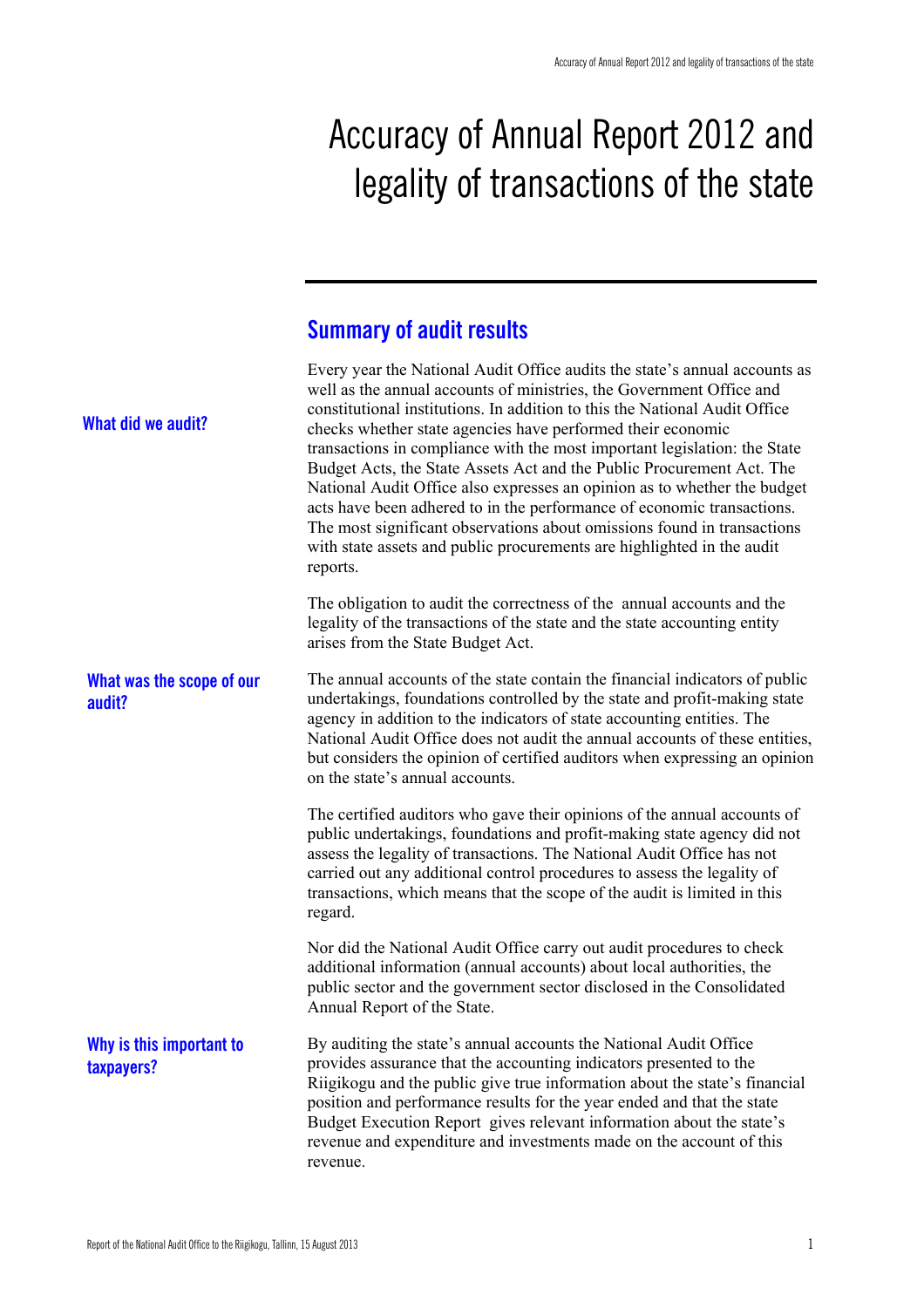# Accuracy of Annual Report 2012 and legality of transactions of the state

## Summary of audit results

**What did we audit?**

Every year the National Audit Office audits the state's annual accounts as well as the annual accounts of ministries, the Government Office and constitutional institutions. In addition to this the National Audit Office checks whether state agencies have performed their economic transactions in compliance with the most important legislation: the State Budget Acts, the State Assets Act and the Public Procurement Act. The National Audit Office also expresses an opinion as to whether the budget acts have been adhered to in the performance of economic transactions. The most significant observations about omissions found in transactions with state assets and public procurements are highlighted in the audit reports.

The obligation to audit the correctness of the annual accounts and the legality of the transactions of the state and the state accounting entity arises from the State Budget Act.

**What was the scope of our audit?**

The annual accounts of the state contain the financial indicators of public undertakings, foundations controlled by the state and profit-making state agency in addition to the indicators of state accounting entities. The National Audit Office does not audit the annual accounts of these entities, but considers the opinion of certified auditors when expressing an opinion on the state's annual accounts.

The certified auditors who gave their opinions of the annual accounts of public undertakings, foundations and profit-making state agency did not assess the legality of transactions. The National Audit Office has not carried out any additional control procedures to assess the legality of transactions, which means that the scope of the audit is limited in this regard.

Nor did the National Audit Office carry out audit procedures to check additional information (annual accounts) about local authorities, the public sector and the government sector disclosed in the Consolidated Annual Report of the State.

**Why is this important to taxpayers?**

By auditing the state's annual accounts the National Audit Office provides assurance that the accounting indicators presented to the Riigikogu and the public give true information about the state's financial position and performance results for the year ended and that the state Budget Execution Report gives relevant information about the state's revenue and expenditure and investments made on the account of this revenue.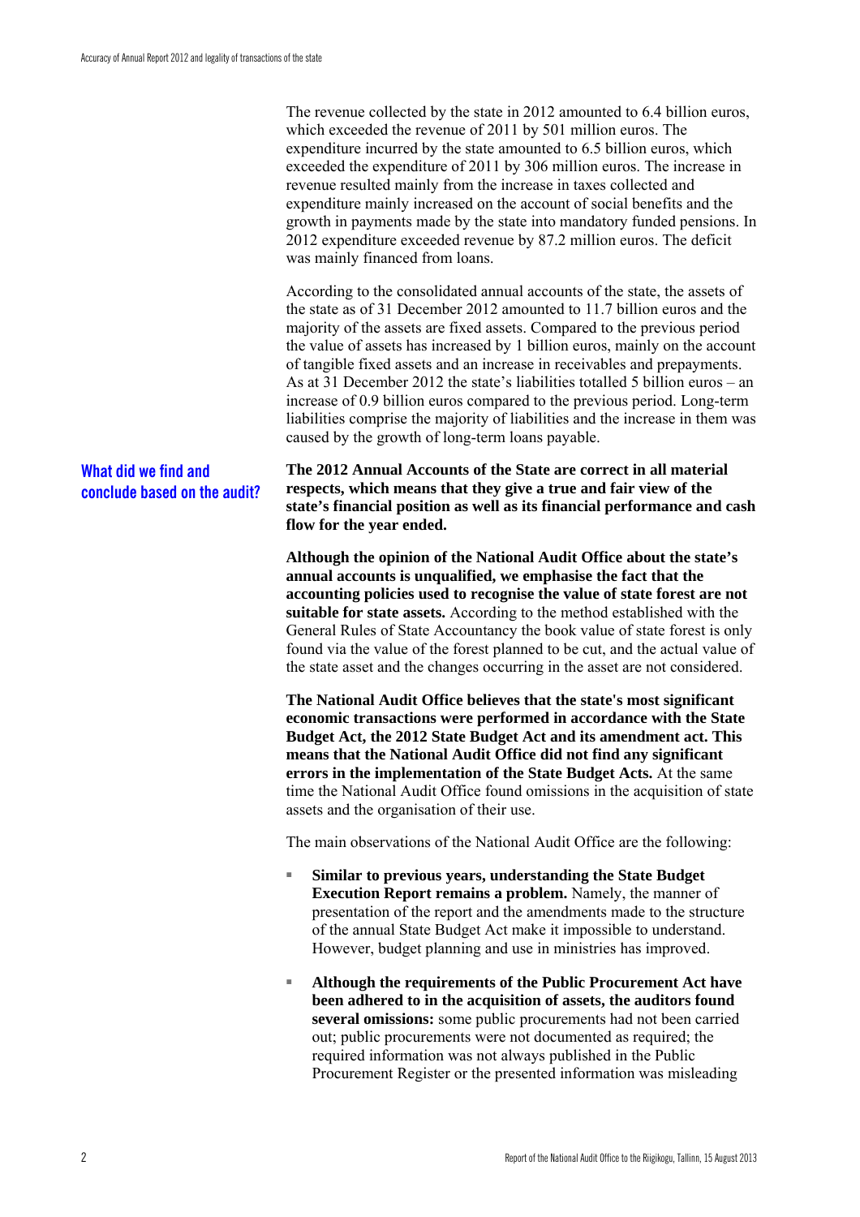The revenue collected by the state in 2012 amounted to 6.4 billion euros, which exceeded the revenue of 2011 by 501 million euros. The expenditure incurred by the state amounted to 6.5 billion euros, which exceeded the expenditure of 2011 by 306 million euros. The increase in revenue resulted mainly from the increase in taxes collected and expenditure mainly increased on the account of social benefits and the growth in payments made by the state into mandatory funded pensions. In 2012 expenditure exceeded revenue by 87.2 million euros. The deficit was mainly financed from loans.

According to the consolidated annual accounts of the state, the assets of the state as of 31 December 2012 amounted to 11.7 billion euros and the majority of the assets are fixed assets. Compared to the previous period the value of assets has increased by 1 billion euros, mainly on the account of tangible fixed assets and an increase in receivables and prepayments. As at 31 December 2012 the state's liabilities totalled 5 billion euros – an increase of 0.9 billion euros compared to the previous period. Long-term liabilities comprise the majority of liabilities and the increase in them was caused by the growth of long-term loans payable.

## What did we find and conclude based on the audit?

**The 2012 Annual Accounts of the State are correct in all material respects, which means that they give a true and fair view of the state's financial position as well as its financial performance and cash flow for the year ended.**

**Although the opinion of the National Audit Office about the state's annual accounts is unqualified, we emphasise the fact that the accounting policies used to recognise the value of state forest are not suitable for state assets.** According to the method established with the General Rules of State Accountancy the book value of state forest is only found via the value of the forest planned to be cut, and the actual value of the state asset and the changes occurring in the asset are not considered.

**The National Audit Office believes that the state's most significant economic transactions were performed in accordance with the State Budget Act, the 2012 State Budget Act and its amendment act. This means that the National Audit Office did not find any significant errors in the implementation of the State Budget Acts.** At the same time the National Audit Office found omissions in the acquisition of state assets and the organisation of their use.

The main observations of the National Audit Office are the following:

- **Similar to previous years, understanding the State Budget Execution Report remains a problem.** Namely, the manner of presentation of the report and the amendments made to the structure of the annual State Budget Act make it impossible to understand. However, budget planning and use in ministries has improved.
- **Although the requirements of the Public Procurement Act have been adhered to in the acquisition of assets, the auditors found several omissions:** some public procurements had not been carried out; public procurements were not documented as required; the required information was not always published in the Public Procurement Register or the presented information was misleading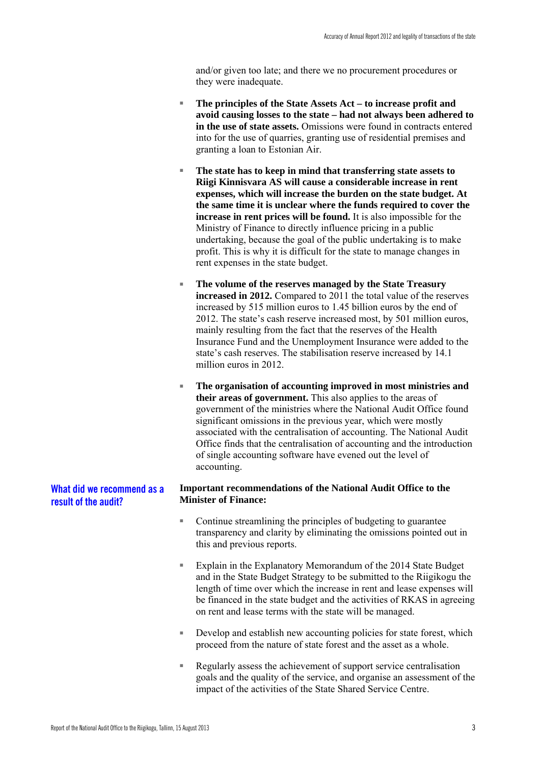and/or given too late; and there we no procurement procedures or they were inadequate.

- **The principles of the State Assets Act – to increase profit and avoid causing losses to the state – had not always been adhered to in the use of state assets.** Omissions were found in contracts entered into for the use of quarries, granting use of residential premises and granting a loan to Estonian Air.

- **The state has to keep in mind that transferring state assets to Riigi Kinnisvara AS will cause a considerable increase in rent expenses, which will increase the burden on the state budget. At the same time it is unclear where the funds required to cover the increase in rent prices will be found.** It is also impossible for the Ministry of Finance to directly influence pricing in a public undertaking, because the goal of the public undertaking is to make profit. This is why it is difficult for the state to manage changes in rent expenses in the state budget.

- **The volume of the reserves managed by the State Treasury increased in 2012.** Compared to 2011 the total value of the reserves increased by 515 million euros to 1.45 billion euros by the end of 2012. The state's cash reserve increased most, by 501 million euros, mainly resulting from the fact that the reserves of the Health Insurance Fund and the Unemployment Insurance were added to the state's cash reserves. The stabilisation reserve increased by 14.1 million euros in 2012.

- **The organisation of accounting improved in most ministries and their areas of government.** This also applies to the areas of government of the ministries where the National Audit Office found significant omissions in the previous year, which were mostly associated with the centralisation of accounting. The National Audit Office finds that the centralisation of accounting and the introduction of single accounting software have evened out the level of accounting.

## What did we recommend as a result of the audit?

**Important recommendations of the National Audit Office to the Minister of Finance:**

- Continue streamlining the principles of budgeting to guarantee transparency and clarity by eliminating the omissions pointed out in this and previous reports.

- Explain in the Explanatory Memorandum of the 2014 State Budget and in the State Budget Strategy to be submitted to the Riigikogu the length of time over which the increase in rent and lease expenses will be financed in the state budget and the activities of RKAS in agreeing on rent and lease terms with the state will be managed.

- Develop and establish new accounting policies for state forest, which proceed from the nature of state forest and the asset as a whole.

- Regularly assess the achievement of support service centralisation goals and the quality of the service, and organise an assessment of the impact of the activities of the State Shared Service Centre.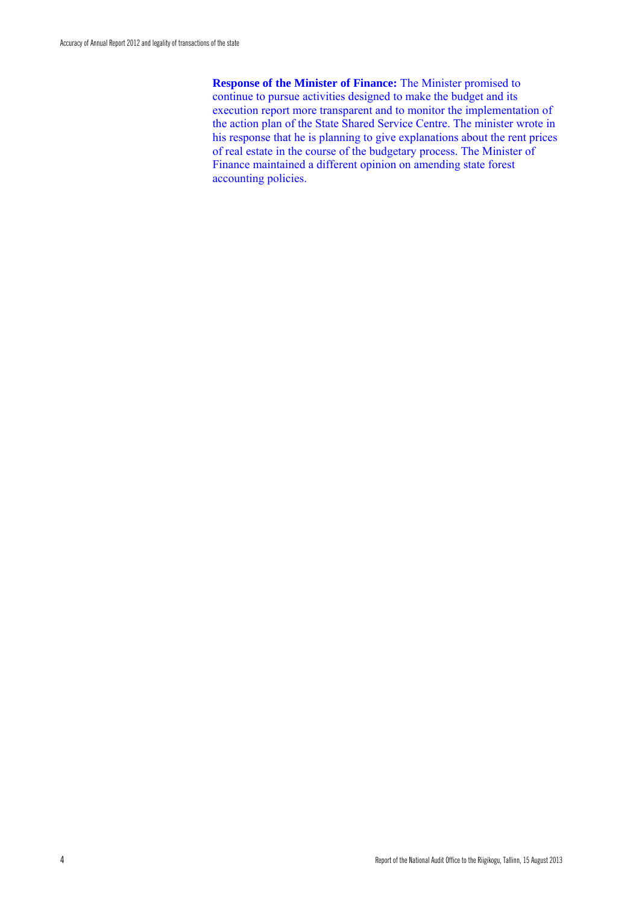**Response of the Minister of Finance:** The Minister promised to continue to pursue activities designed to make the budget and its execution report more transparent and to monitor the implementation of the action plan of the State Shared Service Centre. The minister wrote in his response that he is planning to give explanations about the rent prices of real estate in the course of the budgetary process. The Minister of Finance maintained a different opinion on amending state forest accounting policies.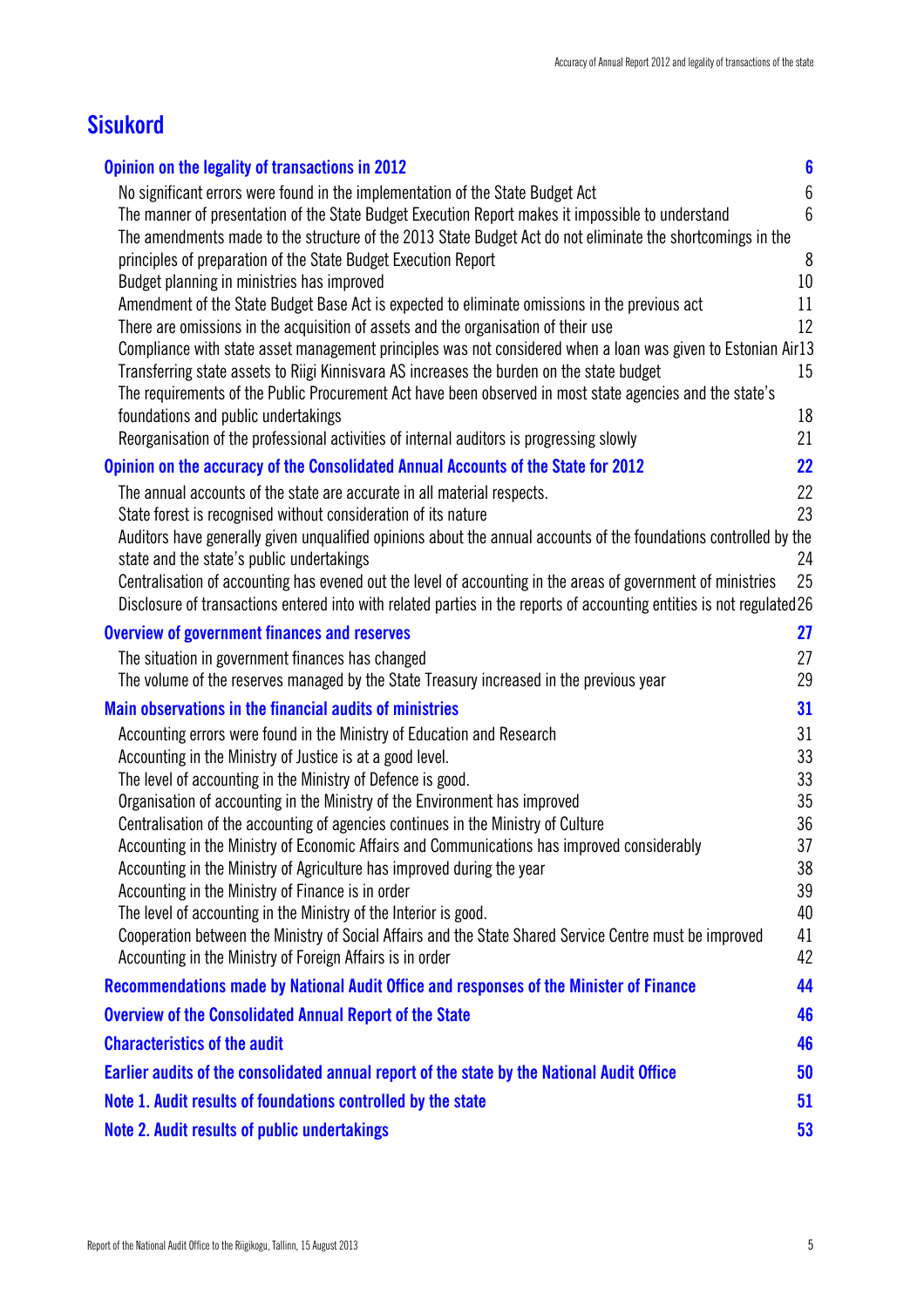# Sisukord

| | |
|---|---|
| **Opinion on the legality of transactions in 2012** | **6** |
| No significant errors were found in the implementation of the State Budget Act | 6 |
| The manner of presentation of the State Budget Execution Report makes it impossible to understand | 6 |
| The amendments made to the structure of the 2013 State Budget Act do not eliminate the shortcomings in the principles of preparation of the State Budget Execution Report | 8 |
| Budget planning in ministries has improved | 10 |
| Amendment of the State Budget Base Act is expected to eliminate omissions in the previous act | 11 |
| There are omissions in the acquisition of assets and the organisation of their use | 12 |
| Compliance with state asset management principles was not considered when a loan was given to Estonian Air | 13 |
| Transferring state assets to Riigi Kinnisvara AS increases the burden on the state budget | 15 |
| The requirements of the Public Procurement Act have been observed in most state agencies and the state's foundations and public undertakings | 18 |
| Reorganisation of the professional activities of internal auditors is progressing slowly | 21 |
| **Opinion on the accuracy of the Consolidated Annual Accounts of the State for 2012** | **22** |
| The annual accounts of the state are accurate in all material respects. | 22 |
| State forest is recognised without consideration of its nature | 23 |
| Auditors have generally given unqualified opinions about the annual accounts of the foundations controlled by the state and the state's public undertakings | 24 |
| Centralisation of accounting has evened out the level of accounting in the areas of government of ministries | 25 |
| Disclosure of transactions entered into with related parties in the reports of accounting entities is not regulated | 26 |
| **Overview of government finances and reserves** | **27** |
| The situation in government finances has changed | 27 |
| The volume of the reserves managed by the State Treasury increased in the previous year | 29 |
| **Main observations in the financial audits of ministries** | **31** |
| Accounting errors were found in the Ministry of Education and Research | 31 |
| Accounting in the Ministry of Justice is at a good level. | 33 |
| The level of accounting in the Ministry of Defence is good. | 33 |
| Organisation of accounting in the Ministry of the Environment has improved | 35 |
| Centralisation of the accounting of agencies continues in the Ministry of Culture | 36 |
| Accounting in the Ministry of Economic Affairs and Communications has improved considerably | 37 |
| Accounting in the Ministry of Agriculture has improved during the year | 38 |
| Accounting in the Ministry of Finance is in order | 39 |
| The level of accounting in the Ministry of the Interior is good. | 40 |
| Cooperation between the Ministry of Social Affairs and the State Shared Service Centre must be improved | 41 |
| Accounting in the Ministry of Foreign Affairs is in order | 42 |
| **Recommendations made by National Audit Office and responses of the Minister of Finance** | **44** |
| **Overview of the Consolidated Annual Report of the State** | **46** |
| **Characteristics of the audit** | **46** |
| **Earlier audits of the consolidated annual report of the state by the National Audit Office** | **50** |
| **Note 1. Audit results of foundations controlled by the state** | **51** |
| **Note 2. Audit results of public undertakings** | **53** |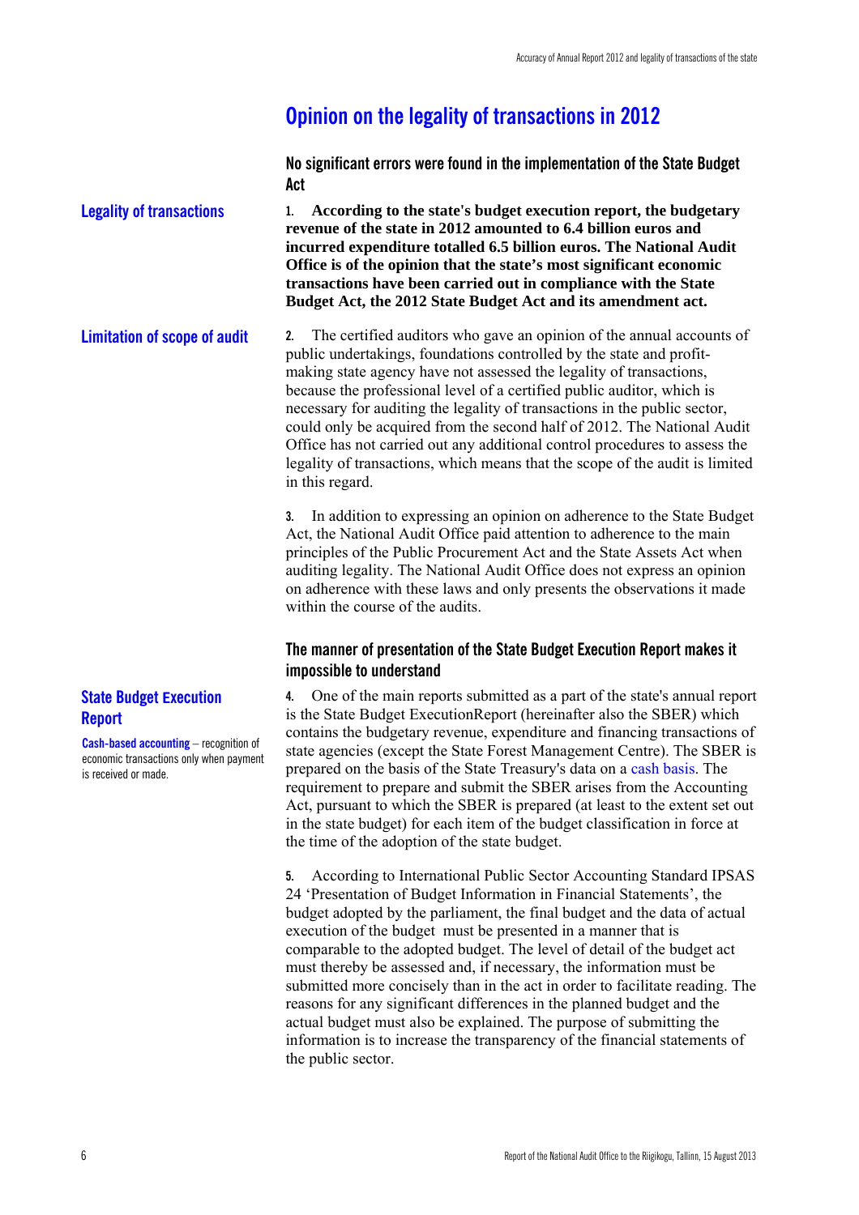# Opinion on the legality of transactions in 2012

### No significant errors were found in the implementation of the State Budget Act

**Legality of transactions**

**1. According to the state's budget execution report, the budgetary revenue of the state in 2012 amounted to 6.4 billion euros and incurred expenditure totalled 6.5 billion euros. The National Audit Office is of the opinion that the state's most significant economic transactions have been carried out in compliance with the State Budget Act, the 2012 State Budget Act and its amendment act.**

**Limitation of scope of audit**

2. The certified auditors who gave an opinion of the annual accounts of public undertakings, foundations controlled by the state and profit-making state agency have not assessed the legality of transactions, because the professional level of a certified public auditor, which is necessary for auditing the legality of transactions in the public sector, could only be acquired from the second half of 2012. The National Audit Office has not carried out any additional control procedures to assess the legality of transactions, which means that the scope of the audit is limited in this regard.

3. In addition to expressing an opinion on adherence to the State Budget Act, the National Audit Office paid attention to adherence to the main principles of the Public Procurement Act and the State Assets Act when auditing legality. The National Audit Office does not express an opinion on adherence with these laws and only presents the observations it made within the course of the audits.

### The manner of presentation of the State Budget Execution Report makes it impossible to understand

**State Budget Execution Report**

**Cash-based accounting** – recognition of economic transactions only when payment is received or made.

4. One of the main reports submitted as a part of the state's annual report is the State Budget ExecutionReport (hereinafter also the SBER) which contains the budgetary revenue, expenditure and financing transactions of state agencies (except the State Forest Management Centre). The SBER is prepared on the basis of the State Treasury's data on a cash basis. The requirement to prepare and submit the SBER arises from the Accounting Act, pursuant to which the SBER is prepared (at least to the extent set out in the state budget) for each item of the budget classification in force at the time of the adoption of the state budget.

5. According to International Public Sector Accounting Standard IPSAS 24 'Presentation of Budget Information in Financial Statements', the budget adopted by the parliament, the final budget and the data of actual execution of the budget must be presented in a manner that is comparable to the adopted budget. The level of detail of the budget act must thereby be assessed and, if necessary, the information must be submitted more concisely than in the act in order to facilitate reading. The reasons for any significant differences in the planned budget and the actual budget must also be explained. The purpose of submitting the information is to increase the transparency of the financial statements of the public sector.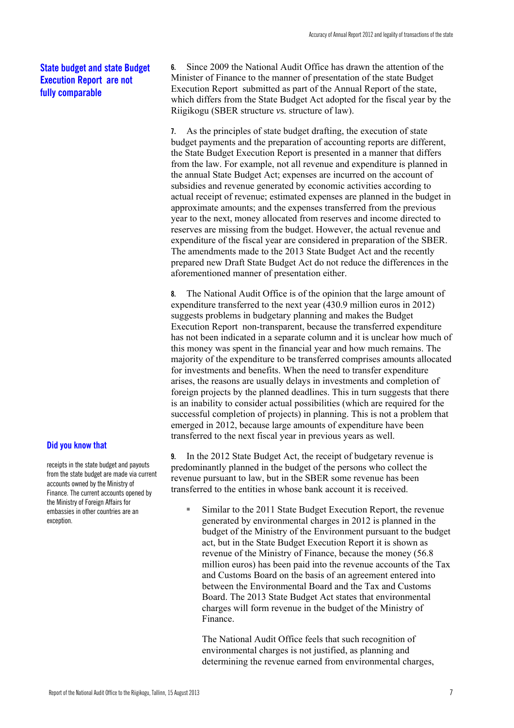## State budget and state Budget Execution Report are not fully comparable

**6.** Since 2009 the National Audit Office has drawn the attention of the Minister of Finance to the manner of presentation of the state Budget Execution Report submitted as part of the Annual Report of the state, which differs from the State Budget Act adopted for the fiscal year by the Riigikogu (SBER structure *vs.* structure of law).

**7.** As the principles of state budget drafting, the execution of state budget payments and the preparation of accounting reports are different, the State Budget Execution Report is presented in a manner that differs from the law. For example, not all revenue and expenditure is planned in the annual State Budget Act; expenses are incurred on the account of subsidies and revenue generated by economic activities according to actual receipt of revenue; estimated expenses are planned in the budget in approximate amounts; and the expenses transferred from the previous year to the next, money allocated from reserves and income directed to reserves are missing from the budget. However, the actual revenue and expenditure of the fiscal year are considered in preparation of the SBER. The amendments made to the 2013 State Budget Act and the recently prepared new Draft State Budget Act do not reduce the differences in the aforementioned manner of presentation either.

**8.** The National Audit Office is of the opinion that the large amount of expenditure transferred to the next year (430.9 million euros in 2012) suggests problems in budgetary planning and makes the Budget Execution Report non-transparent, because the transferred expenditure has not been indicated in a separate column and it is unclear how much of this money was spent in the financial year and how much remains. The majority of the expenditure to be transferred comprises amounts allocated for investments and benefits. When the need to transfer expenditure arises, the reasons are usually delays in investments and completion of foreign projects by the planned deadlines. This in turn suggests that there is an inability to consider actual possibilities (which are required for the successful completion of projects) in planning. This is not a problem that emerged in 2012, because large amounts of expenditure have been transferred to the next fiscal year in previous years as well.

### Did you know that

receipts in the state budget and payouts from the state budget are made via current accounts owned by the Ministry of Finance. The current accounts opened by the Ministry of Foreign Affairs for embassies in other countries are an exception.

**9.** In the 2012 State Budget Act, the receipt of budgetary revenue is predominantly planned in the budget of the persons who collect the revenue pursuant to law, but in the SBER some revenue has been transferred to the entities in whose bank account it is received.

- Similar to the 2011 State Budget Execution Report, the revenue generated by environmental charges in 2012 is planned in the budget of the Ministry of the Environment pursuant to the budget act, but in the State Budget Execution Report it is shown as revenue of the Ministry of Finance, because the money (56.8 million euros) has been paid into the revenue accounts of the Tax and Customs Board on the basis of an agreement entered into between the Environmental Board and the Tax and Customs Board. The 2013 State Budget Act states that environmental charges will form revenue in the budget of the Ministry of Finance.

  The National Audit Office feels that such recognition of environmental charges is not justified, as planning and determining the revenue earned from environmental charges,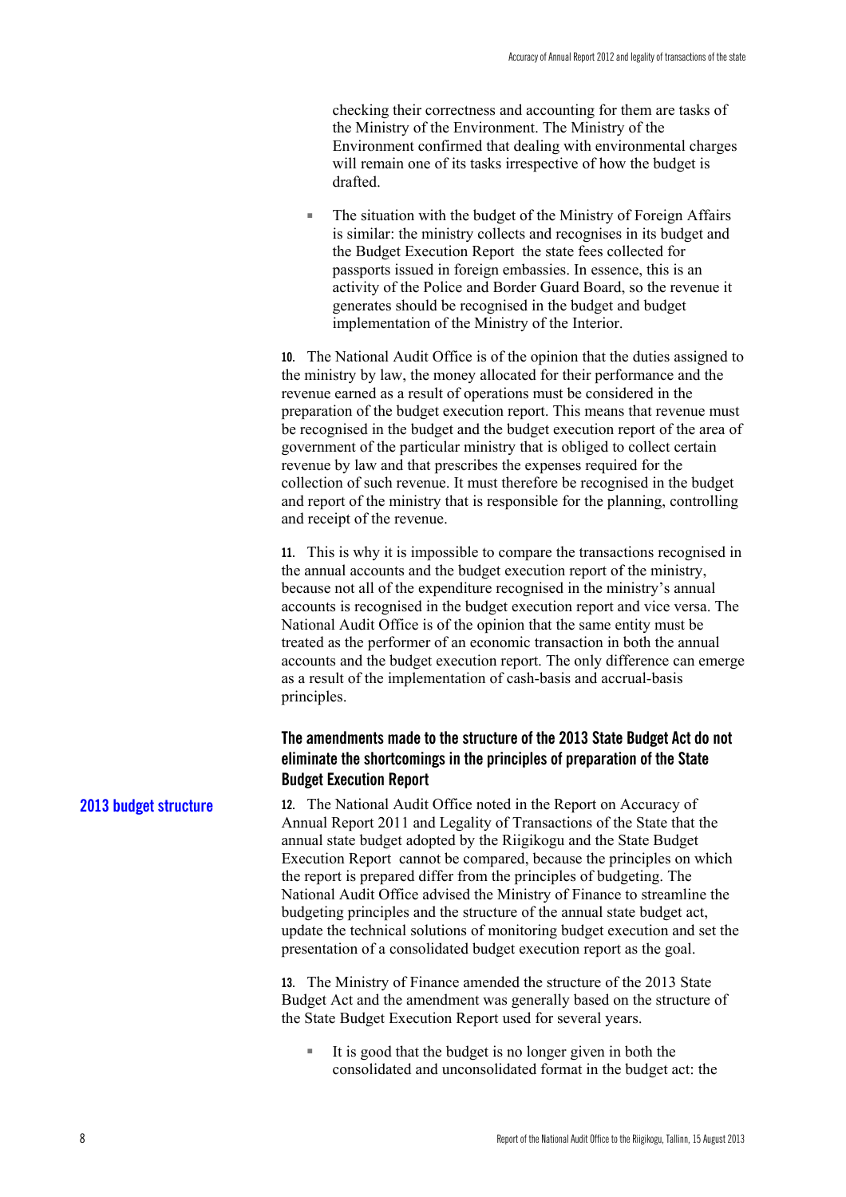checking their correctness and accounting for them are tasks of the Ministry of the Environment. The Ministry of the Environment confirmed that dealing with environmental charges will remain one of its tasks irrespective of how the budget is drafted.

- The situation with the budget of the Ministry of Foreign Affairs is similar: the ministry collects and recognises in its budget and the Budget Execution Report the state fees collected for passports issued in foreign embassies. In essence, this is an activity of the Police and Border Guard Board, so the revenue it generates should be recognised in the budget and budget implementation of the Ministry of the Interior.

**10.** The National Audit Office is of the opinion that the duties assigned to the ministry by law, the money allocated for their performance and the revenue earned as a result of operations must be considered in the preparation of the budget execution report. This means that revenue must be recognised in the budget and the budget execution report of the area of government of the particular ministry that is obliged to collect certain revenue by law and that prescribes the expenses required for the collection of such revenue. It must therefore be recognised in the budget and report of the ministry that is responsible for the planning, controlling and receipt of the revenue.

**11.** This is why it is impossible to compare the transactions recognised in the annual accounts and the budget execution report of the ministry, because not all of the expenditure recognised in the ministry's annual accounts is recognised in the budget execution report and vice versa. The National Audit Office is of the opinion that the same entity must be treated as the performer of an economic transaction in both the annual accounts and the budget execution report. The only difference can emerge as a result of the implementation of cash-basis and accrual-basis principles.

### The amendments made to the structure of the 2013 State Budget Act do not eliminate the shortcomings in the principles of preparation of the State Budget Execution Report

**2013 budget structure**

**12.** The National Audit Office noted in the Report on Accuracy of Annual Report 2011 and Legality of Transactions of the State that the annual state budget adopted by the Riigikogu and the State Budget Execution Report cannot be compared, because the principles on which the report is prepared differ from the principles of budgeting. The National Audit Office advised the Ministry of Finance to streamline the budgeting principles and the structure of the annual state budget act, update the technical solutions of monitoring budget execution and set the presentation of a consolidated budget execution report as the goal.

**13.** The Ministry of Finance amended the structure of the 2013 State Budget Act and the amendment was generally based on the structure of the State Budget Execution Report used for several years.

- It is good that the budget is no longer given in both the consolidated and unconsolidated format in the budget act: the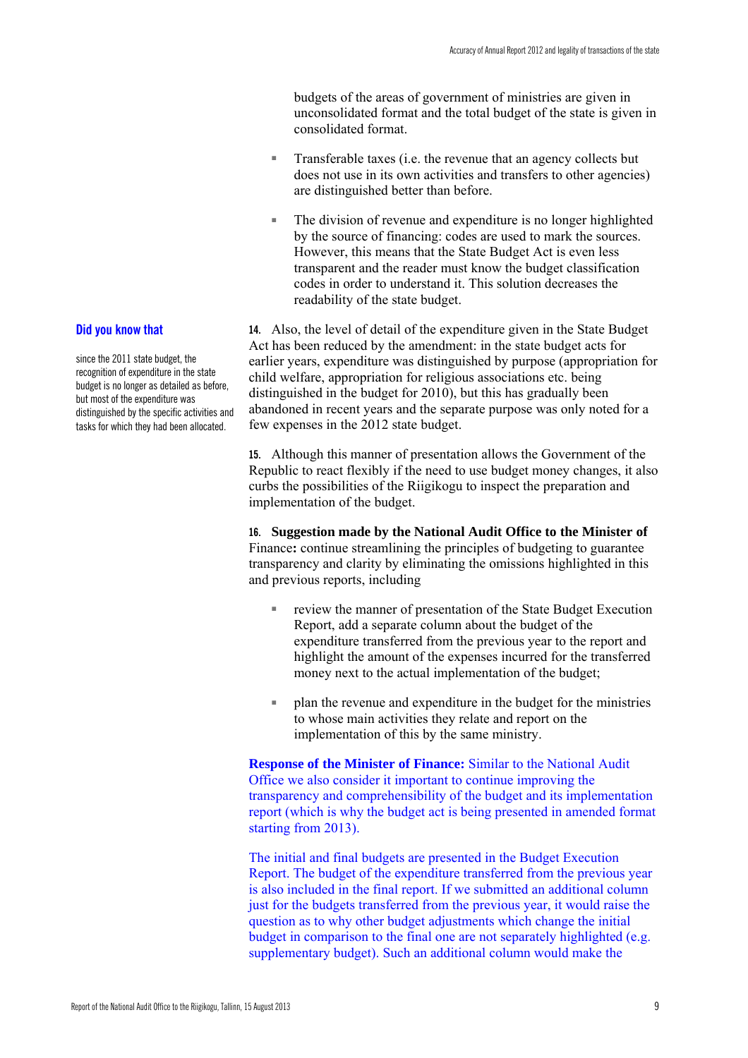budgets of the areas of government of ministries are given in unconsolidated format and the total budget of the state is given in consolidated format.

- Transferable taxes (i.e. the revenue that an agency collects but does not use in its own activities and transfers to other agencies) are distinguished better than before.
- The division of revenue and expenditure is no longer highlighted by the source of financing: codes are used to mark the sources. However, this means that the State Budget Act is even less transparent and the reader must know the budget classification codes in order to understand it. This solution decreases the readability of the state budget.

**Did you know that**

since the 2011 state budget, the recognition of expenditure in the state budget is no longer as detailed as before, but most of the expenditure was distinguished by the specific activities and tasks for which they had been allocated.

**14.** Also, the level of detail of the expenditure given in the State Budget Act has been reduced by the amendment: in the state budget acts for earlier years, expenditure was distinguished by purpose (appropriation for child welfare, appropriation for religious associations etc. being distinguished in the budget for 2010), but this has gradually been abandoned in recent years and the separate purpose was only noted for a few expenses in the 2012 state budget.

**15.** Although this manner of presentation allows the Government of the Republic to react flexibly if the need to use budget money changes, it also curbs the possibilities of the Riigikogu to inspect the preparation and implementation of the budget.

**16.** **Suggestion made by the National Audit Office to the Minister of** Finance**:** continue streamlining the principles of budgeting to guarantee transparency and clarity by eliminating the omissions highlighted in this and previous reports, including

- review the manner of presentation of the State Budget Execution Report, add a separate column about the budget of the expenditure transferred from the previous year to the report and highlight the amount of the expenses incurred for the transferred money next to the actual implementation of the budget;
- plan the revenue and expenditure in the budget for the ministries to whose main activities they relate and report on the implementation of this by the same ministry.

**Response of the Minister of Finance:** Similar to the National Audit Office we also consider it important to continue improving the transparency and comprehensibility of the budget and its implementation report (which is why the budget act is being presented in amended format starting from 2013).

The initial and final budgets are presented in the Budget Execution Report. The budget of the expenditure transferred from the previous year is also included in the final report. If we submitted an additional column just for the budgets transferred from the previous year, it would raise the question as to why other budget adjustments which change the initial budget in comparison to the final one are not separately highlighted (e.g. supplementary budget). Such an additional column would make the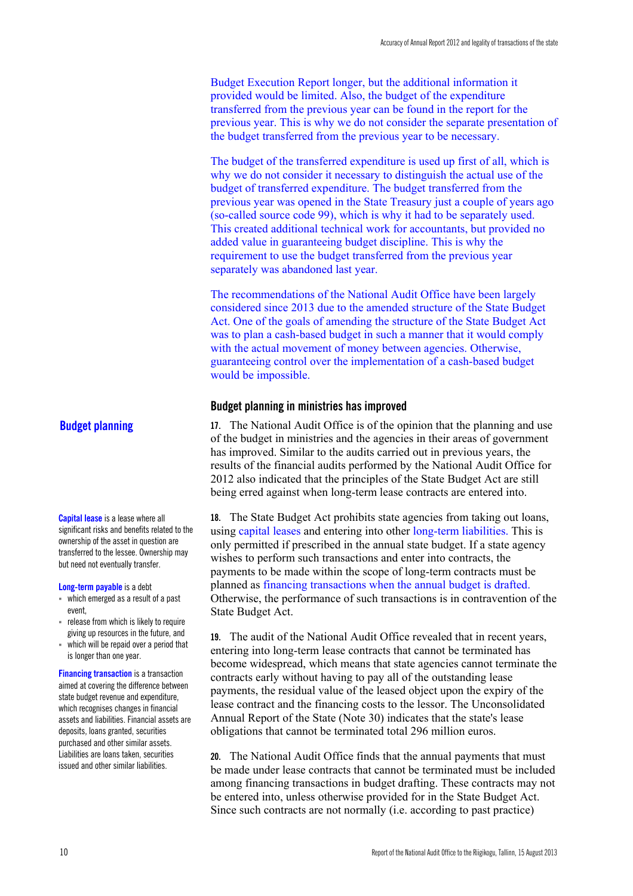Budget Execution Report longer, but the additional information it provided would be limited. Also, the budget of the expenditure transferred from the previous year can be found in the report for the previous year. This is why we do not consider the separate presentation of the budget transferred from the previous year to be necessary.

The budget of the transferred expenditure is used up first of all, which is why we do not consider it necessary to distinguish the actual use of the budget of transferred expenditure. The budget transferred from the previous year was opened in the State Treasury just a couple of years ago (so-called source code 99), which is why it had to be separately used. This created additional technical work for accountants, but provided no added value in guaranteeing budget discipline. This is why the requirement to use the budget transferred from the previous year separately was abandoned last year.

The recommendations of the National Audit Office have been largely considered since 2013 due to the amended structure of the State Budget Act. One of the goals of amending the structure of the State Budget Act was to plan a cash-based budget in such a manner that it would comply with the actual movement of money between agencies. Otherwise, guaranteeing control over the implementation of a cash-based budget would be impossible.

## Budget planning

### Budget planning in ministries has improved

**17.** The National Audit Office is of the opinion that the planning and use of the budget in ministries and the agencies in their areas of government has improved. Similar to the audits carried out in previous years, the results of the financial audits performed by the National Audit Office for 2012 also indicated that the principles of the State Budget Act are still being erred against when long-term lease contracts are entered into.

**Capital lease** is a lease where all significant risks and benefits related to the ownership of the asset in question are transferred to the lessee. Ownership may but need not eventually transfer.

**Long-term payable** is a debt

- which emerged as a result of a past event,
- release from which is likely to require giving up resources in the future, and
- which will be repaid over a period that is longer than one year.

**Financing transaction** is a transaction aimed at covering the difference between state budget revenue and expenditure, which recognises changes in financial assets and liabilities. Financial assets are deposits, loans granted, securities purchased and other similar assets. Liabilities are loans taken, securities issued and other similar liabilities.

**18.** The State Budget Act prohibits state agencies from taking out loans, using capital leases and entering into other long-term liabilities. This is only permitted if prescribed in the annual state budget. If a state agency wishes to perform such transactions and enter into contracts, the payments to be made within the scope of long-term contracts must be planned as financing transactions when the annual budget is drafted. Otherwise, the performance of such transactions is in contravention of the State Budget Act.

**19.** The audit of the National Audit Office revealed that in recent years, entering into long-term lease contracts that cannot be terminated has become widespread, which means that state agencies cannot terminate the contracts early without having to pay all of the outstanding lease payments, the residual value of the leased object upon the expiry of the lease contract and the financing costs to the lessor. The Unconsolidated Annual Report of the State (Note 30) indicates that the state's lease obligations that cannot be terminated total 296 million euros.

**20.** The National Audit Office finds that the annual payments that must be made under lease contracts that cannot be terminated must be included among financing transactions in budget drafting. These contracts may not be entered into, unless otherwise provided for in the State Budget Act. Since such contracts are not normally (i.e. according to past practice)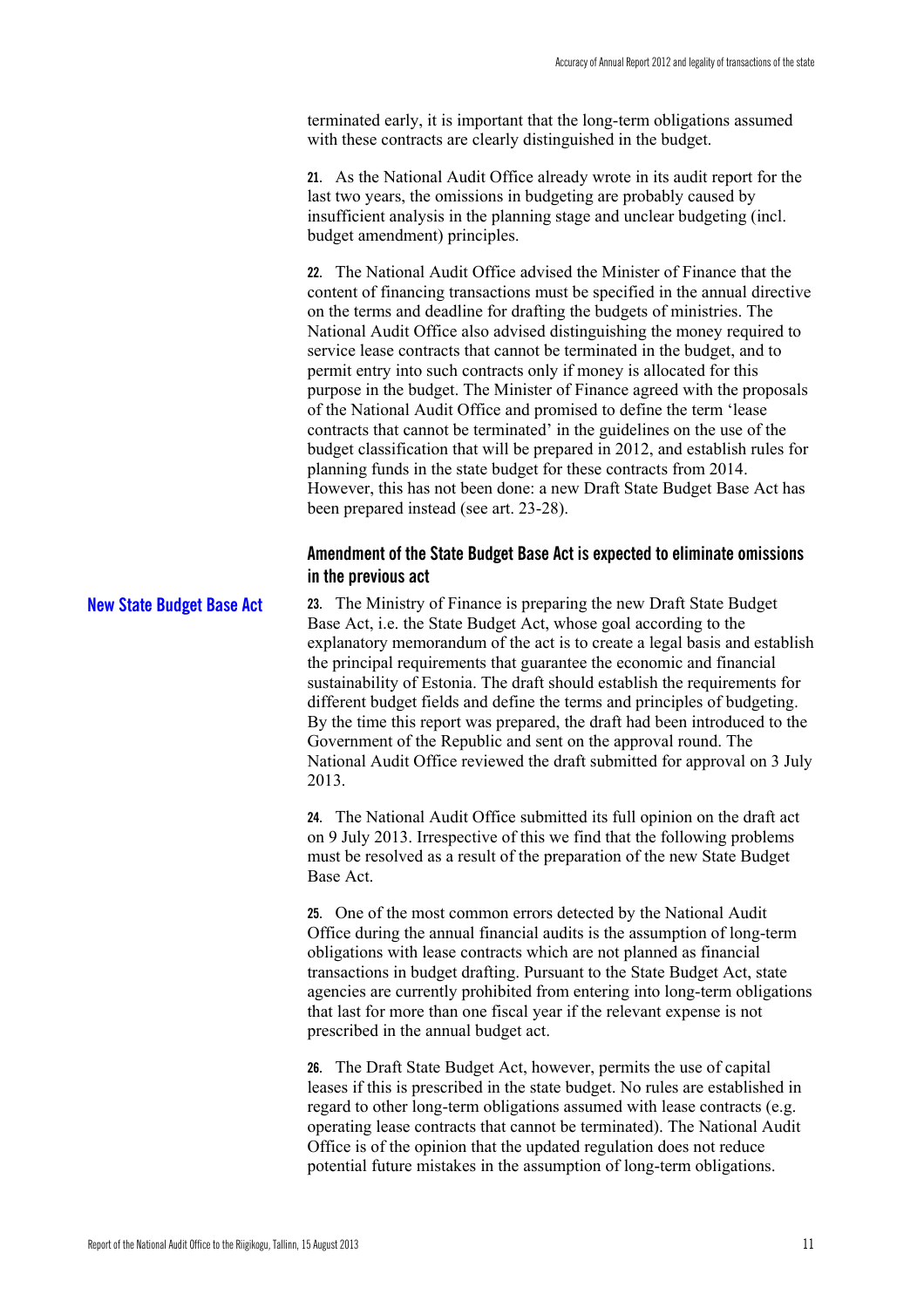terminated early, it is important that the long-term obligations assumed with these contracts are clearly distinguished in the budget.

**21.** As the National Audit Office already wrote in its audit report for the last two years, the omissions in budgeting are probably caused by insufficient analysis in the planning stage and unclear budgeting (incl. budget amendment) principles.

**22.** The National Audit Office advised the Minister of Finance that the content of financing transactions must be specified in the annual directive on the terms and deadline for drafting the budgets of ministries. The National Audit Office also advised distinguishing the money required to service lease contracts that cannot be terminated in the budget, and to permit entry into such contracts only if money is allocated for this purpose in the budget. The Minister of Finance agreed with the proposals of the National Audit Office and promised to define the term 'lease contracts that cannot be terminated' in the guidelines on the use of the budget classification that will be prepared in 2012, and establish rules for planning funds in the state budget for these contracts from 2014. However, this has not been done: a new Draft State Budget Base Act has been prepared instead (see art. 23-28).

### Amendment of the State Budget Base Act is expected to eliminate omissions in the previous act

**New State Budget Base Act**

**23.** The Ministry of Finance is preparing the new Draft State Budget Base Act, i.e. the State Budget Act, whose goal according to the explanatory memorandum of the act is to create a legal basis and establish the principal requirements that guarantee the economic and financial sustainability of Estonia. The draft should establish the requirements for different budget fields and define the terms and principles of budgeting. By the time this report was prepared, the draft had been introduced to the Government of the Republic and sent on the approval round. The National Audit Office reviewed the draft submitted for approval on 3 July 2013.

**24.** The National Audit Office submitted its full opinion on the draft act on 9 July 2013. Irrespective of this we find that the following problems must be resolved as a result of the preparation of the new State Budget Base Act.

**25.** One of the most common errors detected by the National Audit Office during the annual financial audits is the assumption of long-term obligations with lease contracts which are not planned as financial transactions in budget drafting. Pursuant to the State Budget Act, state agencies are currently prohibited from entering into long-term obligations that last for more than one fiscal year if the relevant expense is not prescribed in the annual budget act.

**26.** The Draft State Budget Act, however, permits the use of capital leases if this is prescribed in the state budget. No rules are established in regard to other long-term obligations assumed with lease contracts (e.g. operating lease contracts that cannot be terminated). The National Audit Office is of the opinion that the updated regulation does not reduce potential future mistakes in the assumption of long-term obligations.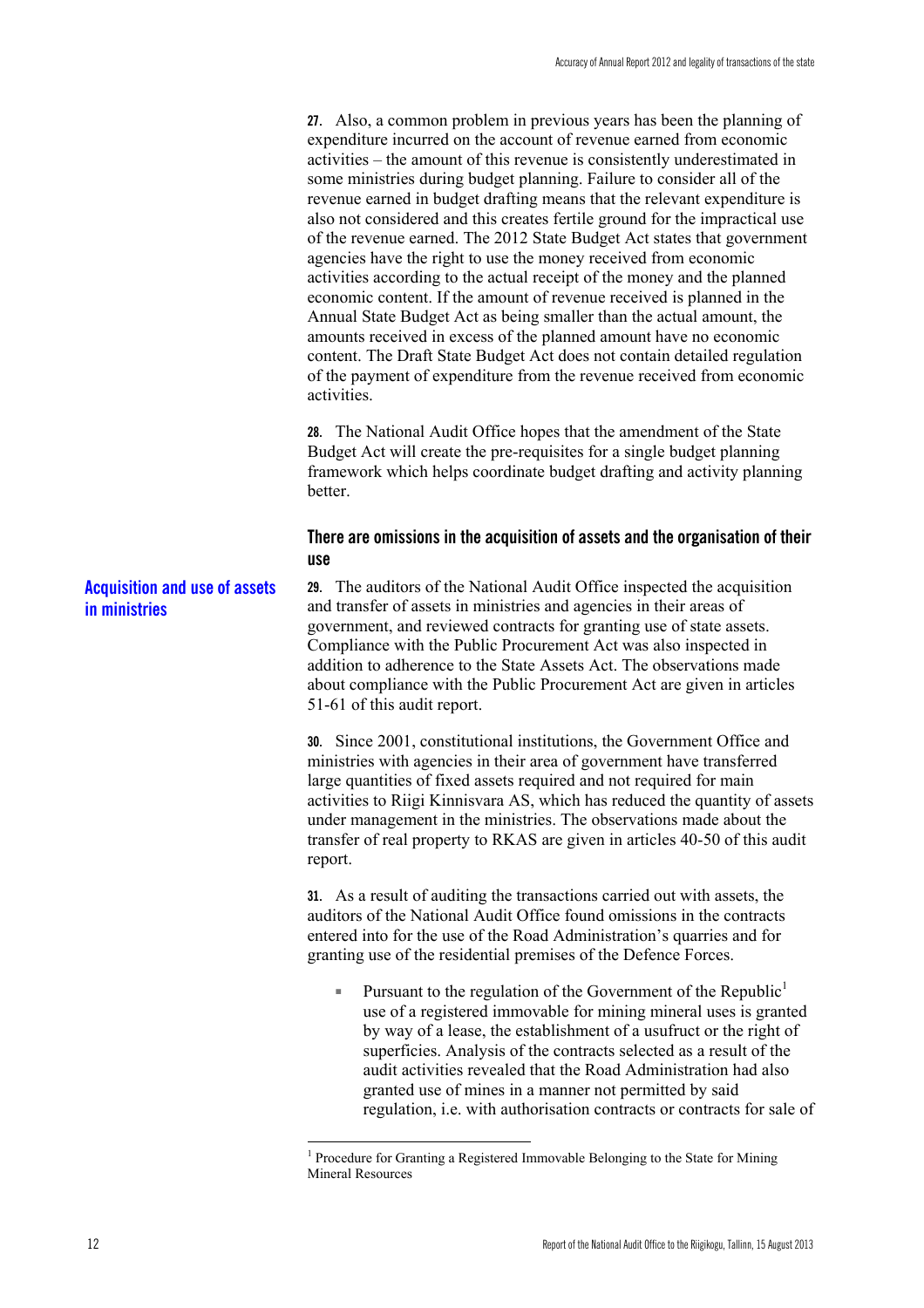**27.** Also, a common problem in previous years has been the planning of expenditure incurred on the account of revenue earned from economic activities – the amount of this revenue is consistently underestimated in some ministries during budget planning. Failure to consider all of the revenue earned in budget drafting means that the relevant expenditure is also not considered and this creates fertile ground for the impractical use of the revenue earned. The 2012 State Budget Act states that government agencies have the right to use the money received from economic activities according to the actual receipt of the money and the planned economic content. If the amount of revenue received is planned in the Annual State Budget Act as being smaller than the actual amount, the amounts received in excess of the planned amount have no economic content. The Draft State Budget Act does not contain detailed regulation of the payment of expenditure from the revenue received from economic activities.

**28.** The National Audit Office hopes that the amendment of the State Budget Act will create the pre-requisites for a single budget planning framework which helps coordinate budget drafting and activity planning better.

### There are omissions in the acquisition of assets and the organisation of their use

**Acquisition and use of assets in ministries**

**29.** The auditors of the National Audit Office inspected the acquisition and transfer of assets in ministries and agencies in their areas of government, and reviewed contracts for granting use of state assets. Compliance with the Public Procurement Act was also inspected in addition to adherence to the State Assets Act. The observations made about compliance with the Public Procurement Act are given in articles 51-61 of this audit report.

**30.** Since 2001, constitutional institutions, the Government Office and ministries with agencies in their area of government have transferred large quantities of fixed assets required and not required for main activities to Riigi Kinnisvara AS, which has reduced the quantity of assets under management in the ministries. The observations made about the transfer of real property to RKAS are given in articles 40-50 of this audit report.

**31.** As a result of auditing the transactions carried out with assets, the auditors of the National Audit Office found omissions in the contracts entered into for the use of the Road Administration's quarries and for granting use of the residential premises of the Defence Forces.

- Pursuant to the regulation of the Government of the Republic[1] use of a registered immovable for mining mineral uses is granted by way of a lease, the establishment of a usufruct or the right of superficies. Analysis of the contracts selected as a result of the audit activities revealed that the Road Administration had also granted use of mines in a manner not permitted by said regulation, i.e. with authorisation contracts or contracts for sale of

---

[1] Procedure for Granting a Registered Immovable Belonging to the State for Mining Mineral Resources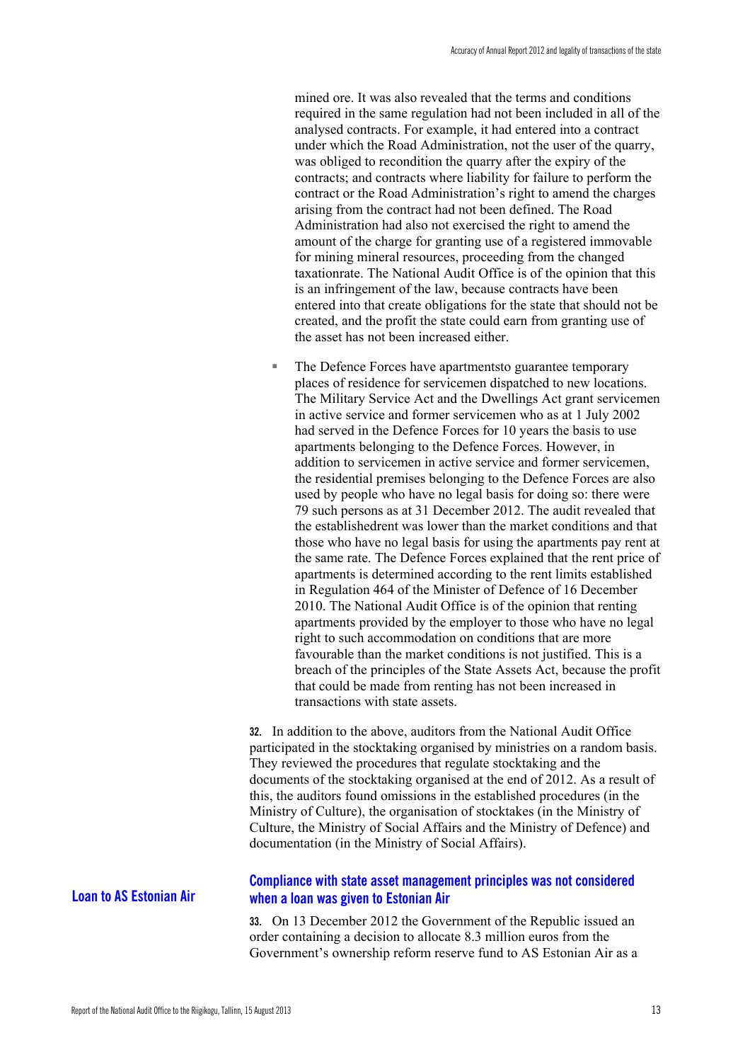mined ore. It was also revealed that the terms and conditions required in the same regulation had not been included in all of the analysed contracts. For example, it had entered into a contract under which the Road Administration, not the user of the quarry, was obliged to recondition the quarry after the expiry of the contracts; and contracts where liability for failure to perform the contract or the Road Administration's right to amend the charges arising from the contract had not been defined. The Road Administration had also not exercised the right to amend the amount of the charge for granting use of a registered immovable for mining mineral resources, proceeding from the changed taxationrate. The National Audit Office is of the opinion that this is an infringement of the law, because contracts have been entered into that create obligations for the state that should not be created, and the profit the state could earn from granting use of the asset has not been increased either.

- The Defence Forces have apartmentsto guarantee temporary places of residence for servicemen dispatched to new locations. The Military Service Act and the Dwellings Act grant servicemen in active service and former servicemen who as at 1 July 2002 had served in the Defence Forces for 10 years the basis to use apartments belonging to the Defence Forces. However, in addition to servicemen in active service and former servicemen, the residential premises belonging to the Defence Forces are also used by people who have no legal basis for doing so: there were 79 such persons as at 31 December 2012. The audit revealed that the establishedrent was lower than the market conditions and that those who have no legal basis for using the apartments pay rent at the same rate. The Defence Forces explained that the rent price of apartments is determined according to the rent limits established in Regulation 464 of the Minister of Defence of 16 December 2010. The National Audit Office is of the opinion that renting apartments provided by the employer to those who have no legal right to such accommodation on conditions that are more favourable than the market conditions is not justified. This is a breach of the principles of the State Assets Act, because the profit that could be made from renting has not been increased in transactions with state assets.

**32.** In addition to the above, auditors from the National Audit Office participated in the stocktaking organised by ministries on a random basis. They reviewed the procedures that regulate stocktaking and the documents of the stocktaking organised at the end of 2012. As a result of this, the auditors found omissions in the established procedures (in the Ministry of Culture), the organisation of stocktakes (in the Ministry of Culture, the Ministry of Social Affairs and the Ministry of Defence) and documentation (in the Ministry of Social Affairs).

**Loan to AS Estonian Air**

## Compliance with state asset management principles was not considered when a loan was given to Estonian Air

**33.** On 13 December 2012 the Government of the Republic issued an order containing a decision to allocate 8.3 million euros from the Government's ownership reform reserve fund to AS Estonian Air as a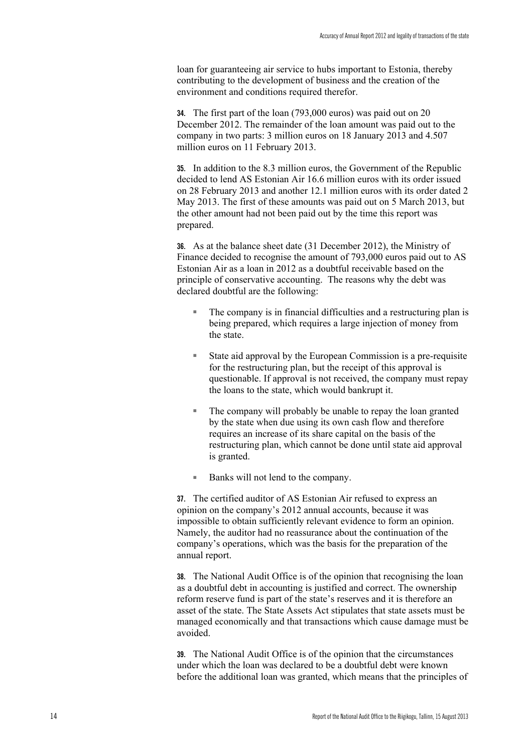loan for guaranteeing air service to hubs important to Estonia, thereby contributing to the development of business and the creation of the environment and conditions required therefor.

**34.** The first part of the loan (793,000 euros) was paid out on 20 December 2012. The remainder of the loan amount was paid out to the company in two parts: 3 million euros on 18 January 2013 and 4.507 million euros on 11 February 2013.

**35.** In addition to the 8.3 million euros, the Government of the Republic decided to lend AS Estonian Air 16.6 million euros with its order issued on 28 February 2013 and another 12.1 million euros with its order dated 2 May 2013. The first of these amounts was paid out on 5 March 2013, but the other amount had not been paid out by the time this report was prepared.

**36.** As at the balance sheet date (31 December 2012), the Ministry of Finance decided to recognise the amount of 793,000 euros paid out to AS Estonian Air as a loan in 2012 as a doubtful receivable based on the principle of conservative accounting. The reasons why the debt was declared doubtful are the following:

- The company is in financial difficulties and a restructuring plan is being prepared, which requires a large injection of money from the state.
- State aid approval by the European Commission is a pre-requisite for the restructuring plan, but the receipt of this approval is questionable. If approval is not received, the company must repay the loans to the state, which would bankrupt it.
- The company will probably be unable to repay the loan granted by the state when due using its own cash flow and therefore requires an increase of its share capital on the basis of the restructuring plan, which cannot be done until state aid approval is granted.
- Banks will not lend to the company.

**37.** The certified auditor of AS Estonian Air refused to express an opinion on the company's 2012 annual accounts, because it was impossible to obtain sufficiently relevant evidence to form an opinion. Namely, the auditor had no reassurance about the continuation of the company's operations, which was the basis for the preparation of the annual report.

**38.** The National Audit Office is of the opinion that recognising the loan as a doubtful debt in accounting is justified and correct. The ownership reform reserve fund is part of the state's reserves and it is therefore an asset of the state. The State Assets Act stipulates that state assets must be managed economically and that transactions which cause damage must be avoided.

**39.** The National Audit Office is of the opinion that the circumstances under which the loan was declared to be a doubtful debt were known before the additional loan was granted, which means that the principles of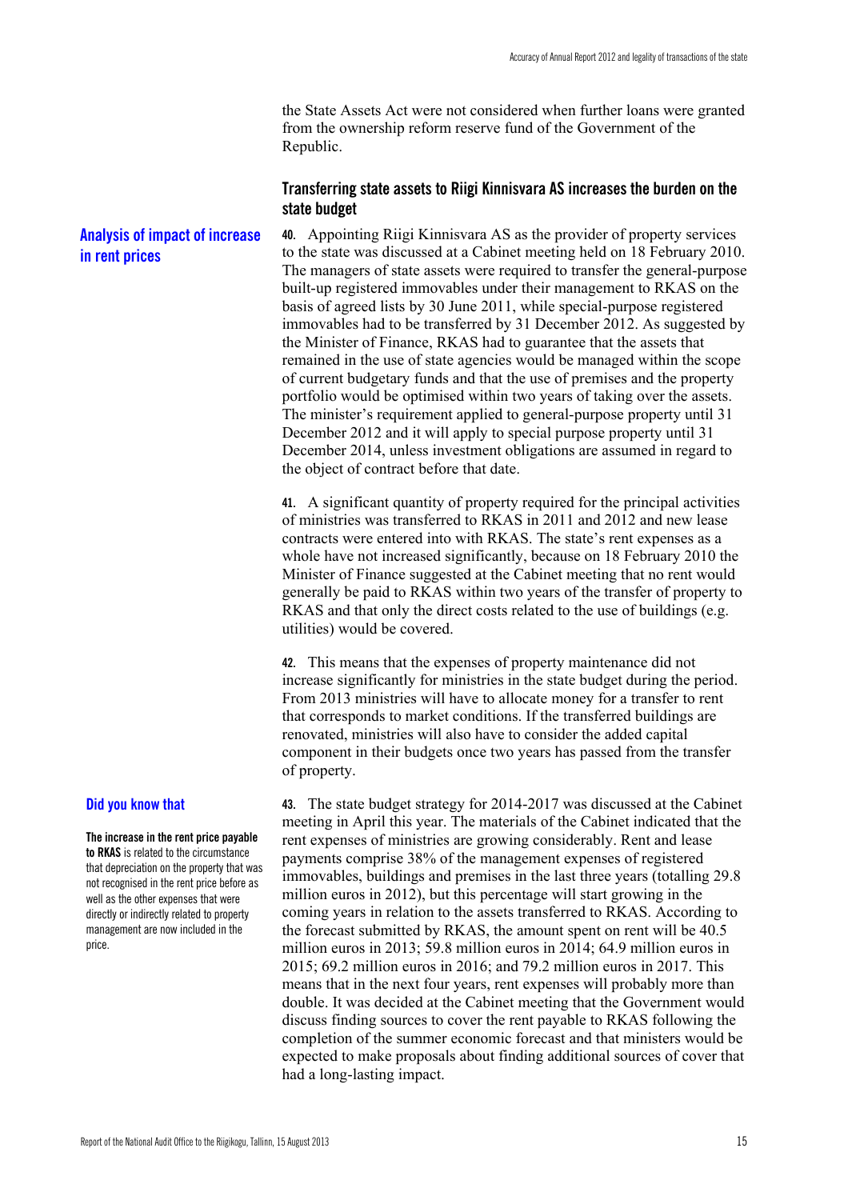the State Assets Act were not considered when further loans were granted from the ownership reform reserve fund of the Government of the Republic.

### Transferring state assets to Riigi Kinnisvara AS increases the burden on the state budget

**Analysis of impact of increase in rent prices**

**40.** Appointing Riigi Kinnisvara AS as the provider of property services to the state was discussed at a Cabinet meeting held on 18 February 2010. The managers of state assets were required to transfer the general-purpose built-up registered immovables under their management to RKAS on the basis of agreed lists by 30 June 2011, while special-purpose registered immovables had to be transferred by 31 December 2012. As suggested by the Minister of Finance, RKAS had to guarantee that the assets that remained in the use of state agencies would be managed within the scope of current budgetary funds and that the use of premises and the property portfolio would be optimised within two years of taking over the assets. The minister's requirement applied to general-purpose property until 31 December 2012 and it will apply to special purpose property until 31 December 2014, unless investment obligations are assumed in regard to the object of contract before that date.

**41.** A significant quantity of property required for the principal activities of ministries was transferred to RKAS in 2011 and 2012 and new lease contracts were entered into with RKAS. The state's rent expenses as a whole have not increased significantly, because on 18 February 2010 the Minister of Finance suggested at the Cabinet meeting that no rent would generally be paid to RKAS within two years of the transfer of property to RKAS and that only the direct costs related to the use of buildings (e.g. utilities) would be covered.

**42.** This means that the expenses of property maintenance did not increase significantly for ministries in the state budget during the period. From 2013 ministries will have to allocate money for a transfer to rent that corresponds to market conditions. If the transferred buildings are renovated, ministries will also have to consider the added capital component in their budgets once two years has passed from the transfer of property.

**Did you know that**

**The increase in the rent price payable to RKAS** is related to the circumstance that depreciation on the property that was not recognised in the rent price before as well as the other expenses that were directly or indirectly related to property management are now included in the price.

**43.** The state budget strategy for 2014-2017 was discussed at the Cabinet meeting in April this year. The materials of the Cabinet indicated that the rent expenses of ministries are growing considerably. Rent and lease payments comprise 38% of the management expenses of registered immovables, buildings and premises in the last three years (totalling 29.8 million euros in 2012), but this percentage will start growing in the coming years in relation to the assets transferred to RKAS. According to the forecast submitted by RKAS, the amount spent on rent will be 40.5 million euros in 2013; 59.8 million euros in 2014; 64.9 million euros in 2015; 69.2 million euros in 2016; and 79.2 million euros in 2017. This means that in the next four years, rent expenses will probably more than double. It was decided at the Cabinet meeting that the Government would discuss finding sources to cover the rent payable to RKAS following the completion of the summer economic forecast and that ministers would be expected to make proposals about finding additional sources of cover that had a long-lasting impact.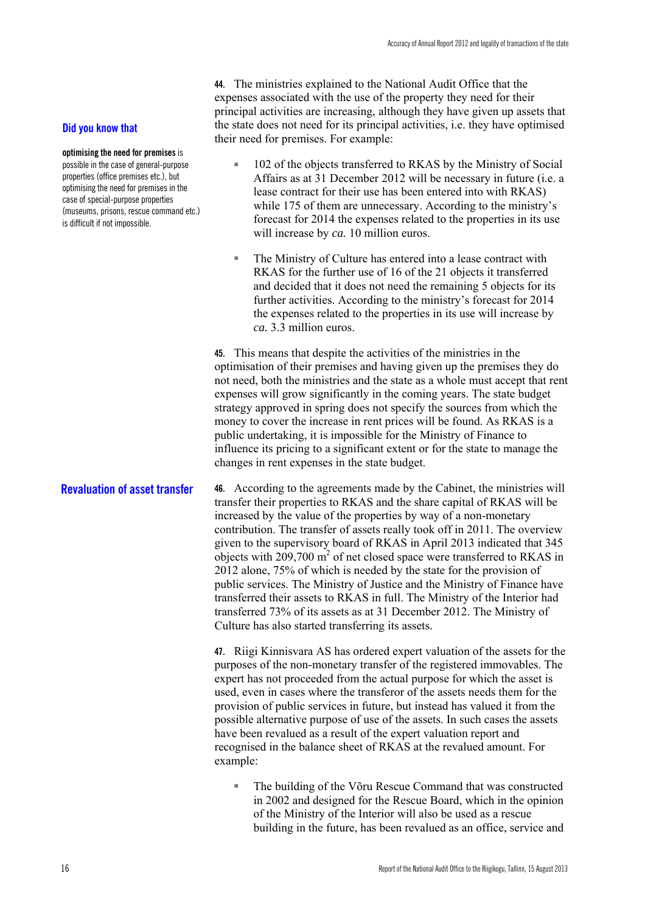**44.** The ministries explained to the National Audit Office that the expenses associated with the use of the property they need for their principal activities are increasing, although they have given up assets that the state does not need for its principal activities, i.e. they have optimised their need for premises. For example:

**Did you know that**

**optimising the need for premises** is possible in the case of general-purpose properties (office premises etc.), but optimising the need for premises in the case of special-purpose properties (museums, prisons, rescue command etc.) is difficult if not impossible.

- 102 of the objects transferred to RKAS by the Ministry of Social Affairs as at 31 December 2012 will be necessary in future (i.e. a lease contract for their use has been entered into with RKAS) while 175 of them are unnecessary. According to the ministry's forecast for 2014 the expenses related to the properties in its use will increase by *ca.* 10 million euros.

- The Ministry of Culture has entered into a lease contract with RKAS for the further use of 16 of the 21 objects it transferred and decided that it does not need the remaining 5 objects for its further activities. According to the ministry's forecast for 2014 the expenses related to the properties in its use will increase by *ca.* 3.3 million euros.

**45.** This means that despite the activities of the ministries in the optimisation of their premises and having given up the premises they do not need, both the ministries and the state as a whole must accept that rent expenses will grow significantly in the coming years. The state budget strategy approved in spring does not specify the sources from which the money to cover the increase in rent prices will be found. As RKAS is a public undertaking, it is impossible for the Ministry of Finance to influence its pricing to a significant extent or for the state to manage the changes in rent expenses in the state budget.

## Revaluation of asset transfer

**46.** According to the agreements made by the Cabinet, the ministries will transfer their properties to RKAS and the share capital of RKAS will be increased by the value of the properties by way of a non-monetary contribution. The transfer of assets really took off in 2011. The overview given to the supervisory board of RKAS in April 2013 indicated that 345 objects with 209,700 $m^2$ of net closed space were transferred to RKAS in 2012 alone, 75% of which is needed by the state for the provision of public services. The Ministry of Justice and the Ministry of Finance have transferred their assets to RKAS in full. The Ministry of the Interior had transferred 73% of its assets as at 31 December 2012. The Ministry of Culture has also started transferring its assets.

**47.** Riigi Kinnisvara AS has ordered expert valuation of the assets for the purposes of the non-monetary transfer of the registered immovables. The expert has not proceeded from the actual purpose for which the asset is used, even in cases where the transferor of the assets needs them for the provision of public services in future, but instead has valued it from the possible alternative purpose of use of the assets. In such cases the assets have been revalued as a result of the expert valuation report and recognised in the balance sheet of RKAS at the revalued amount. For example:

- The building of the Võru Rescue Command that was constructed in 2002 and designed for the Rescue Board, which in the opinion of the Ministry of the Interior will also be used as a rescue building in the future, has been revalued as an office, service and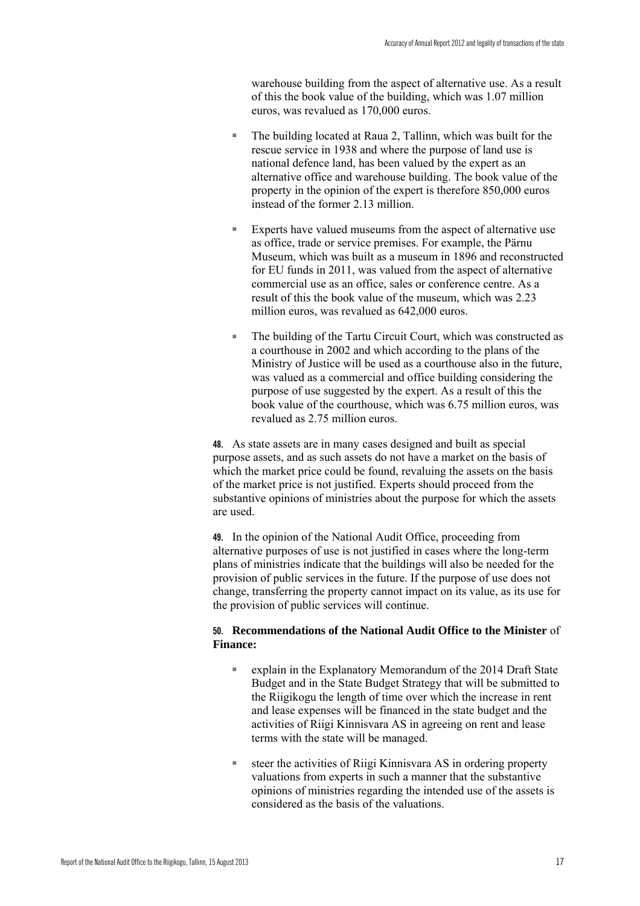warehouse building from the aspect of alternative use. As a result of this the book value of the building, which was 1.07 million euros, was revalued as 170,000 euros.

- The building located at Raua 2, Tallinn, which was built for the rescue service in 1938 and where the purpose of land use is national defence land, has been valued by the expert as an alternative office and warehouse building. The book value of the property in the opinion of the expert is therefore 850,000 euros instead of the former 2.13 million.
- Experts have valued museums from the aspect of alternative use as office, trade or service premises. For example, the Pärnu Museum, which was built as a museum in 1896 and reconstructed for EU funds in 2011, was valued from the aspect of alternative commercial use as an office, sales or conference centre. As a result of this the book value of the museum, which was 2.23 million euros, was revalued as 642,000 euros.
- The building of the Tartu Circuit Court, which was constructed as a courthouse in 2002 and which according to the plans of the Ministry of Justice will be used as a courthouse also in the future, was valued as a commercial and office building considering the purpose of use suggested by the expert. As a result of this the book value of the courthouse, which was 6.75 million euros, was revalued as 2.75 million euros.

**48.** As state assets are in many cases designed and built as special purpose assets, and as such assets do not have a market on the basis of which the market price could be found, revaluing the assets on the basis of the market price is not justified. Experts should proceed from the substantive opinions of ministries about the purpose for which the assets are used.

**49.** In the opinion of the National Audit Office, proceeding from alternative purposes of use is not justified in cases where the long-term plans of ministries indicate that the buildings will also be needed for the provision of public services in the future. If the purpose of use does not change, transferring the property cannot impact on its value, as its use for the provision of public services will continue.

**50. Recommendations of the National Audit Office to the Minister of Finance:**

- explain in the Explanatory Memorandum of the 2014 Draft State Budget and in the State Budget Strategy that will be submitted to the Riigikogu the length of time over which the increase in rent and lease expenses will be financed in the state budget and the activities of Riigi Kinnisvara AS in agreeing on rent and lease terms with the state will be managed.
- steer the activities of Riigi Kinnisvara AS in ordering property valuations from experts in such a manner that the substantive opinions of ministries regarding the intended use of the assets is considered as the basis of the valuations.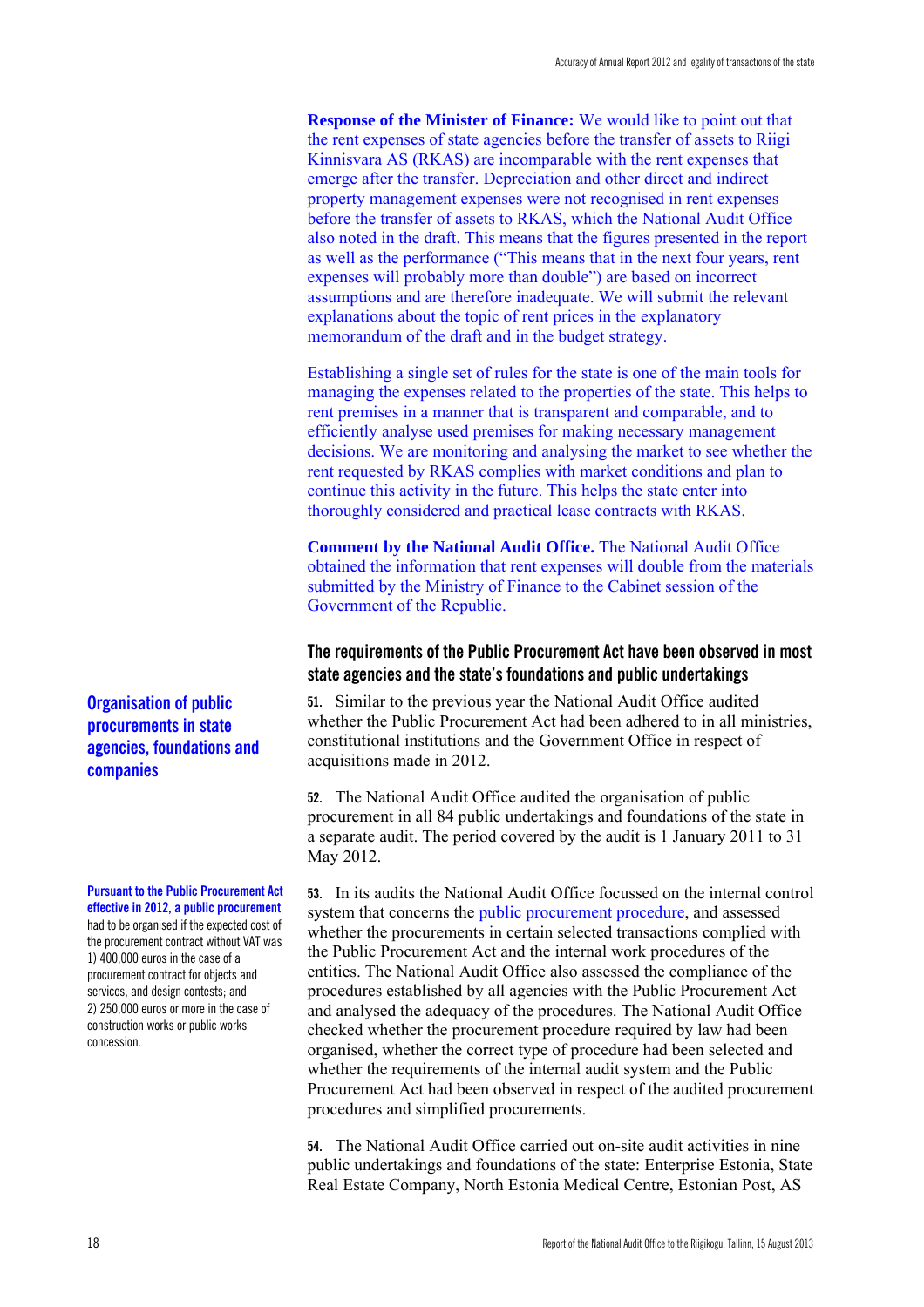**Response of the Minister of Finance:** We would like to point out that the rent expenses of state agencies before the transfer of assets to Riigi Kinnisvara AS (RKAS) are incomparable with the rent expenses that emerge after the transfer. Depreciation and other direct and indirect property management expenses were not recognised in rent expenses before the transfer of assets to RKAS, which the National Audit Office also noted in the draft. This means that the figures presented in the report as well as the performance ("This means that in the next four years, rent expenses will probably more than double") are based on incorrect assumptions and are therefore inadequate. We will submit the relevant explanations about the topic of rent prices in the explanatory memorandum of the draft and in the budget strategy.

Establishing a single set of rules for the state is one of the main tools for managing the expenses related to the properties of the state. This helps to rent premises in a manner that is transparent and comparable, and to efficiently analyse used premises for making necessary management decisions. We are monitoring and analysing the market to see whether the rent requested by RKAS complies with market conditions and plan to continue this activity in the future. This helps the state enter into thoroughly considered and practical lease contracts with RKAS.

**Comment by the National Audit Office.** The National Audit Office obtained the information that rent expenses will double from the materials submitted by the Ministry of Finance to the Cabinet session of the Government of the Republic.

## The requirements of the Public Procurement Act have been observed in most state agencies and the state's foundations and public undertakings

### Organisation of public procurements in state agencies, foundations and companies

**51.** Similar to the previous year the National Audit Office audited whether the Public Procurement Act had been adhered to in all ministries, constitutional institutions and the Government Office in respect of acquisitions made in 2012.

**52.** The National Audit Office audited the organisation of public procurement in all 84 public undertakings and foundations of the state in a separate audit. The period covered by the audit is 1 January 2011 to 31 May 2012.

**Pursuant to the Public Procurement Act effective in 2012, a public procurement** had to be organised if the expected cost of the procurement contract without VAT was 1) 400,000 euros in the case of a procurement contract for objects and services, and design contests; and 2) 250,000 euros or more in the case of construction works or public works concession.

**53.** In its audits the National Audit Office focussed on the internal control system that concerns the public procurement procedure, and assessed whether the procurements in certain selected transactions complied with the Public Procurement Act and the internal work procedures of the entities. The National Audit Office also assessed the compliance of the procedures established by all agencies with the Public Procurement Act and analysed the adequacy of the procedures. The National Audit Office checked whether the procurement procedure required by law had been organised, whether the correct type of procedure had been selected and whether the requirements of the internal audit system and the Public Procurement Act had been observed in respect of the audited procurement procedures and simplified procurements.

**54.** The National Audit Office carried out on-site audit activities in nine public undertakings and foundations of the state: Enterprise Estonia, State Real Estate Company, North Estonia Medical Centre, Estonian Post, AS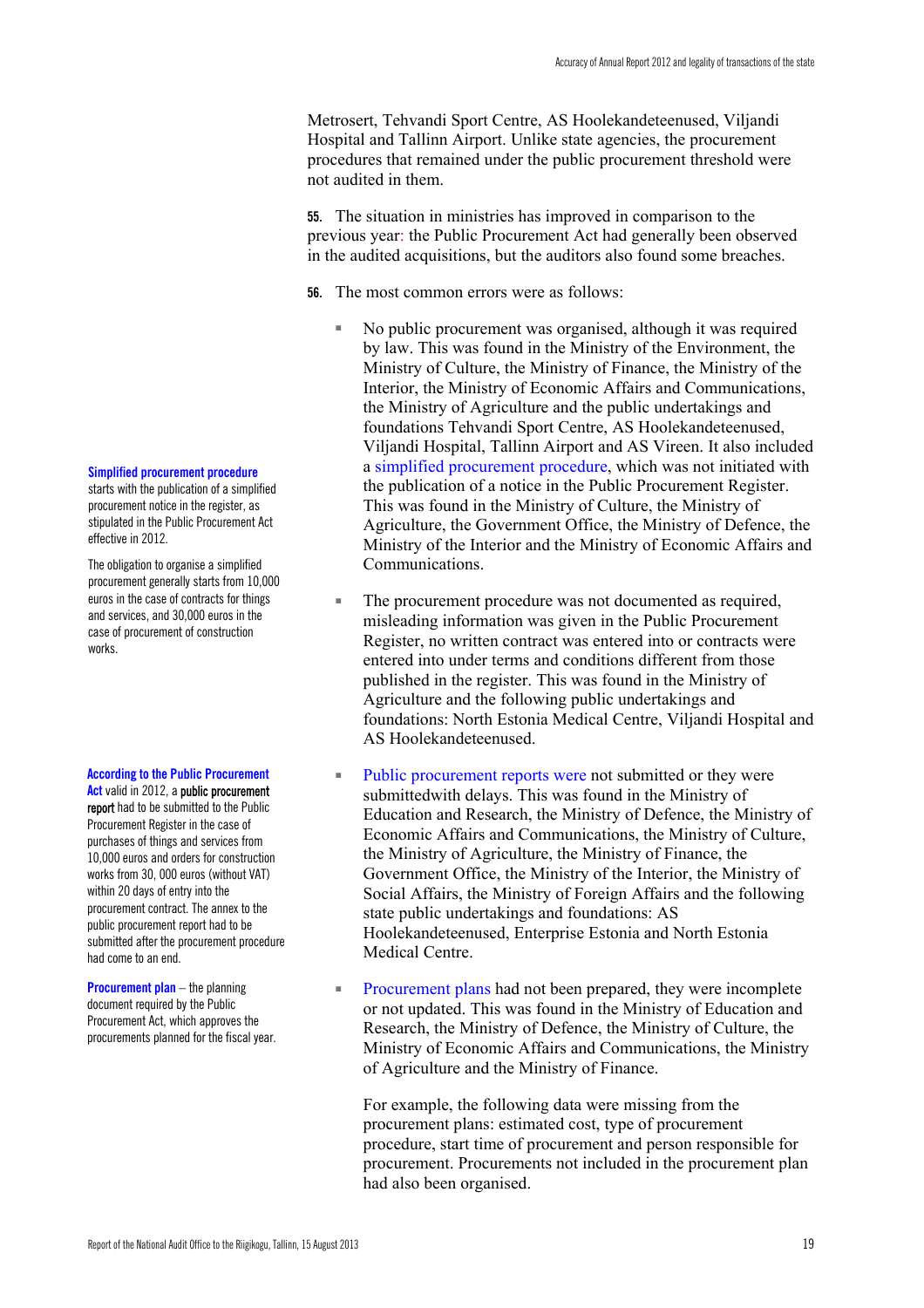Metrosert, Tehvandi Sport Centre, AS Hoolekandeteenused, Viljandi Hospital and Tallinn Airport. Unlike state agencies, the procurement procedures that remained under the public procurement threshold were not audited in them.

**55.** The situation in ministries has improved in comparison to the previous year: the Public Procurement Act had generally been observed in the audited acquisitions, but the auditors also found some breaches.

**56.** The most common errors were as follows:

- No public procurement was organised, although it was required by law. This was found in the Ministry of the Environment, the Ministry of Culture, the Ministry of Finance, the Ministry of the Interior, the Ministry of Economic Affairs and Communications, the Ministry of Agriculture and the public undertakings and foundations Tehvandi Sport Centre, AS Hoolekandeteenused, Viljandi Hospital, Tallinn Airport and AS Vireen. It also included a simplified procurement procedure, which was not initiated with the publication of a notice in the Public Procurement Register. This was found in the Ministry of Culture, the Ministry of Agriculture, the Government Office, the Ministry of Defence, the Ministry of the Interior and the Ministry of Economic Affairs and Communications.

- The procurement procedure was not documented as required, misleading information was given in the Public Procurement Register, no written contract was entered into or contracts were entered into under terms and conditions different from those published in the register. This was found in the Ministry of Agriculture and the following public undertakings and foundations: North Estonia Medical Centre, Viljandi Hospital and AS Hoolekandeteenused.

- Public procurement reports were not submitted or they were submittedwith delays. This was found in the Ministry of Education and Research, the Ministry of Defence, the Ministry of Economic Affairs and Communications, the Ministry of Culture, the Ministry of Agriculture, the Ministry of Finance, the Government Office, the Ministry of the Interior, the Ministry of Social Affairs, the Ministry of Foreign Affairs and the following state public undertakings and foundations: AS Hoolekandeteenused, Enterprise Estonia and North Estonia Medical Centre.

- Procurement plans had not been prepared, they were incomplete or not updated. This was found in the Ministry of Education and Research, the Ministry of Defence, the Ministry of Culture, the Ministry of Economic Affairs and Communications, the Ministry of Agriculture and the Ministry of Finance.

  For example, the following data were missing from the procurement plans: estimated cost, type of procurement procedure, start time of procurement and person responsible for procurement. Procurements not included in the procurement plan had also been organised.

**Simplified procurement procedure** starts with the publication of a simplified procurement notice in the register, as stipulated in the Public Procurement Act effective in 2012.

The obligation to organise a simplified procurement generally starts from 10,000 euros in the case of contracts for things and services, and 30,000 euros in the case of procurement of construction works.

**According to the Public Procurement Act** valid in 2012, a **public procurement report** had to be submitted to the Public Procurement Register in the case of purchases of things and services from 10,000 euros and orders for construction works from 30, 000 euros (without VAT) within 20 days of entry into the procurement contract. The annex to the public procurement report had to be submitted after the procurement procedure had come to an end.

**Procurement plan** – the planning document required by the Public Procurement Act, which approves the procurements planned for the fiscal year.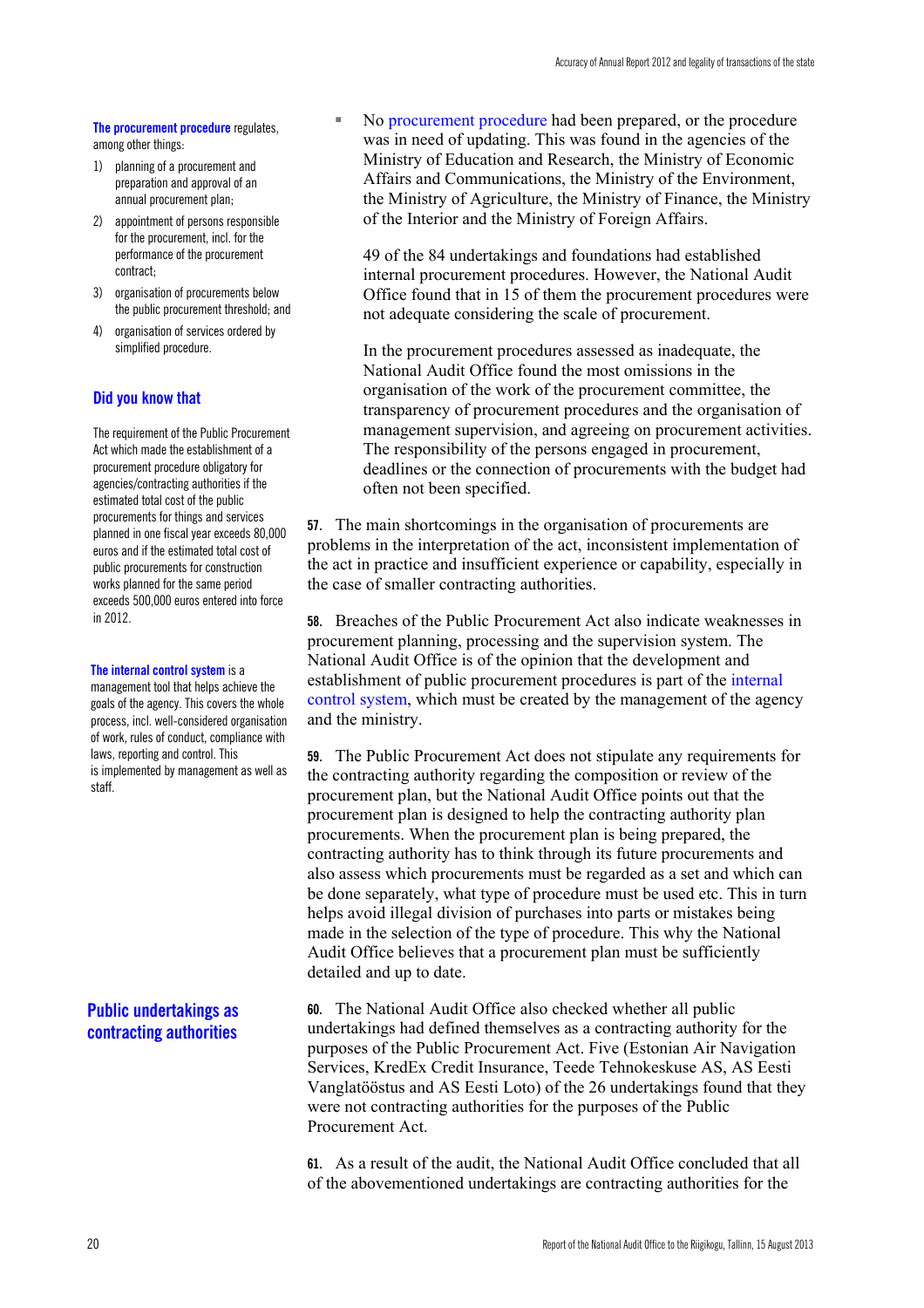**The procurement procedure** regulates, among other things:

1) planning of a procurement and preparation and approval of an annual procurement plan;
2) appointment of persons responsible for the procurement, incl. for the performance of the procurement contract;
3) organisation of procurements below the public procurement threshold; and
4) organisation of services ordered by simplified procedure.

### Did you know that

The requirement of the Public Procurement Act which made the establishment of a procurement procedure obligatory for agencies/contracting authorities if the estimated total cost of the public procurements for things and services planned in one fiscal year exceeds 80,000 euros and if the estimated total cost of public procurements for construction works planned for the same period exceeds 500,000 euros entered into force in 2012.

**The internal control system** is a management tool that helps achieve the goals of the agency. This covers the whole process, incl. well-considered organisation of work, rules of conduct, compliance with laws, reporting and control. This is implemented by management as well as staff.

- No procurement procedure had been prepared, or the procedure was in need of updating. This was found in the agencies of the Ministry of Education and Research, the Ministry of Economic Affairs and Communications, the Ministry of the Environment, the Ministry of Agriculture, the Ministry of Finance, the Ministry of the Interior and the Ministry of Foreign Affairs.

  49 of the 84 undertakings and foundations had established internal procurement procedures. However, the National Audit Office found that in 15 of them the procurement procedures were not adequate considering the scale of procurement.

  In the procurement procedures assessed as inadequate, the National Audit Office found the most omissions in the organisation of the work of the procurement committee, the transparency of procurement procedures and the organisation of management supervision, and agreeing on procurement activities. The responsibility of the persons engaged in procurement, deadlines or the connection of procurements with the budget had often not been specified.

**57.** The main shortcomings in the organisation of procurements are problems in the interpretation of the act, inconsistent implementation of the act in practice and insufficient experience or capability, especially in the case of smaller contracting authorities.

**58.** Breaches of the Public Procurement Act also indicate weaknesses in procurement planning, processing and the supervision system. The National Audit Office is of the opinion that the development and establishment of public procurement procedures is part of the internal control system, which must be created by the management of the agency and the ministry.

**59.** The Public Procurement Act does not stipulate any requirements for the contracting authority regarding the composition or review of the procurement plan, but the National Audit Office points out that the procurement plan is designed to help the contracting authority plan procurements. When the procurement plan is being prepared, the contracting authority has to think through its future procurements and also assess which procurements must be regarded as a set and which can be done separately, what type of procedure must be used etc. This in turn helps avoid illegal division of purchases into parts or mistakes being made in the selection of the type of procedure. This why the National Audit Office believes that a procurement plan must be sufficiently detailed and up to date.

## Public undertakings as contracting authorities

**60.** The National Audit Office also checked whether all public undertakings had defined themselves as a contracting authority for the purposes of the Public Procurement Act. Five (Estonian Air Navigation Services, KredEx Credit Insurance, Teede Tehnokeskuse AS, AS Eesti Vanglatööstus and AS Eesti Loto) of the 26 undertakings found that they were not contracting authorities for the purposes of the Public Procurement Act.

**61.** As a result of the audit, the National Audit Office concluded that all of the abovementioned undertakings are contracting authorities for the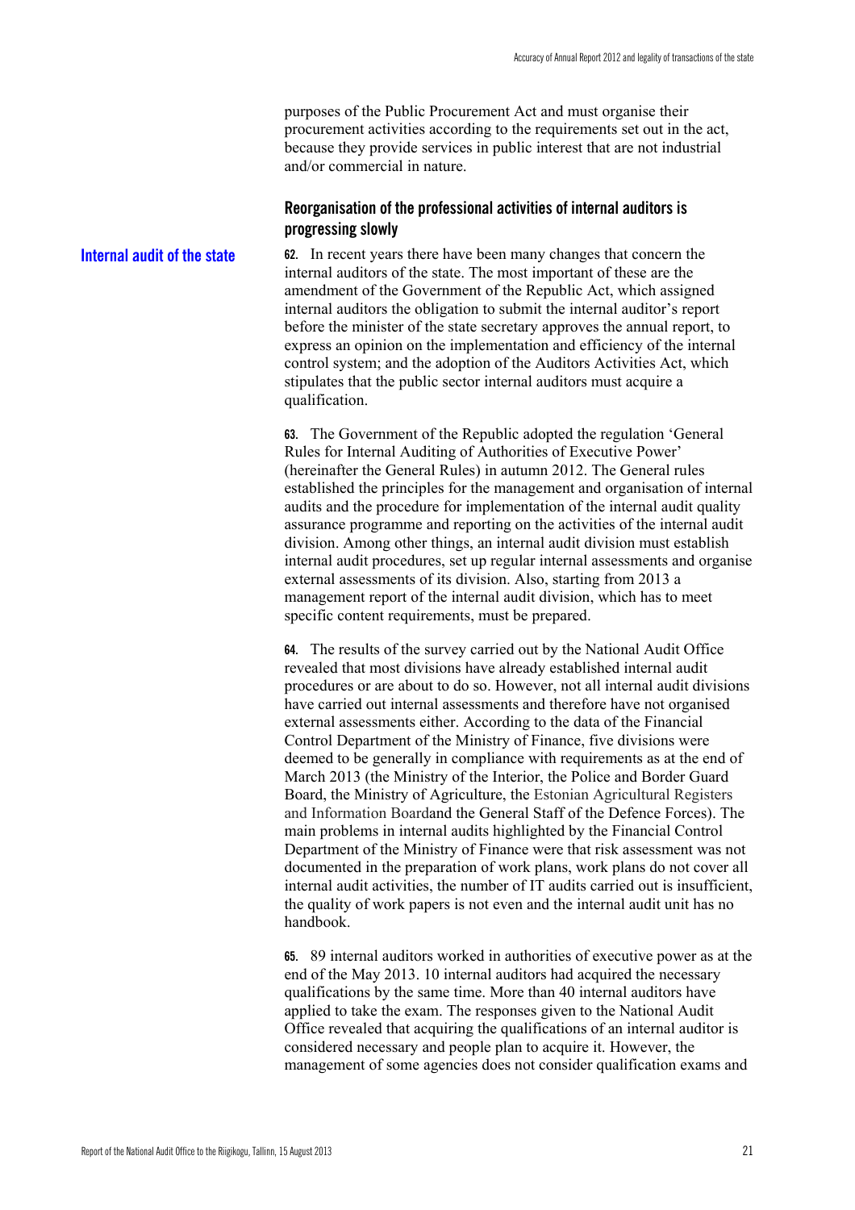purposes of the Public Procurement Act and must organise their procurement activities according to the requirements set out in the act, because they provide services in public interest that are not industrial and/or commercial in nature.

### Reorganisation of the professional activities of internal auditors is progressing slowly

**Internal audit of the state**

**62.** In recent years there have been many changes that concern the internal auditors of the state. The most important of these are the amendment of the Government of the Republic Act, which assigned internal auditors the obligation to submit the internal auditor's report before the minister of the state secretary approves the annual report, to express an opinion on the implementation and efficiency of the internal control system; and the adoption of the Auditors Activities Act, which stipulates that the public sector internal auditors must acquire a qualification.

**63.** The Government of the Republic adopted the regulation 'General Rules for Internal Auditing of Authorities of Executive Power' (hereinafter the General Rules) in autumn 2012. The General rules established the principles for the management and organisation of internal audits and the procedure for implementation of the internal audit quality assurance programme and reporting on the activities of the internal audit division. Among other things, an internal audit division must establish internal audit procedures, set up regular internal assessments and organise external assessments of its division. Also, starting from 2013 a management report of the internal audit division, which has to meet specific content requirements, must be prepared.

**64.** The results of the survey carried out by the National Audit Office revealed that most divisions have already established internal audit procedures or are about to do so. However, not all internal audit divisions have carried out internal assessments and therefore have not organised external assessments either. According to the data of the Financial Control Department of the Ministry of Finance, five divisions were deemed to be generally in compliance with requirements as at the end of March 2013 (the Ministry of the Interior, the Police and Border Guard Board, the Ministry of Agriculture, the Estonian Agricultural Registers and Information Boardand the General Staff of the Defence Forces). The main problems in internal audits highlighted by the Financial Control Department of the Ministry of Finance were that risk assessment was not documented in the preparation of work plans, work plans do not cover all internal audit activities, the number of IT audits carried out is insufficient, the quality of work papers is not even and the internal audit unit has no handbook.

**65.** 89 internal auditors worked in authorities of executive power as at the end of the May 2013. 10 internal auditors had acquired the necessary qualifications by the same time. More than 40 internal auditors have applied to take the exam. The responses given to the National Audit Office revealed that acquiring the qualifications of an internal auditor is considered necessary and people plan to acquire it. However, the management of some agencies does not consider qualification exams and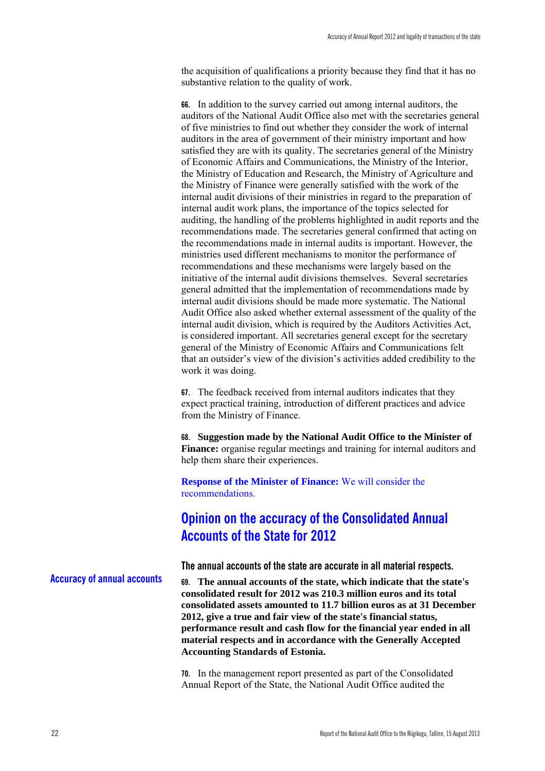the acquisition of qualifications a priority because they find that it has no substantive relation to the quality of work.

**66.** In addition to the survey carried out among internal auditors, the auditors of the National Audit Office also met with the secretaries general of five ministries to find out whether they consider the work of internal auditors in the area of government of their ministry important and how satisfied they are with its quality. The secretaries general of the Ministry of Economic Affairs and Communications, the Ministry of the Interior, the Ministry of Education and Research, the Ministry of Agriculture and the Ministry of Finance were generally satisfied with the work of the internal audit divisions of their ministries in regard to the preparation of internal audit work plans, the importance of the topics selected for auditing, the handling of the problems highlighted in audit reports and the recommendations made. The secretaries general confirmed that acting on the recommendations made in internal audits is important. However, the ministries used different mechanisms to monitor the performance of recommendations and these mechanisms were largely based on the initiative of the internal audit divisions themselves. Several secretaries general admitted that the implementation of recommendations made by internal audit divisions should be made more systematic. The National Audit Office also asked whether external assessment of the quality of the internal audit division, which is required by the Auditors Activities Act, is considered important. All secretaries general except for the secretary general of the Ministry of Economic Affairs and Communications felt that an outsider's view of the division's activities added credibility to the work it was doing.

**67.** The feedback received from internal auditors indicates that they expect practical training, introduction of different practices and advice from the Ministry of Finance.

**68. Suggestion made by the National Audit Office to the Minister of Finance:** organise regular meetings and training for internal auditors and help them share their experiences.

**Response of the Minister of Finance:** We will consider the recommendations.

## Opinion on the accuracy of the Consolidated Annual Accounts of the State for 2012

### The annual accounts of the state are accurate in all material respects.

**Accuracy of annual accounts**

**69. The annual accounts of the state, which indicate that the state's consolidated result for 2012 was 210.3 million euros and its total consolidated assets amounted to 11.7 billion euros as at 31 December 2012, give a true and fair view of the state's financial status, performance result and cash flow for the financial year ended in all material respects and in accordance with the Generally Accepted Accounting Standards of Estonia.**

**70.** In the management report presented as part of the Consolidated Annual Report of the State, the National Audit Office audited the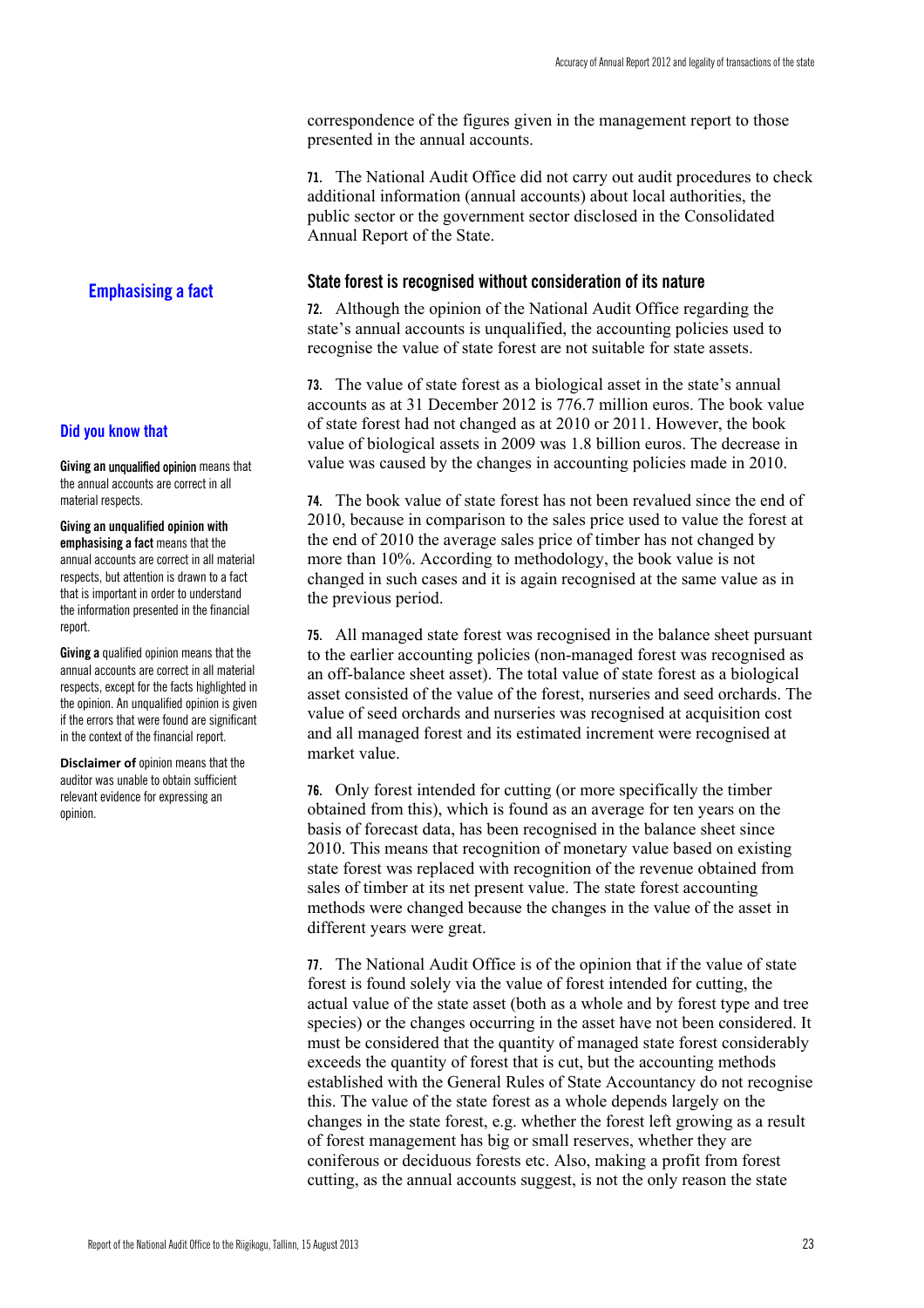correspondence of the figures given in the management report to those presented in the annual accounts.

**71.** The National Audit Office did not carry out audit procedures to check additional information (annual accounts) about local authorities, the public sector or the government sector disclosed in the Consolidated Annual Report of the State.

**Emphasising a fact**

### State forest is recognised without consideration of its nature

**72.** Although the opinion of the National Audit Office regarding the state's annual accounts is unqualified, the accounting policies used to recognise the value of state forest are not suitable for state assets.

**73.** The value of state forest as a biological asset in the state's annual accounts as at 31 December 2012 is 776.7 million euros. The book value of state forest had not changed as at 2010 or 2011. However, the book value of biological assets in 2009 was 1.8 billion euros. The decrease in value was caused by the changes in accounting policies made in 2010.

**74.** The book value of state forest has not been revalued since the end of 2010, because in comparison to the sales price used to value the forest at the end of 2010 the average sales price of timber has not changed by more than 10%. According to methodology, the book value is not changed in such cases and it is again recognised at the same value as in the previous period.

**75.** All managed state forest was recognised in the balance sheet pursuant to the earlier accounting policies (non-managed forest was recognised as an off-balance sheet asset). The total value of state forest as a biological asset consisted of the value of the forest, nurseries and seed orchards. The value of seed orchards and nurseries was recognised at acquisition cost and all managed forest and its estimated increment were recognised at market value.

**76.** Only forest intended for cutting (or more specifically the timber obtained from this), which is found as an average for ten years on the basis of forecast data, has been recognised in the balance sheet since 2010. This means that recognition of monetary value based on existing state forest was replaced with recognition of the revenue obtained from sales of timber at its net present value. The state forest accounting methods were changed because the changes in the value of the asset in different years were great.

**77.** The National Audit Office is of the opinion that if the value of state forest is found solely via the value of forest intended for cutting, the actual value of the state asset (both as a whole and by forest type and tree species) or the changes occurring in the asset have not been considered. It must be considered that the quantity of managed state forest considerably exceeds the quantity of forest that is cut, but the accounting methods established with the General Rules of State Accountancy do not recognise this. The value of the state forest as a whole depends largely on the changes in the state forest, e.g. whether the forest left growing as a result of forest management has big or small reserves, whether they are coniferous or deciduous forests etc. Also, making a profit from forest cutting, as the annual accounts suggest, is not the only reason the state

**Did you know that**

**Giving an unqualified opinion** means that the annual accounts are correct in all material respects.

**Giving an unqualified opinion with emphasising a fact** means that the annual accounts are correct in all material respects, but attention is drawn to a fact that is important in order to understand the information presented in the financial report.

**Giving a qualified opinion** means that the annual accounts are correct in all material respects, except for the facts highlighted in the opinion. An unqualified opinion is given if the errors that were found are significant in the context of the financial report.

**Disclaimer of opinion** means that the auditor was unable to obtain sufficient relevant evidence for expressing an opinion.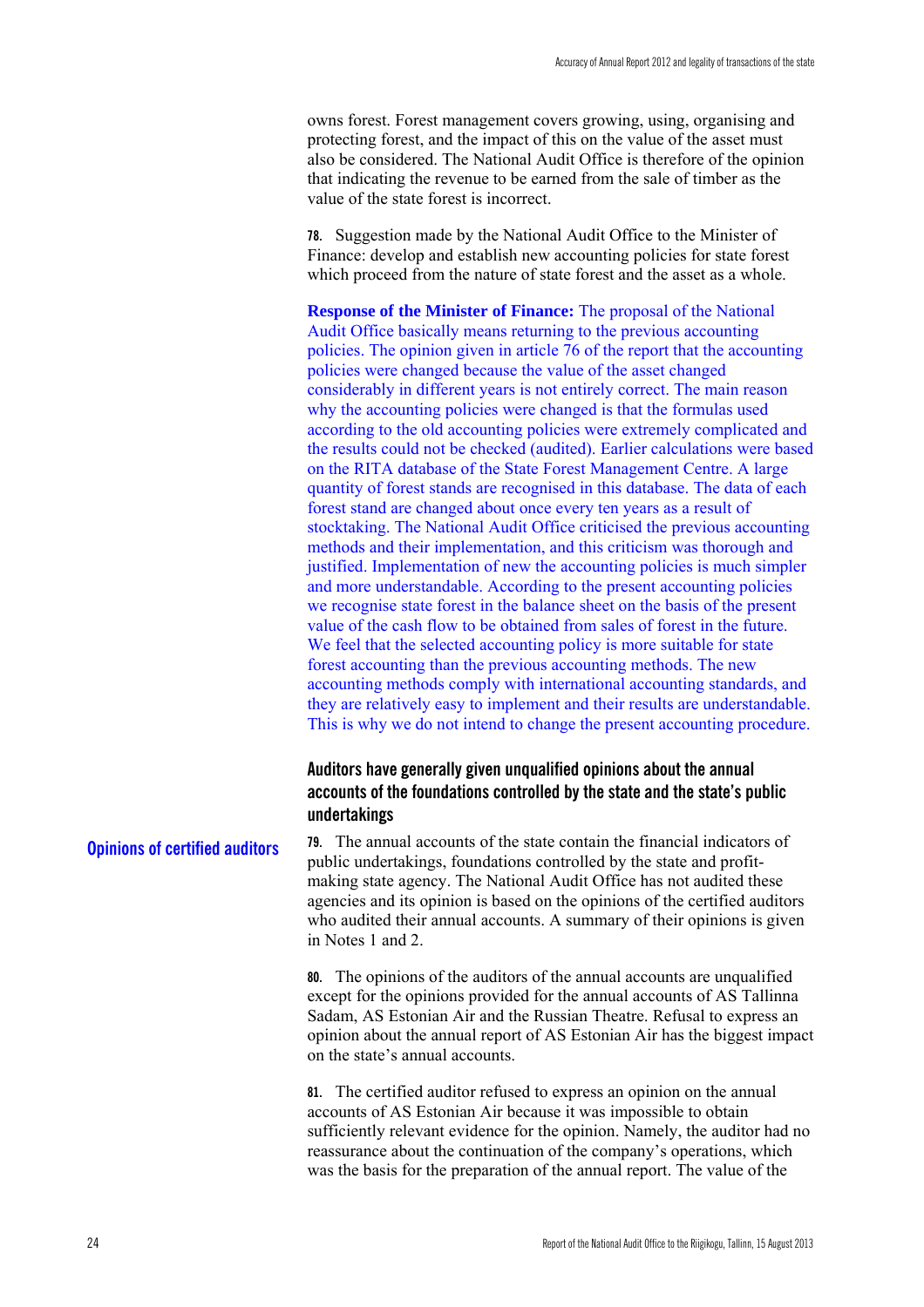owns forest. Forest management covers growing, using, organising and protecting forest, and the impact of this on the value of the asset must also be considered. The National Audit Office is therefore of the opinion that indicating the revenue to be earned from the sale of timber as the value of the state forest is incorrect.

**78.** Suggestion made by the National Audit Office to the Minister of Finance: develop and establish new accounting policies for state forest which proceed from the nature of state forest and the asset as a whole.

**Response of the Minister of Finance:** The proposal of the National Audit Office basically means returning to the previous accounting policies. The opinion given in article 76 of the report that the accounting policies were changed because the value of the asset changed considerably in different years is not entirely correct. The main reason why the accounting policies were changed is that the formulas used according to the old accounting policies were extremely complicated and the results could not be checked (audited). Earlier calculations were based on the RITA database of the State Forest Management Centre. A large quantity of forest stands are recognised in this database. The data of each forest stand are changed about once every ten years as a result of stocktaking. The National Audit Office criticised the previous accounting methods and their implementation, and this criticism was thorough and justified. Implementation of new the accounting policies is much simpler and more understandable. According to the present accounting policies we recognise state forest in the balance sheet on the basis of the present value of the cash flow to be obtained from sales of forest in the future. We feel that the selected accounting policy is more suitable for state forest accounting than the previous accounting methods. The new accounting methods comply with international accounting standards, and they are relatively easy to implement and their results are understandable. This is why we do not intend to change the present accounting procedure.

### Auditors have generally given unqualified opinions about the annual accounts of the foundations controlled by the state and the state's public undertakings

**Opinions of certified auditors**

**79.** The annual accounts of the state contain the financial indicators of public undertakings, foundations controlled by the state and profit-making state agency. The National Audit Office has not audited these agencies and its opinion is based on the opinions of the certified auditors who audited their annual accounts. A summary of their opinions is given in Notes 1 and 2.

**80.** The opinions of the auditors of the annual accounts are unqualified except for the opinions provided for the annual accounts of AS Tallinna Sadam, AS Estonian Air and the Russian Theatre. Refusal to express an opinion about the annual report of AS Estonian Air has the biggest impact on the state's annual accounts.

**81.** The certified auditor refused to express an opinion on the annual accounts of AS Estonian Air because it was impossible to obtain sufficiently relevant evidence for the opinion. Namely, the auditor had no reassurance about the continuation of the company's operations, which was the basis for the preparation of the annual report. The value of the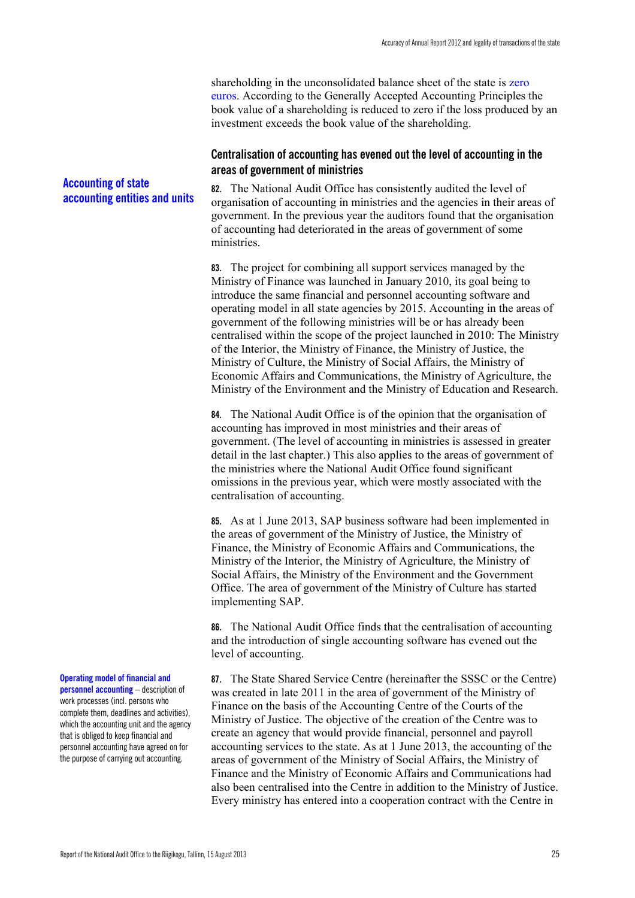shareholding in the unconsolidated balance sheet of the state is zero euros. According to the Generally Accepted Accounting Principles the book value of a shareholding is reduced to zero if the loss produced by an investment exceeds the book value of the shareholding.

## Centralisation of accounting has evened out the level of accounting in the areas of government of ministries

**Accounting of state accounting entities and units**

**82.** The National Audit Office has consistently audited the level of organisation of accounting in ministries and the agencies in their areas of government. In the previous year the auditors found that the organisation of accounting had deteriorated in the areas of government of some ministries.

**83.** The project for combining all support services managed by the Ministry of Finance was launched in January 2010, its goal being to introduce the same financial and personnel accounting software and operating model in all state agencies by 2015. Accounting in the areas of government of the following ministries will be or has already been centralised within the scope of the project launched in 2010: The Ministry of the Interior, the Ministry of Finance, the Ministry of Justice, the Ministry of Culture, the Ministry of Social Affairs, the Ministry of Economic Affairs and Communications, the Ministry of Agriculture, the Ministry of the Environment and the Ministry of Education and Research.

**84.** The National Audit Office is of the opinion that the organisation of accounting has improved in most ministries and their areas of government. (The level of accounting in ministries is assessed in greater detail in the last chapter.) This also applies to the areas of government of the ministries where the National Audit Office found significant omissions in the previous year, which were mostly associated with the centralisation of accounting.

**85.** As at 1 June 2013, SAP business software had been implemented in the areas of government of the Ministry of Justice, the Ministry of Finance, the Ministry of Economic Affairs and Communications, the Ministry of the Interior, the Ministry of Agriculture, the Ministry of Social Affairs, the Ministry of the Environment and the Government Office. The area of government of the Ministry of Culture has started implementing SAP.

**86.** The National Audit Office finds that the centralisation of accounting and the introduction of single accounting software has evened out the level of accounting.

**Operating model of financial and personnel accounting** – description of work processes (incl. persons who complete them, deadlines and activities), which the accounting unit and the agency that is obliged to keep financial and personnel accounting have agreed on for the purpose of carrying out accounting.

**87.** The State Shared Service Centre (hereinafter the SSSC or the Centre) was created in late 2011 in the area of government of the Ministry of Finance on the basis of the Accounting Centre of the Courts of the Ministry of Justice. The objective of the creation of the Centre was to create an agency that would provide financial, personnel and payroll accounting services to the state. As at 1 June 2013, the accounting of the areas of government of the Ministry of Social Affairs, the Ministry of Finance and the Ministry of Economic Affairs and Communications had also been centralised into the Centre in addition to the Ministry of Justice. Every ministry has entered into a cooperation contract with the Centre in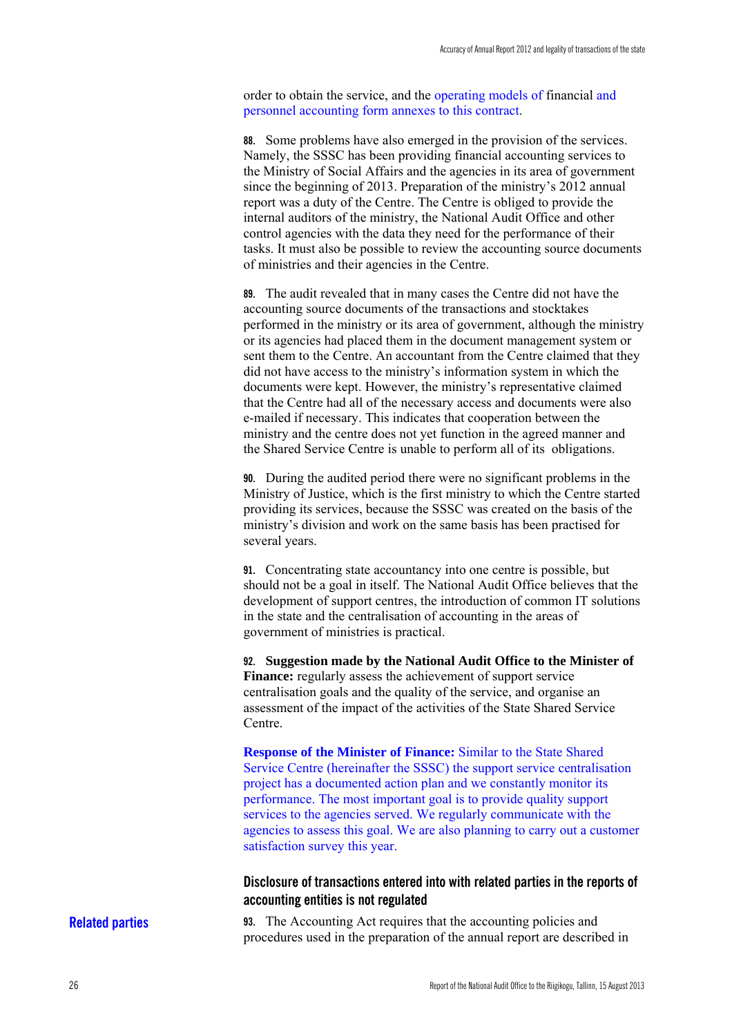order to obtain the service, and the operating models of financial and personnel accounting form annexes to this contract.

**88.** Some problems have also emerged in the provision of the services. Namely, the SSSC has been providing financial accounting services to the Ministry of Social Affairs and the agencies in its area of government since the beginning of 2013. Preparation of the ministry's 2012 annual report was a duty of the Centre. The Centre is obliged to provide the internal auditors of the ministry, the National Audit Office and other control agencies with the data they need for the performance of their tasks. It must also be possible to review the accounting source documents of ministries and their agencies in the Centre.

**89.** The audit revealed that in many cases the Centre did not have the accounting source documents of the transactions and stocktakes performed in the ministry or its area of government, although the ministry or its agencies had placed them in the document management system or sent them to the Centre. An accountant from the Centre claimed that they did not have access to the ministry's information system in which the documents were kept. However, the ministry's representative claimed that the Centre had all of the necessary access and documents were also e-mailed if necessary. This indicates that cooperation between the ministry and the centre does not yet function in the agreed manner and the Shared Service Centre is unable to perform all of its obligations.

**90.** During the audited period there were no significant problems in the Ministry of Justice, which is the first ministry to which the Centre started providing its services, because the SSSC was created on the basis of the ministry's division and work on the same basis has been practised for several years.

**91.** Concentrating state accountancy into one centre is possible, but should not be a goal in itself. The National Audit Office believes that the development of support centres, the introduction of common IT solutions in the state and the centralisation of accounting in the areas of government of ministries is practical.

**92. Suggestion made by the National Audit Office to the Minister of Finance:** regularly assess the achievement of support service centralisation goals and the quality of the service, and organise an assessment of the impact of the activities of the State Shared Service Centre.

**Response of the Minister of Finance:** Similar to the State Shared Service Centre (hereinafter the SSSC) the support service centralisation project has a documented action plan and we constantly monitor its performance. The most important goal is to provide quality support services to the agencies served. We regularly communicate with the agencies to assess this goal. We are also planning to carry out a customer satisfaction survey this year.

## Disclosure of transactions entered into with related parties in the reports of accounting entities is not regulated

**Related parties**

**93.** The Accounting Act requires that the accounting policies and procedures used in the preparation of the annual report are described in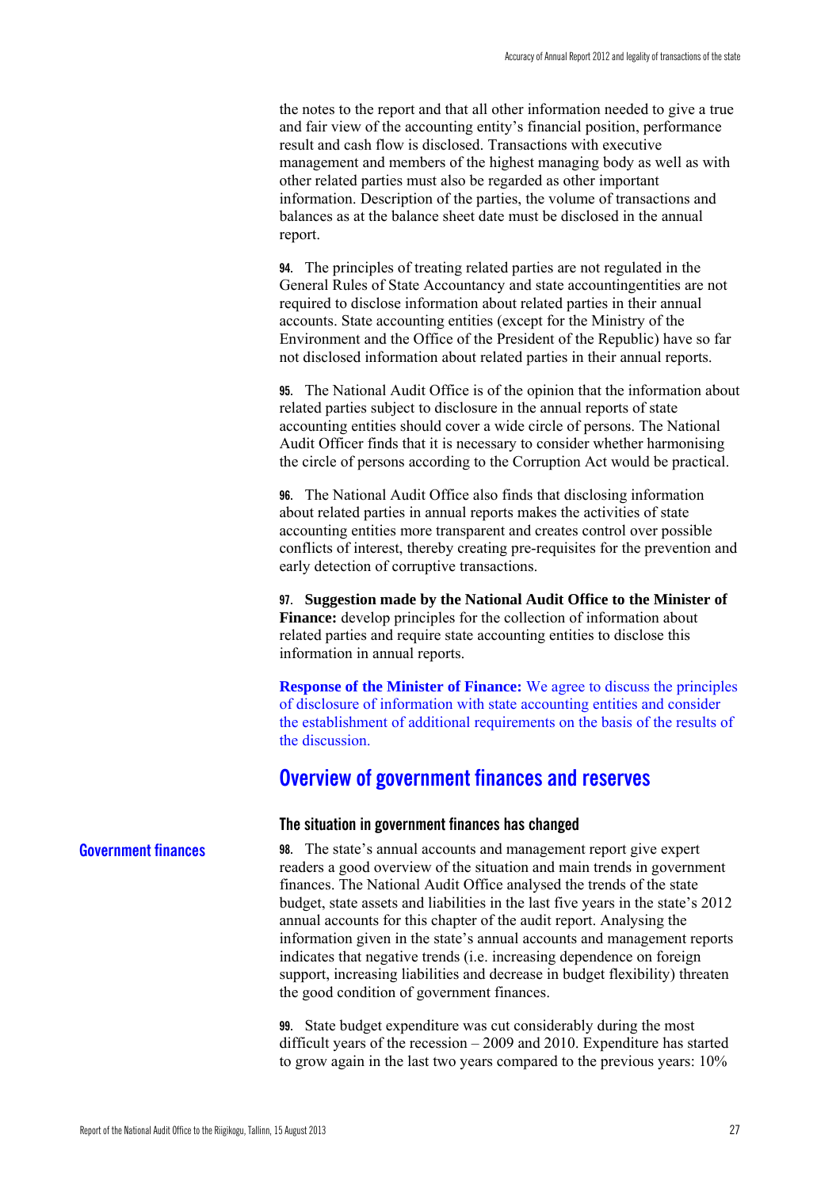the notes to the report and that all other information needed to give a true and fair view of the accounting entity's financial position, performance result and cash flow is disclosed. Transactions with executive management and members of the highest managing body as well as with other related parties must also be regarded as other important information. Description of the parties, the volume of transactions and balances as at the balance sheet date must be disclosed in the annual report.

**94.** The principles of treating related parties are not regulated in the General Rules of State Accountancy and state accountingentities are not required to disclose information about related parties in their annual accounts. State accounting entities (except for the Ministry of the Environment and the Office of the President of the Republic) have so far not disclosed information about related parties in their annual reports.

**95.** The National Audit Office is of the opinion that the information about related parties subject to disclosure in the annual reports of state accounting entities should cover a wide circle of persons. The National Audit Officer finds that it is necessary to consider whether harmonising the circle of persons according to the Corruption Act would be practical.

**96.** The National Audit Office also finds that disclosing information about related parties in annual reports makes the activities of state accounting entities more transparent and creates control over possible conflicts of interest, thereby creating pre-requisites for the prevention and early detection of corruptive transactions.

**97.** **Suggestion made by the National Audit Office to the Minister of Finance:** develop principles for the collection of information about related parties and require state accounting entities to disclose this information in annual reports.

**Response of the Minister of Finance:** We agree to discuss the principles of disclosure of information with state accounting entities and consider the establishment of additional requirements on the basis of the results of the discussion.

## Overview of government finances and reserves

### The situation in government finances has changed

**Government finances**

**98.** The state's annual accounts and management report give expert readers a good overview of the situation and main trends in government finances. The National Audit Office analysed the trends of the state budget, state assets and liabilities in the last five years in the state's 2012 annual accounts for this chapter of the audit report. Analysing the information given in the state's annual accounts and management reports indicates that negative trends (i.e. increasing dependence on foreign support, increasing liabilities and decrease in budget flexibility) threaten the good condition of government finances.

**99.** State budget expenditure was cut considerably during the most difficult years of the recession – 2009 and 2010. Expenditure has started to grow again in the last two years compared to the previous years: 10%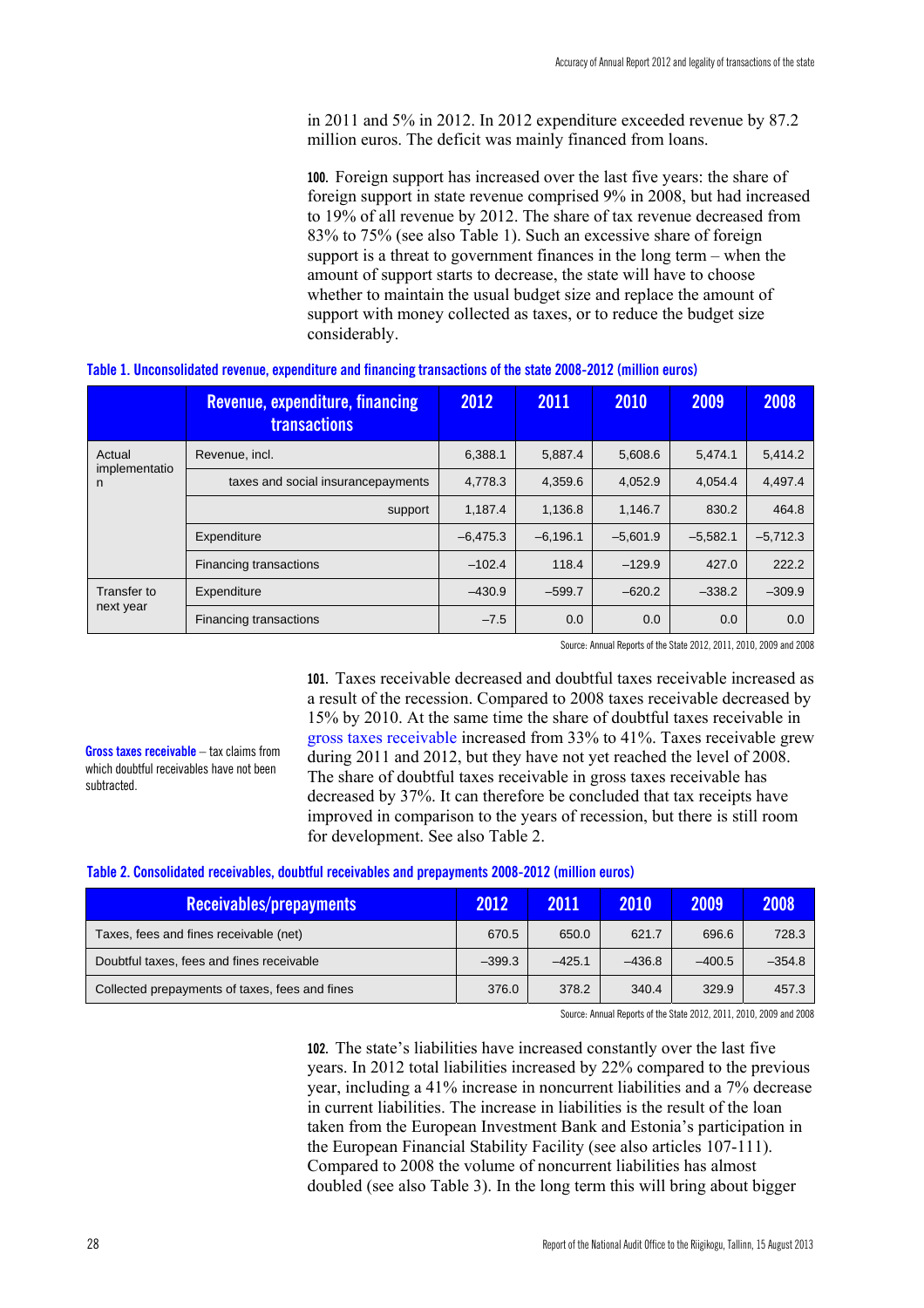in 2011 and 5% in 2012. In 2012 expenditure exceeded revenue by 87.2 million euros. The deficit was mainly financed from loans.

**100.** Foreign support has increased over the last five years: the share of foreign support in state revenue comprised 9% in 2008, but had increased to 19% of all revenue by 2012. The share of tax revenue decreased from 83% to 75% (see also Table 1). Such an excessive share of foreign support is a threat to government finances in the long term – when the amount of support starts to decrease, the state will have to choose whether to maintain the usual budget size and replace the amount of support with money collected as taxes, or to reduce the budget size considerably.

**Table 1. Unconsolidated revenue, expenditure and financing transactions of the state 2008-2012 (million euros)**

| | Revenue, expenditure, financing transactions | 2012 | 2011 | 2010 | 2009 | 2008 |
|---|---|---|---|---|---|---|
| Actual implementation | Revenue, incl. | 6,388.1 | 5,887.4 | 5,608.6 | 5,474.1 | 5,414.2 |
| | taxes and social insurancepayments | 4,778.3 | 4,359.6 | 4,052.9 | 4,054.4 | 4,497.4 |
| | support | 1,187.4 | 1,136.8 | 1,146.7 | 830.2 | 464.8 |
| | Expenditure | –6,475.3 | –6,196.1 | –5,601.9 | –5,582.1 | –5,712.3 |
| | Financing transactions | –102.4 | 118.4 | –129.9 | 427.0 | 222.2 |
| Transfer to next year | Expenditure | –430.9 | –599.7 | –620.2 | –338.2 | –309.9 |
| | Financing transactions | –7.5 | 0.0 | 0.0 | 0.0 | 0.0 |

Source: Annual Reports of the State 2012, 2011, 2010, 2009 and 2008

**Gross taxes receivable** – tax claims from which doubtful receivables have not been subtracted.

**101.** Taxes receivable decreased and doubtful taxes receivable increased as a result of the recession. Compared to 2008 taxes receivable decreased by 15% by 2010. At the same time the share of doubtful taxes receivable in gross taxes receivable increased from 33% to 41%. Taxes receivable grew during 2011 and 2012, but they have not yet reached the level of 2008. The share of doubtful taxes receivable in gross taxes receivable has decreased by 37%. It can therefore be concluded that tax receipts have improved in comparison to the years of recession, but there is still room for development. See also Table 2.

**Table 2. Consolidated receivables, doubtful receivables and prepayments 2008-2012 (million euros)**

| Receivables/prepayments | 2012 | 2011 | 2010 | 2009 | 2008 |
|---|---|---|---|---|---|
| Taxes, fees and fines receivable (net) | 670.5 | 650.0 | 621.7 | 696.6 | 728.3 |
| Doubtful taxes, fees and fines receivable | –399.3 | –425.1 | –436.8 | –400.5 | –354.8 |
| Collected prepayments of taxes, fees and fines | 376.0 | 378.2 | 340.4 | 329.9 | 457.3 |

Source: Annual Reports of the State 2012, 2011, 2010, 2009 and 2008

**102.** The state's liabilities have increased constantly over the last five years. In 2012 total liabilities increased by 22% compared to the previous year, including a 41% increase in noncurrent liabilities and a 7% decrease in current liabilities. The increase in liabilities is the result of the loan taken from the European Investment Bank and Estonia's participation in the European Financial Stability Facility (see also articles 107-111). Compared to 2008 the volume of noncurrent liabilities has almost doubled (see also Table 3). In the long term this will bring about bigger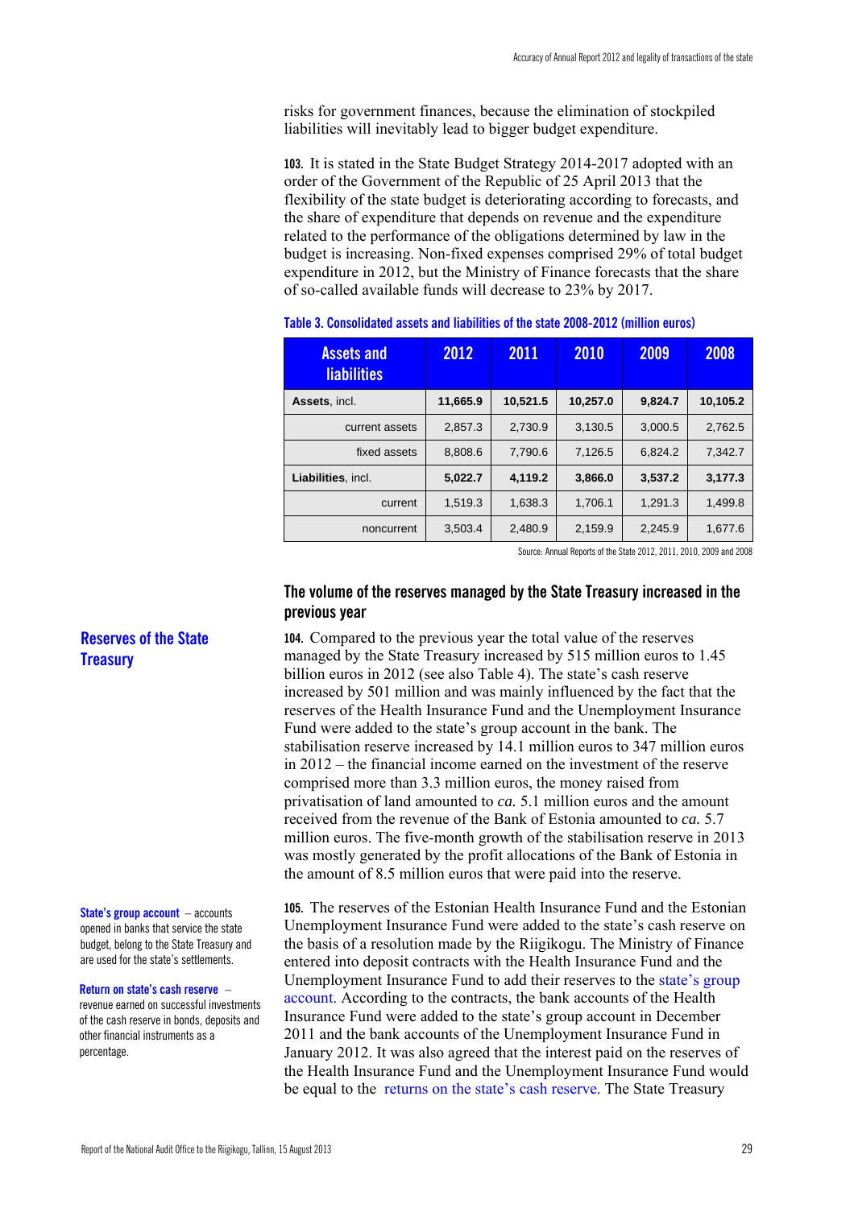risks for government finances, because the elimination of stockpiled liabilities will inevitably lead to bigger budget expenditure.

**103.** It is stated in the State Budget Strategy 2014-2017 adopted with an order of the Government of the Republic of 25 April 2013 that the flexibility of the state budget is deteriorating according to forecasts, and the share of expenditure that depends on revenue and the expenditure related to the performance of the obligations determined by law in the budget is increasing. Non-fixed expenses comprised 29% of total budget expenditure in 2012, but the Ministry of Finance forecasts that the share of so-called available funds will decrease to 23% by 2017.

**Table 3. Consolidated assets and liabilities of the state 2008-2012 (million euros)**

| Assets and liabilities | 2012 | 2011 | 2010 | 2009 | 2008 |
|---|---|---|---|---|---|
| **Assets**, incl. | **11,665.9** | **10,521.5** | **10,257.0** | **9,824.7** | **10,105.2** |
| current assets | 2,857.3 | 2,730.9 | 3,130.5 | 3,000.5 | 2,762.5 |
| fixed assets | 8,808.6 | 7,790.6 | 7,126.5 | 6,824.2 | 7,342.7 |
| **Liabilities**, incl. | **5,022.7** | **4,119.2** | **3,866.0** | **3,537.2** | **3,177.3** |
| current | 1,519.3 | 1,638.3 | 1,706.1 | 1,291.3 | 1,499.8 |
| noncurrent | 3,503.4 | 2,480.9 | 2,159.9 | 2,245.9 | 1,677.6 |

Source: Annual Reports of the State 2012, 2011, 2010, 2009 and 2008

## The volume of the reserves managed by the State Treasury increased in the previous year

### Reserves of the State Treasury

**104.** Compared to the previous year the total value of the reserves managed by the State Treasury increased by 515 million euros to 1.45 billion euros in 2012 (see also Table 4). The state's cash reserve increased by 501 million and was mainly influenced by the fact that the reserves of the Health Insurance Fund and the Unemployment Insurance Fund were added to the state's group account in the bank. The stabilisation reserve increased by 14.1 million euros to 347 million euros in 2012 – the financial income earned on the investment of the reserve comprised more than 3.3 million euros, the money raised from privatisation of land amounted to *ca.* 5.1 million euros and the amount received from the revenue of the Bank of Estonia amounted to *ca.* 5.7 million euros. The five-month growth of the stabilisation reserve in 2013 was mostly generated by the profit allocations of the Bank of Estonia in the amount of 8.5 million euros that were paid into the reserve.

**State's group account** – accounts opened in banks that service the state budget, belong to the State Treasury and are used for the state's settlements.

**Return on state's cash reserve** – revenue earned on successful investments of the cash reserve in bonds, deposits and other financial instruments as a percentage.

**105.** The reserves of the Estonian Health Insurance Fund and the Estonian Unemployment Insurance Fund were added to the state's cash reserve on the basis of a resolution made by the Riigikogu. The Ministry of Finance entered into deposit contracts with the Health Insurance Fund and the Unemployment Insurance Fund to add their reserves to the state's group account. According to the contracts, the bank accounts of the Health Insurance Fund were added to the state's group account in December 2011 and the bank accounts of the Unemployment Insurance Fund in January 2012. It was also agreed that the interest paid on the reserves of the Health Insurance Fund and the Unemployment Insurance Fund would be equal to the returns on the state's cash reserve. The State Treasury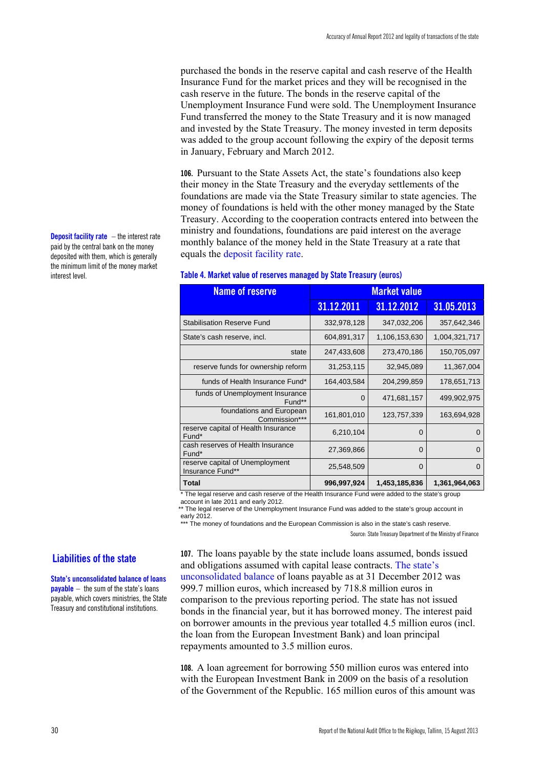purchased the bonds in the reserve capital and cash reserve of the Health Insurance Fund for the market prices and they will be recognised in the cash reserve in the future. The bonds in the reserve capital of the Unemployment Insurance Fund were sold. The Unemployment Insurance Fund transferred the money to the State Treasury and it is now managed and invested by the State Treasury. The money invested in term deposits was added to the group account following the expiry of the deposit terms in January, February and March 2012.

**106.** Pursuant to the State Assets Act, the state's foundations also keep their money in the State Treasury and the everyday settlements of the foundations are made via the State Treasury similar to state agencies. The money of foundations is held with the other money managed by the State Treasury. According to the cooperation contracts entered into between the ministry and foundations, foundations are paid interest on the average monthly balance of the money held in the State Treasury at a rate that equals the deposit facility rate.

**Deposit facility rate** – the interest rate paid by the central bank on the money deposited with them, which is generally the minimum limit of the money market interest level.

**Table 4. Market value of reserves managed by State Treasury (euros)**

| Name of reserve | Market value | | |
|---|---|---|---|
| | 31.12.2011 | 31.12.2012 | 31.05.2013 |
| Stabilisation Reserve Fund | 332,978,128 | 347,032,206 | 357,642,346 |
| State's cash reserve, incl. | 604,891,317 | 1,106,153,630 | 1,004,321,717 |
| state | 247,433,608 | 273,470,186 | 150,705,097 |
| reserve funds for ownership reform | 31,253,115 | 32,945,089 | 11,367,004 |
| funds of Health Insurance Fund* | 164,403,584 | 204,299,859 | 178,651,713 |
| funds of Unemployment Insurance Fund** | 0 | 471,681,157 | 499,902,975 |
| foundations and European Commission*** | 161,801,010 | 123,757,339 | 163,694,928 |
| reserve capital of Health Insurance Fund* | 6,210,104 | 0 | 0 |
| cash reserves of Health Insurance Fund* | 27,369,866 | 0 | 0 |
| reserve capital of Unemployment Insurance Fund** | 25,548,509 | 0 | 0 |
| **Total** | **996,997,924** | **1,453,185,836** | **1,361,964,063** |

\* The legal reserve and cash reserve of the Health Insurance Fund were added to the state's group account in late 2011 and early 2012.
\** The legal reserve of the Unemployment Insurance Fund was added to the state's group account in early 2012.
\*** The money of foundations and the European Commission is also in the state's cash reserve.

Source: State Treasury Department of the Ministry of Finance

## Liabilities of the state

**State's unconsolidated balance of loans payable** – the sum of the state's loans payable, which covers ministries, the State Treasury and constitutional institutions.

**107.** The loans payable by the state include loans assumed, bonds issued and obligations assumed with capital lease contracts. The state's unconsolidated balance of loans payable as at 31 December 2012 was 999.7 million euros, which increased by 718.8 million euros in comparison to the previous reporting period. The state has not issued bonds in the financial year, but it has borrowed money. The interest paid on borrower amounts in the previous year totalled 4.5 million euros (incl. the loan from the European Investment Bank) and loan principal repayments amounted to 3.5 million euros.

**108.** A loan agreement for borrowing 550 million euros was entered into with the European Investment Bank in 2009 on the basis of a resolution of the Government of the Republic. 165 million euros of this amount was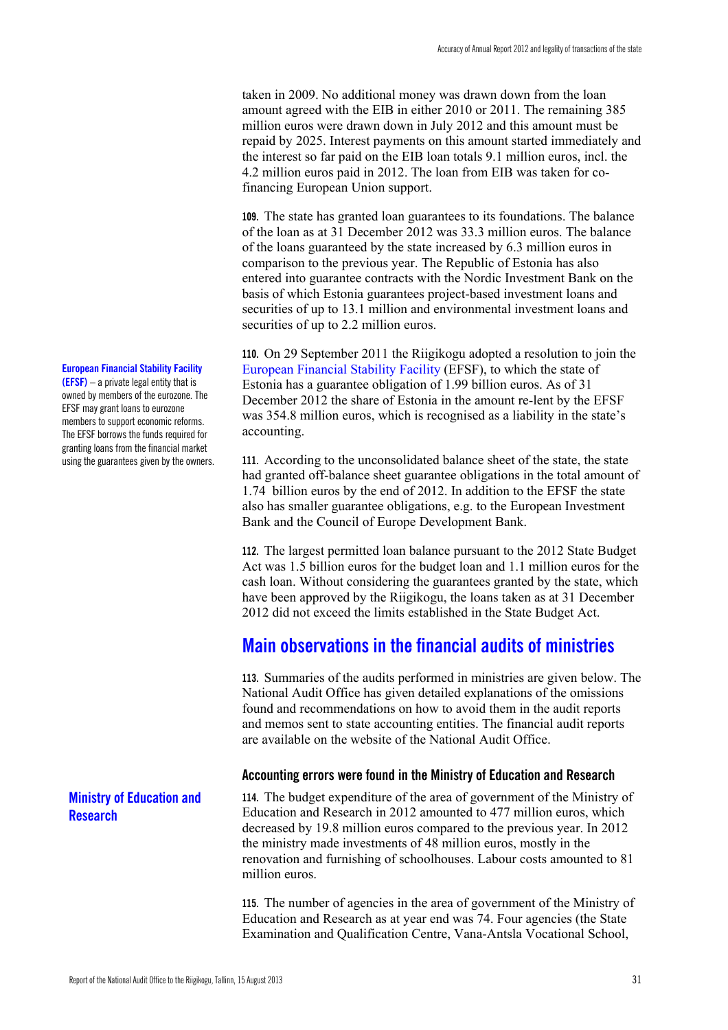taken in 2009. No additional money was drawn down from the loan amount agreed with the EIB in either 2010 or 2011. The remaining 385 million euros were drawn down in July 2012 and this amount must be repaid by 2025. Interest payments on this amount started immediately and the interest so far paid on the EIB loan totals 9.1 million euros, incl. the 4.2 million euros paid in 2012. The loan from EIB was taken for co-financing European Union support.

**109.** The state has granted loan guarantees to its foundations. The balance of the loan as at 31 December 2012 was 33.3 million euros. The balance of the loans guaranteed by the state increased by 6.3 million euros in comparison to the previous year. The Republic of Estonia has also entered into guarantee contracts with the Nordic Investment Bank on the basis of which Estonia guarantees project-based investment loans and securities of up to 13.1 million and environmental investment loans and securities of up to 2.2 million euros.

**European Financial Stability Facility (EFSF)** – a private legal entity that is owned by members of the eurozone. The EFSF may grant loans to eurozone members to support economic reforms. The EFSF borrows the funds required for granting loans from the financial market using the guarantees given by the owners.

**110.** On 29 September 2011 the Riigikogu adopted a resolution to join the European Financial Stability Facility (EFSF), to which the state of Estonia has a guarantee obligation of 1.99 billion euros. As of 31 December 2012 the share of Estonia in the amount re-lent by the EFSF was 354.8 million euros, which is recognised as a liability in the state's accounting.

**111.** According to the unconsolidated balance sheet of the state, the state had granted off-balance sheet guarantee obligations in the total amount of 1.74 billion euros by the end of 2012. In addition to the EFSF the state also has smaller guarantee obligations, e.g. to the European Investment Bank and the Council of Europe Development Bank.

**112.** The largest permitted loan balance pursuant to the 2012 State Budget Act was 1.5 billion euros for the budget loan and 1.1 million euros for the cash loan. Without considering the guarantees granted by the state, which have been approved by the Riigikogu, the loans taken as at 31 December 2012 did not exceed the limits established in the State Budget Act.

## Main observations in the financial audits of ministries

**113.** Summaries of the audits performed in ministries are given below. The National Audit Office has given detailed explanations of the omissions found and recommendations on how to avoid them in the audit reports and memos sent to state accounting entities. The financial audit reports are available on the website of the National Audit Office.

### Accounting errors were found in the Ministry of Education and Research

**Ministry of Education and Research**

**114.** The budget expenditure of the area of government of the Ministry of Education and Research in 2012 amounted to 477 million euros, which decreased by 19.8 million euros compared to the previous year. In 2012 the ministry made investments of 48 million euros, mostly in the renovation and furnishing of schoolhouses. Labour costs amounted to 81 million euros.

**115.** The number of agencies in the area of government of the Ministry of Education and Research as at year end was 74. Four agencies (the State Examination and Qualification Centre, Vana-Antsla Vocational School,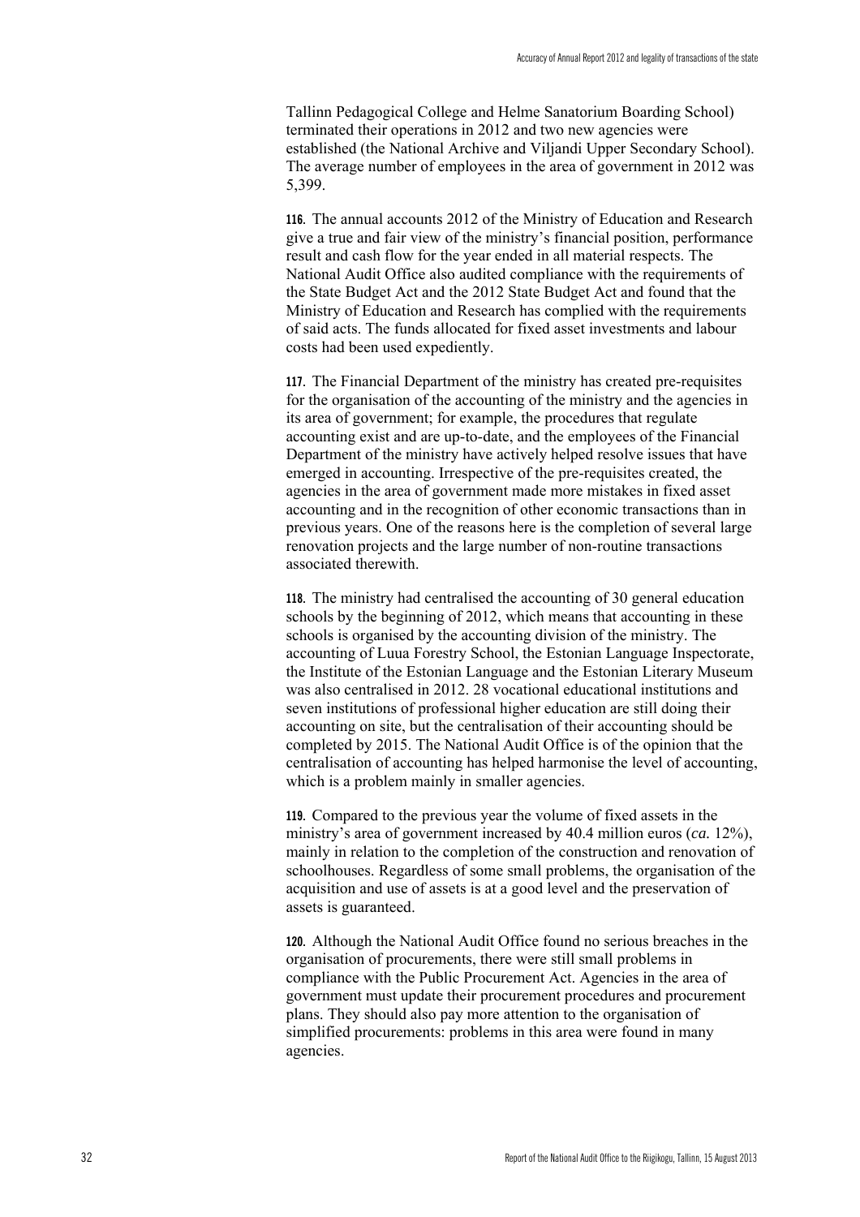Tallinn Pedagogical College and Helme Sanatorium Boarding School) terminated their operations in 2012 and two new agencies were established (the National Archive and Viljandi Upper Secondary School). The average number of employees in the area of government in 2012 was 5,399.

**116.** The annual accounts 2012 of the Ministry of Education and Research give a true and fair view of the ministry's financial position, performance result and cash flow for the year ended in all material respects. The National Audit Office also audited compliance with the requirements of the State Budget Act and the 2012 State Budget Act and found that the Ministry of Education and Research has complied with the requirements of said acts. The funds allocated for fixed asset investments and labour costs had been used expediently.

**117.** The Financial Department of the ministry has created pre-requisites for the organisation of the accounting of the ministry and the agencies in its area of government; for example, the procedures that regulate accounting exist and are up-to-date, and the employees of the Financial Department of the ministry have actively helped resolve issues that have emerged in accounting. Irrespective of the pre-requisites created, the agencies in the area of government made more mistakes in fixed asset accounting and in the recognition of other economic transactions than in previous years. One of the reasons here is the completion of several large renovation projects and the large number of non-routine transactions associated therewith.

**118.** The ministry had centralised the accounting of 30 general education schools by the beginning of 2012, which means that accounting in these schools is organised by the accounting division of the ministry. The accounting of Luua Forestry School, the Estonian Language Inspectorate, the Institute of the Estonian Language and the Estonian Literary Museum was also centralised in 2012. 28 vocational educational institutions and seven institutions of professional higher education are still doing their accounting on site, but the centralisation of their accounting should be completed by 2015. The National Audit Office is of the opinion that the centralisation of accounting has helped harmonise the level of accounting, which is a problem mainly in smaller agencies.

**119.** Compared to the previous year the volume of fixed assets in the ministry's area of government increased by 40.4 million euros (*ca.* 12%), mainly in relation to the completion of the construction and renovation of schoolhouses. Regardless of some small problems, the organisation of the acquisition and use of assets is at a good level and the preservation of assets is guaranteed.

**120.** Although the National Audit Office found no serious breaches in the organisation of procurements, there were still small problems in compliance with the Public Procurement Act. Agencies in the area of government must update their procurement procedures and procurement plans. They should also pay more attention to the organisation of simplified procurements: problems in this area were found in many agencies.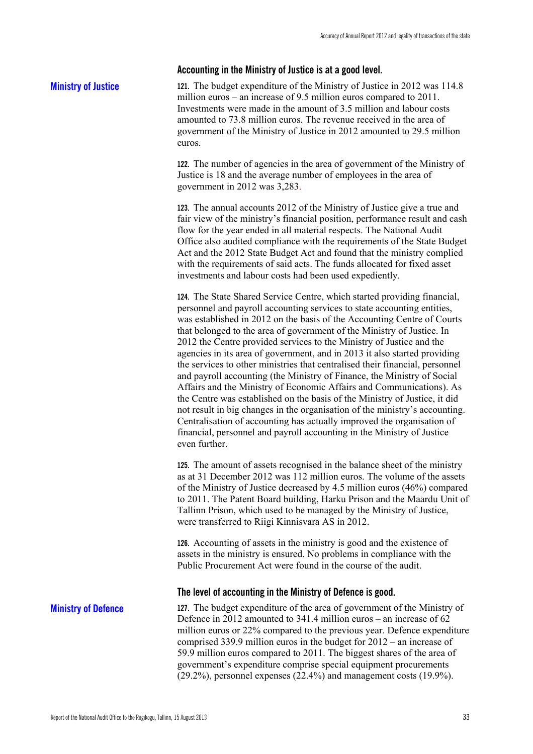## Ministry of Justice

### Accounting in the Ministry of Justice is at a good level.

**121.** The budget expenditure of the Ministry of Justice in 2012 was 114.8 million euros – an increase of 9.5 million euros compared to 2011. Investments were made in the amount of 3.5 million and labour costs amounted to 73.8 million euros. The revenue received in the area of government of the Ministry of Justice in 2012 amounted to 29.5 million euros.

**122.** The number of agencies in the area of government of the Ministry of Justice is 18 and the average number of employees in the area of government in 2012 was 3,283.

**123.** The annual accounts 2012 of the Ministry of Justice give a true and fair view of the ministry's financial position, performance result and cash flow for the year ended in all material respects. The National Audit Office also audited compliance with the requirements of the State Budget Act and the 2012 State Budget Act and found that the ministry complied with the requirements of said acts. The funds allocated for fixed asset investments and labour costs had been used expediently.

**124.** The State Shared Service Centre, which started providing financial, personnel and payroll accounting services to state accounting entities, was established in 2012 on the basis of the Accounting Centre of Courts that belonged to the area of government of the Ministry of Justice. In 2012 the Centre provided services to the Ministry of Justice and the agencies in its area of government, and in 2013 it also started providing the services to other ministries that centralised their financial, personnel and payroll accounting (the Ministry of Finance, the Ministry of Social Affairs and the Ministry of Economic Affairs and Communications). As the Centre was established on the basis of the Ministry of Justice, it did not result in big changes in the organisation of the ministry's accounting. Centralisation of accounting has actually improved the organisation of financial, personnel and payroll accounting in the Ministry of Justice even further.

**125.** The amount of assets recognised in the balance sheet of the ministry as at 31 December 2012 was 112 million euros. The volume of the assets of the Ministry of Justice decreased by 4.5 million euros (46%) compared to 2011. The Patent Board building, Harku Prison and the Maardu Unit of Tallinn Prison, which used to be managed by the Ministry of Justice, were transferred to Riigi Kinnisvara AS in 2012.

**126.** Accounting of assets in the ministry is good and the existence of assets in the ministry is ensured. No problems in compliance with the Public Procurement Act were found in the course of the audit.

## Ministry of Defence

### The level of accounting in the Ministry of Defence is good.

**127.** The budget expenditure of the area of government of the Ministry of Defence in 2012 amounted to 341.4 million euros – an increase of 62 million euros or 22% compared to the previous year. Defence expenditure comprised 339.9 million euros in the budget for 2012 – an increase of 59.9 million euros compared to 2011. The biggest shares of the area of government's expenditure comprise special equipment procurements (29.2%), personnel expenses (22.4%) and management costs (19.9%).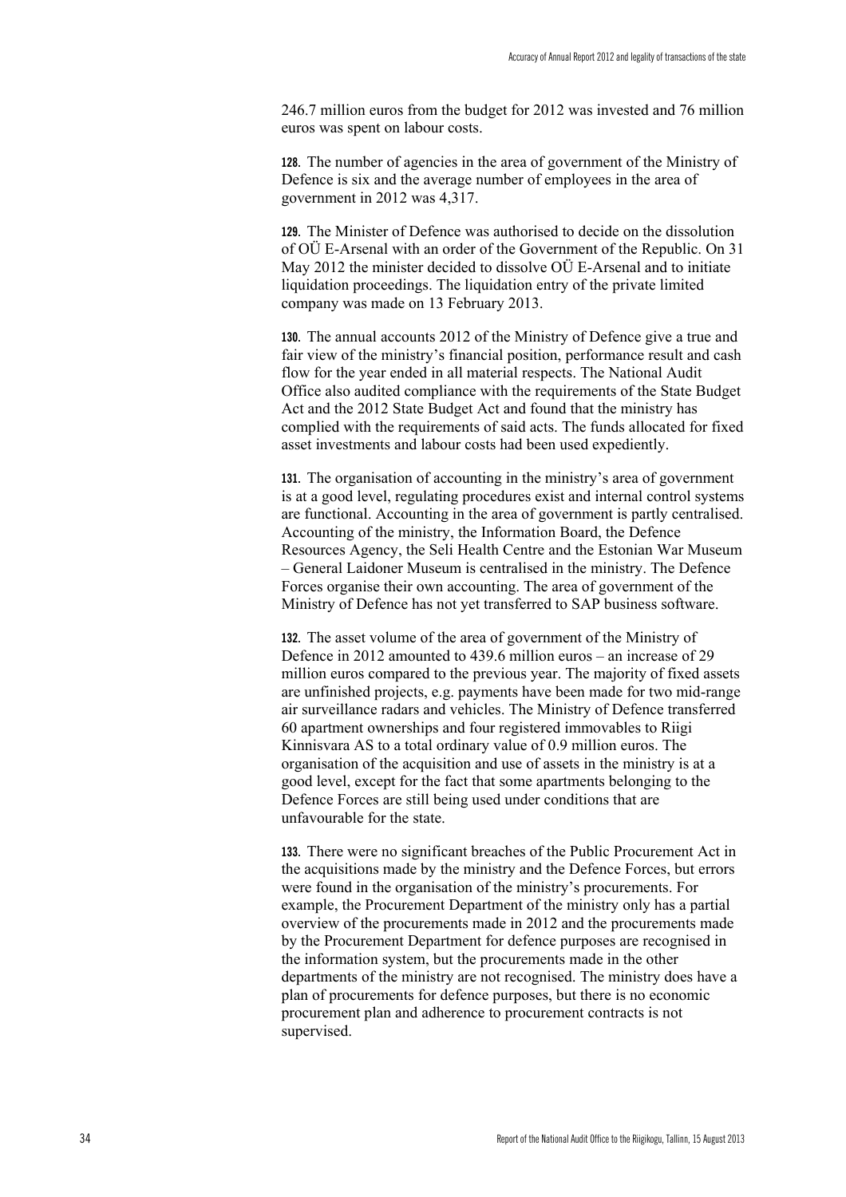246.7 million euros from the budget for 2012 was invested and 76 million euros was spent on labour costs.

**128.** The number of agencies in the area of government of the Ministry of Defence is six and the average number of employees in the area of government in 2012 was 4,317.

**129.** The Minister of Defence was authorised to decide on the dissolution of OÜ E-Arsenal with an order of the Government of the Republic. On 31 May 2012 the minister decided to dissolve OÜ E-Arsenal and to initiate liquidation proceedings. The liquidation entry of the private limited company was made on 13 February 2013.

**130.** The annual accounts 2012 of the Ministry of Defence give a true and fair view of the ministry's financial position, performance result and cash flow for the year ended in all material respects. The National Audit Office also audited compliance with the requirements of the State Budget Act and the 2012 State Budget Act and found that the ministry has complied with the requirements of said acts. The funds allocated for fixed asset investments and labour costs had been used expediently.

**131.** The organisation of accounting in the ministry's area of government is at a good level, regulating procedures exist and internal control systems are functional. Accounting in the area of government is partly centralised. Accounting of the ministry, the Information Board, the Defence Resources Agency, the Seli Health Centre and the Estonian War Museum – General Laidoner Museum is centralised in the ministry. The Defence Forces organise their own accounting. The area of government of the Ministry of Defence has not yet transferred to SAP business software.

**132.** The asset volume of the area of government of the Ministry of Defence in 2012 amounted to 439.6 million euros – an increase of 29 million euros compared to the previous year. The majority of fixed assets are unfinished projects, e.g. payments have been made for two mid-range air surveillance radars and vehicles. The Ministry of Defence transferred 60 apartment ownerships and four registered immovables to Riigi Kinnisvara AS to a total ordinary value of 0.9 million euros. The organisation of the acquisition and use of assets in the ministry is at a good level, except for the fact that some apartments belonging to the Defence Forces are still being used under conditions that are unfavourable for the state.

**133.** There were no significant breaches of the Public Procurement Act in the acquisitions made by the ministry and the Defence Forces, but errors were found in the organisation of the ministry's procurements. For example, the Procurement Department of the ministry only has a partial overview of the procurements made in 2012 and the procurements made by the Procurement Department for defence purposes are recognised in the information system, but the procurements made in the other departments of the ministry are not recognised. The ministry does have a plan of procurements for defence purposes, but there is no economic procurement plan and adherence to procurement contracts is not supervised.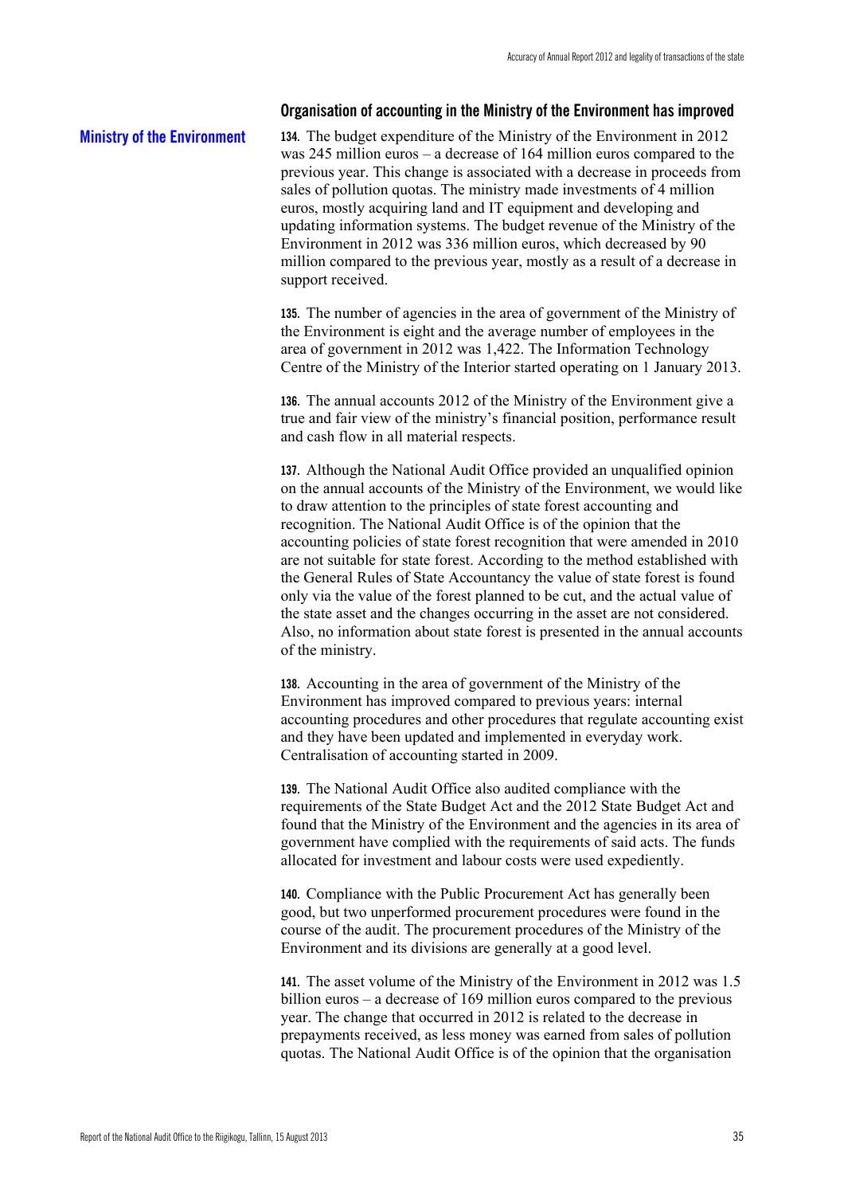### Organisation of accounting in the Ministry of the Environment has improved

## Ministry of the Environment

**134.** The budget expenditure of the Ministry of the Environment in 2012 was 245 million euros – a decrease of 164 million euros compared to the previous year. This change is associated with a decrease in proceeds from sales of pollution quotas. The ministry made investments of 4 million euros, mostly acquiring land and IT equipment and developing and updating information systems. The budget revenue of the Ministry of the Environment in 2012 was 336 million euros, which decreased by 90 million compared to the previous year, mostly as a result of a decrease in support received.

**135.** The number of agencies in the area of government of the Ministry of the Environment is eight and the average number of employees in the area of government in 2012 was 1,422. The Information Technology Centre of the Ministry of the Interior started operating on 1 January 2013.

**136.** The annual accounts 2012 of the Ministry of the Environment give a true and fair view of the ministry's financial position, performance result and cash flow in all material respects.

**137.** Although the National Audit Office provided an unqualified opinion on the annual accounts of the Ministry of the Environment, we would like to draw attention to the principles of state forest accounting and recognition. The National Audit Office is of the opinion that the accounting policies of state forest recognition that were amended in 2010 are not suitable for state forest. According to the method established with the General Rules of State Accountancy the value of state forest is found only via the value of the forest planned to be cut, and the actual value of the state asset and the changes occurring in the asset are not considered. Also, no information about state forest is presented in the annual accounts of the ministry.

**138.** Accounting in the area of government of the Ministry of the Environment has improved compared to previous years: internal accounting procedures and other procedures that regulate accounting exist and they have been updated and implemented in everyday work. Centralisation of accounting started in 2009.

**139.** The National Audit Office also audited compliance with the requirements of the State Budget Act and the 2012 State Budget Act and found that the Ministry of the Environment and the agencies in its area of government have complied with the requirements of said acts. The funds allocated for investment and labour costs were used expediently.

**140.** Compliance with the Public Procurement Act has generally been good, but two unperformed procurement procedures were found in the course of the audit. The procurement procedures of the Ministry of the Environment and its divisions are generally at a good level.

**141.** The asset volume of the Ministry of the Environment in 2012 was 1.5 billion euros – a decrease of 169 million euros compared to the previous year. The change that occurred in 2012 is related to the decrease in prepayments received, as less money was earned from sales of pollution quotas. The National Audit Office is of the opinion that the organisation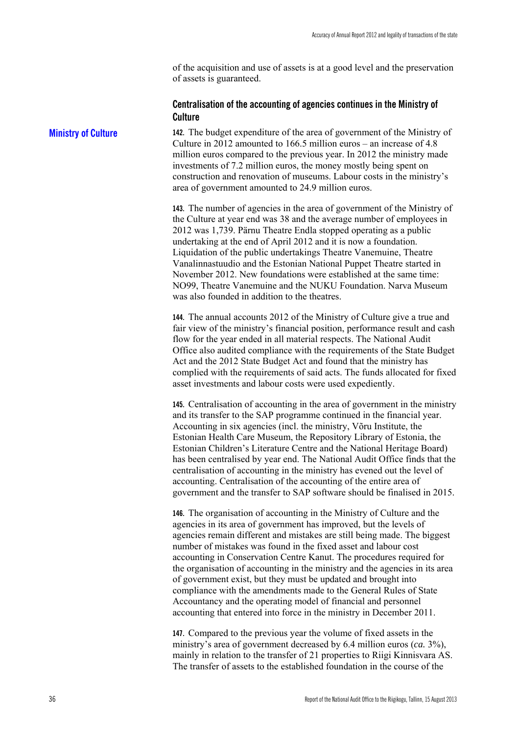of the acquisition and use of assets is at a good level and the preservation of assets is guaranteed.

### Centralisation of the accounting of agencies continues in the Ministry of Culture

**Ministry of Culture**

**142.** The budget expenditure of the area of government of the Ministry of Culture in 2012 amounted to 166.5 million euros – an increase of 4.8 million euros compared to the previous year. In 2012 the ministry made investments of 7.2 million euros, the money mostly being spent on construction and renovation of museums. Labour costs in the ministry's area of government amounted to 24.9 million euros.

**143.** The number of agencies in the area of government of the Ministry of the Culture at year end was 38 and the average number of employees in 2012 was 1,739. Pärnu Theatre Endla stopped operating as a public undertaking at the end of April 2012 and it is now a foundation. Liquidation of the public undertakings Theatre Vanemuine, Theatre Vanalinnastuudio and the Estonian National Puppet Theatre started in November 2012. New foundations were established at the same time: NO99, Theatre Vanemuine and the NUKU Foundation. Narva Museum was also founded in addition to the theatres.

**144.** The annual accounts 2012 of the Ministry of Culture give a true and fair view of the ministry's financial position, performance result and cash flow for the year ended in all material respects. The National Audit Office also audited compliance with the requirements of the State Budget Act and the 2012 State Budget Act and found that the ministry has complied with the requirements of said acts. The funds allocated for fixed asset investments and labour costs were used expediently.

**145.** Centralisation of accounting in the area of government in the ministry and its transfer to the SAP programme continued in the financial year. Accounting in six agencies (incl. the ministry, Võru Institute, the Estonian Health Care Museum, the Repository Library of Estonia, the Estonian Children's Literature Centre and the National Heritage Board) has been centralised by year end. The National Audit Office finds that the centralisation of accounting in the ministry has evened out the level of accounting. Centralisation of the accounting of the entire area of government and the transfer to SAP software should be finalised in 2015.

**146.** The organisation of accounting in the Ministry of Culture and the agencies in its area of government has improved, but the levels of agencies remain different and mistakes are still being made. The biggest number of mistakes was found in the fixed asset and labour cost accounting in Conservation Centre Kanut. The procedures required for the organisation of accounting in the ministry and the agencies in its area of government exist, but they must be updated and brought into compliance with the amendments made to the General Rules of State Accountancy and the operating model of financial and personnel accounting that entered into force in the ministry in December 2011.

**147.** Compared to the previous year the volume of fixed assets in the ministry's area of government decreased by 6.4 million euros (*ca.* 3%), mainly in relation to the transfer of 21 properties to Riigi Kinnisvara AS. The transfer of assets to the established foundation in the course of the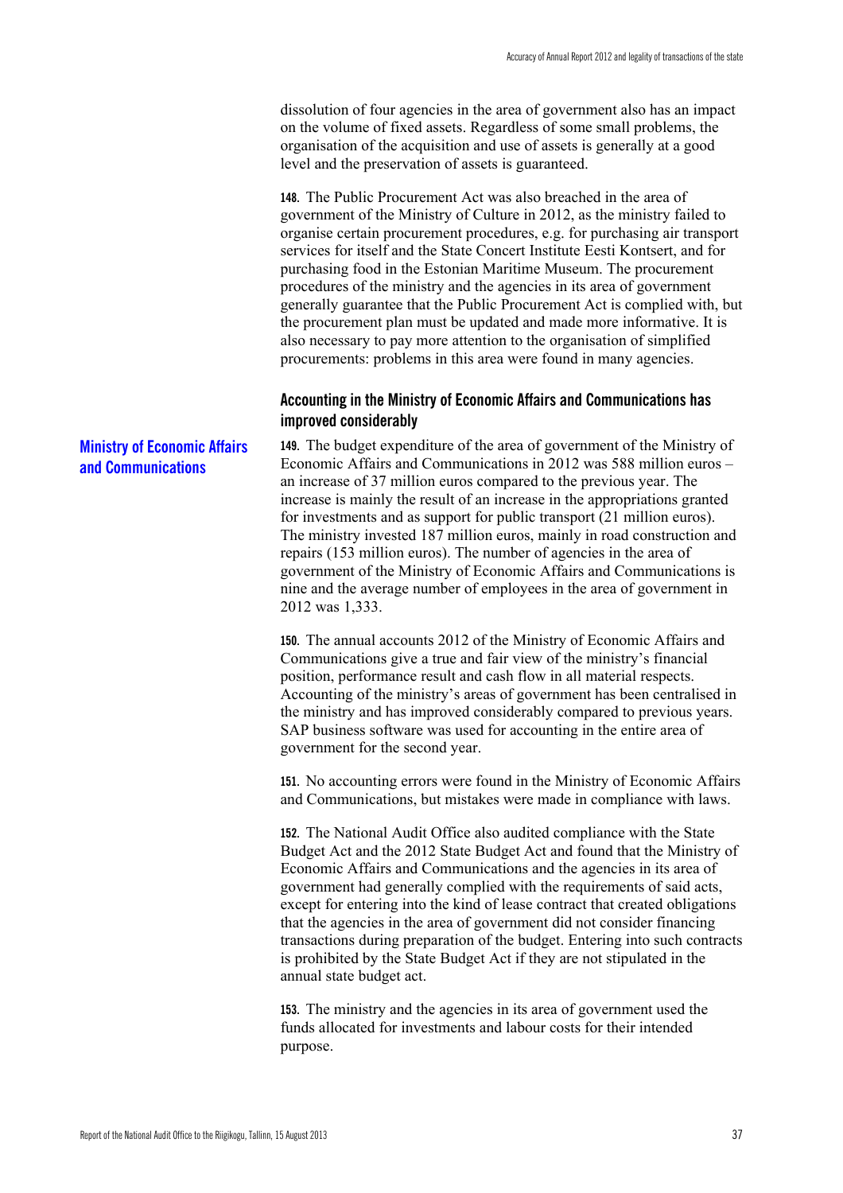dissolution of four agencies in the area of government also has an impact on the volume of fixed assets. Regardless of some small problems, the organisation of the acquisition and use of assets is generally at a good level and the preservation of assets is guaranteed.

**148.** The Public Procurement Act was also breached in the area of government of the Ministry of Culture in 2012, as the ministry failed to organise certain procurement procedures, e.g. for purchasing air transport services for itself and the State Concert Institute Eesti Kontsert, and for purchasing food in the Estonian Maritime Museum. The procurement procedures of the ministry and the agencies in its area of government generally guarantee that the Public Procurement Act is complied with, but the procurement plan must be updated and made more informative. It is also necessary to pay more attention to the organisation of simplified procurements: problems in this area were found in many agencies.

## Ministry of Economic Affairs and Communications

### Accounting in the Ministry of Economic Affairs and Communications has improved considerably

**149.** The budget expenditure of the area of government of the Ministry of Economic Affairs and Communications in 2012 was 588 million euros – an increase of 37 million euros compared to the previous year. The increase is mainly the result of an increase in the appropriations granted for investments and as support for public transport (21 million euros). The ministry invested 187 million euros, mainly in road construction and repairs (153 million euros). The number of agencies in the area of government of the Ministry of Economic Affairs and Communications is nine and the average number of employees in the area of government in 2012 was 1,333.

**150.** The annual accounts 2012 of the Ministry of Economic Affairs and Communications give a true and fair view of the ministry's financial position, performance result and cash flow in all material respects. Accounting of the ministry's areas of government has been centralised in the ministry and has improved considerably compared to previous years. SAP business software was used for accounting in the entire area of government for the second year.

**151.** No accounting errors were found in the Ministry of Economic Affairs and Communications, but mistakes were made in compliance with laws.

**152.** The National Audit Office also audited compliance with the State Budget Act and the 2012 State Budget Act and found that the Ministry of Economic Affairs and Communications and the agencies in its area of government had generally complied with the requirements of said acts, except for entering into the kind of lease contract that created obligations that the agencies in the area of government did not consider financing transactions during preparation of the budget. Entering into such contracts is prohibited by the State Budget Act if they are not stipulated in the annual state budget act.

**153.** The ministry and the agencies in its area of government used the funds allocated for investments and labour costs for their intended purpose.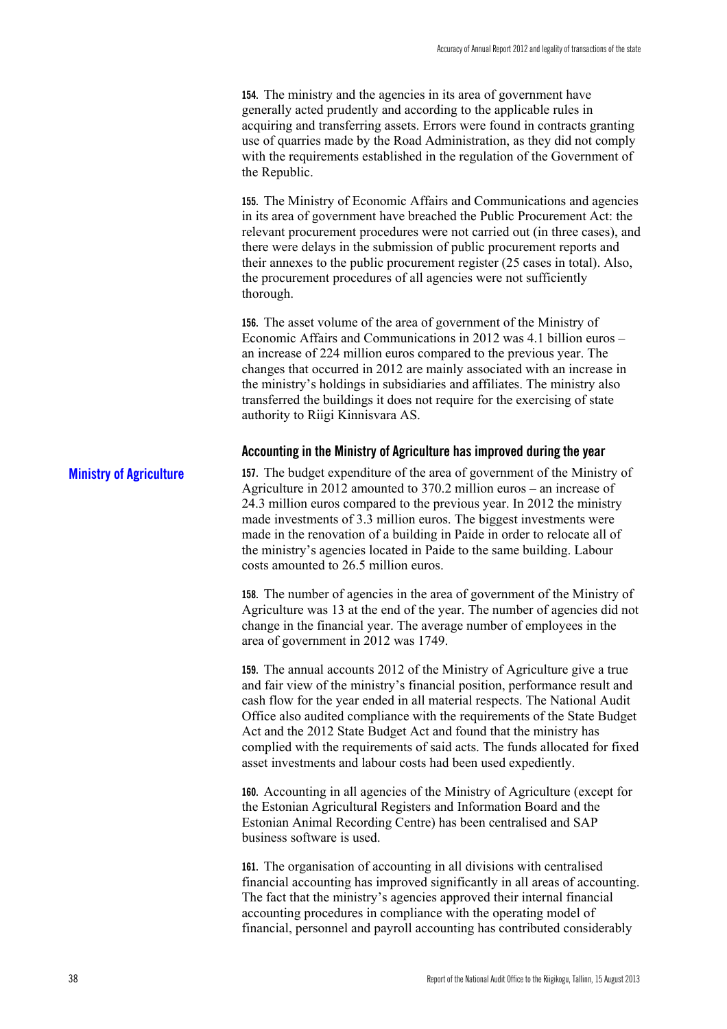**154.** The ministry and the agencies in its area of government have generally acted prudently and according to the applicable rules in acquiring and transferring assets. Errors were found in contracts granting use of quarries made by the Road Administration, as they did not comply with the requirements established in the regulation of the Government of the Republic.

**155.** The Ministry of Economic Affairs and Communications and agencies in its area of government have breached the Public Procurement Act: the relevant procurement procedures were not carried out (in three cases), and there were delays in the submission of public procurement reports and their annexes to the public procurement register (25 cases in total). Also, the procurement procedures of all agencies were not sufficiently thorough.

**156.** The asset volume of the area of government of the Ministry of Economic Affairs and Communications in 2012 was 4.1 billion euros – an increase of 224 million euros compared to the previous year. The changes that occurred in 2012 are mainly associated with an increase in the ministry's holdings in subsidiaries and affiliates. The ministry also transferred the buildings it does not require for the exercising of state authority to Riigi Kinnisvara AS.

## Ministry of Agriculture

### Accounting in the Ministry of Agriculture has improved during the year

**157.** The budget expenditure of the area of government of the Ministry of Agriculture in 2012 amounted to 370.2 million euros – an increase of 24.3 million euros compared to the previous year. In 2012 the ministry made investments of 3.3 million euros. The biggest investments were made in the renovation of a building in Paide in order to relocate all of the ministry's agencies located in Paide to the same building. Labour costs amounted to 26.5 million euros.

**158.** The number of agencies in the area of government of the Ministry of Agriculture was 13 at the end of the year. The number of agencies did not change in the financial year. The average number of employees in the area of government in 2012 was 1749.

**159.** The annual accounts 2012 of the Ministry of Agriculture give a true and fair view of the ministry's financial position, performance result and cash flow for the year ended in all material respects. The National Audit Office also audited compliance with the requirements of the State Budget Act and the 2012 State Budget Act and found that the ministry has complied with the requirements of said acts. The funds allocated for fixed asset investments and labour costs had been used expediently.

**160.** Accounting in all agencies of the Ministry of Agriculture (except for the Estonian Agricultural Registers and Information Board and the Estonian Animal Recording Centre) has been centralised and SAP business software is used.

**161.** The organisation of accounting in all divisions with centralised financial accounting has improved significantly in all areas of accounting. The fact that the ministry's agencies approved their internal financial accounting procedures in compliance with the operating model of financial, personnel and payroll accounting has contributed considerably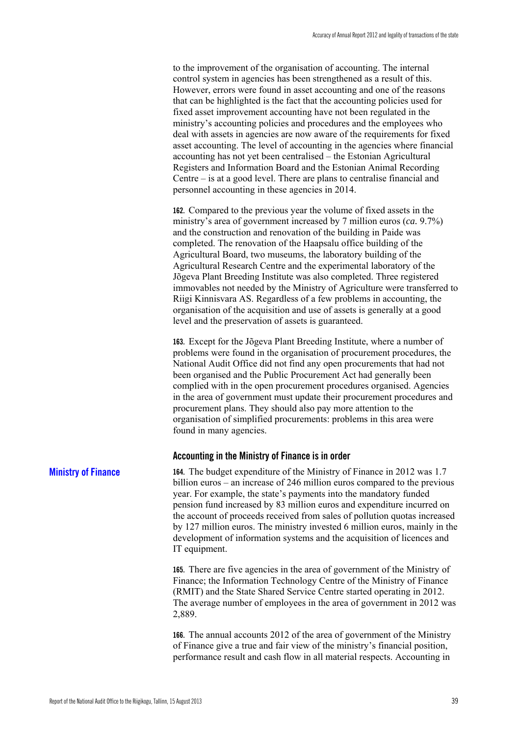to the improvement of the organisation of accounting. The internal control system in agencies has been strengthened as a result of this. However, errors were found in asset accounting and one of the reasons that can be highlighted is the fact that the accounting policies used for fixed asset improvement accounting have not been regulated in the ministry's accounting policies and procedures and the employees who deal with assets in agencies are now aware of the requirements for fixed asset accounting. The level of accounting in the agencies where financial accounting has not yet been centralised – the Estonian Agricultural Registers and Information Board and the Estonian Animal Recording Centre – is at a good level. There are plans to centralise financial and personnel accounting in these agencies in 2014.

**162.** Compared to the previous year the volume of fixed assets in the ministry's area of government increased by 7 million euros (*ca.* 9.7%) and the construction and renovation of the building in Paide was completed. The renovation of the Haapsalu office building of the Agricultural Board, two museums, the laboratory building of the Agricultural Research Centre and the experimental laboratory of the Jõgeva Plant Breeding Institute was also completed. Three registered immovables not needed by the Ministry of Agriculture were transferred to Riigi Kinnisvara AS. Regardless of a few problems in accounting, the organisation of the acquisition and use of assets is generally at a good level and the preservation of assets is guaranteed.

**163.** Except for the Jõgeva Plant Breeding Institute, where a number of problems were found in the organisation of procurement procedures, the National Audit Office did not find any open procurements that had not been organised and the Public Procurement Act had generally been complied with in the open procurement procedures organised. Agencies in the area of government must update their procurement procedures and procurement plans. They should also pay more attention to the organisation of simplified procurements: problems in this area were found in many agencies.

### Accounting in the Ministry of Finance is in order

**Ministry of Finance**

**164.** The budget expenditure of the Ministry of Finance in 2012 was 1.7 billion euros – an increase of 246 million euros compared to the previous year. For example, the state's payments into the mandatory funded pension fund increased by 83 million euros and expenditure incurred on the account of proceeds received from sales of pollution quotas increased by 127 million euros. The ministry invested 6 million euros, mainly in the development of information systems and the acquisition of licences and IT equipment.

**165.** There are five agencies in the area of government of the Ministry of Finance; the Information Technology Centre of the Ministry of Finance (RMIT) and the State Shared Service Centre started operating in 2012. The average number of employees in the area of government in 2012 was 2,889.

**166.** The annual accounts 2012 of the area of government of the Ministry of Finance give a true and fair view of the ministry's financial position, performance result and cash flow in all material respects. Accounting in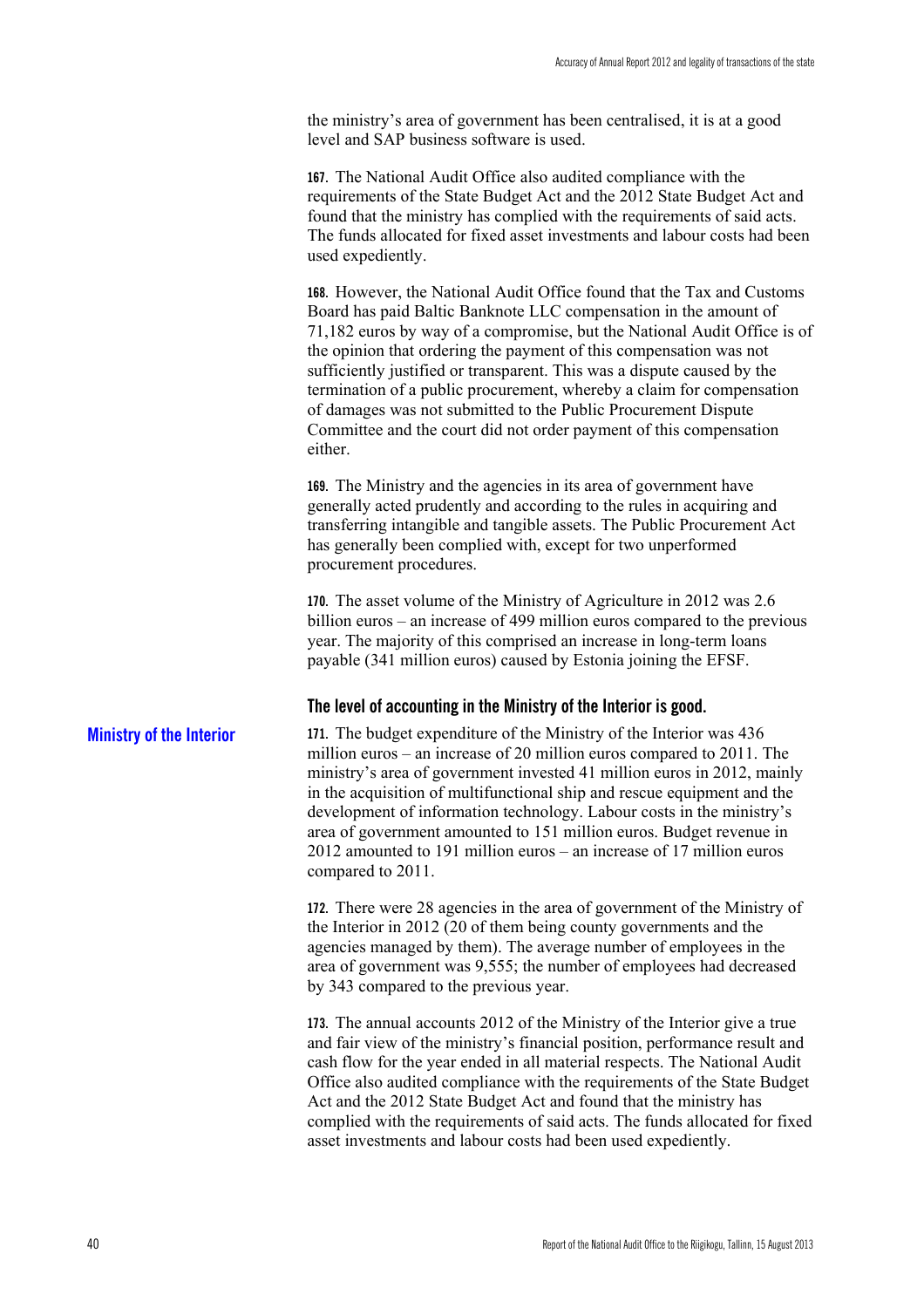the ministry's area of government has been centralised, it is at a good level and SAP business software is used.

**167.** The National Audit Office also audited compliance with the requirements of the State Budget Act and the 2012 State Budget Act and found that the ministry has complied with the requirements of said acts. The funds allocated for fixed asset investments and labour costs had been used expediently.

**168.** However, the National Audit Office found that the Tax and Customs Board has paid Baltic Banknote LLC compensation in the amount of 71,182 euros by way of a compromise, but the National Audit Office is of the opinion that ordering the payment of this compensation was not sufficiently justified or transparent. This was a dispute caused by the termination of a public procurement, whereby a claim for compensation of damages was not submitted to the Public Procurement Dispute Committee and the court did not order payment of this compensation either.

**169.** The Ministry and the agencies in its area of government have generally acted prudently and according to the rules in acquiring and transferring intangible and tangible assets. The Public Procurement Act has generally been complied with, except for two unperformed procurement procedures.

**170.** The asset volume of the Ministry of Agriculture in 2012 was 2.6 billion euros – an increase of 499 million euros compared to the previous year. The majority of this comprised an increase in long-term loans payable (341 million euros) caused by Estonia joining the EFSF.

### The level of accounting in the Ministry of the Interior is good.

**Ministry of the Interior**

**171.** The budget expenditure of the Ministry of the Interior was 436 million euros – an increase of 20 million euros compared to 2011. The ministry's area of government invested 41 million euros in 2012, mainly in the acquisition of multifunctional ship and rescue equipment and the development of information technology. Labour costs in the ministry's area of government amounted to 151 million euros. Budget revenue in 2012 amounted to 191 million euros – an increase of 17 million euros compared to 2011.

**172.** There were 28 agencies in the area of government of the Ministry of the Interior in 2012 (20 of them being county governments and the agencies managed by them). The average number of employees in the area of government was 9,555; the number of employees had decreased by 343 compared to the previous year.

**173.** The annual accounts 2012 of the Ministry of the Interior give a true and fair view of the ministry's financial position, performance result and cash flow for the year ended in all material respects. The National Audit Office also audited compliance with the requirements of the State Budget Act and the 2012 State Budget Act and found that the ministry has complied with the requirements of said acts. The funds allocated for fixed asset investments and labour costs had been used expediently.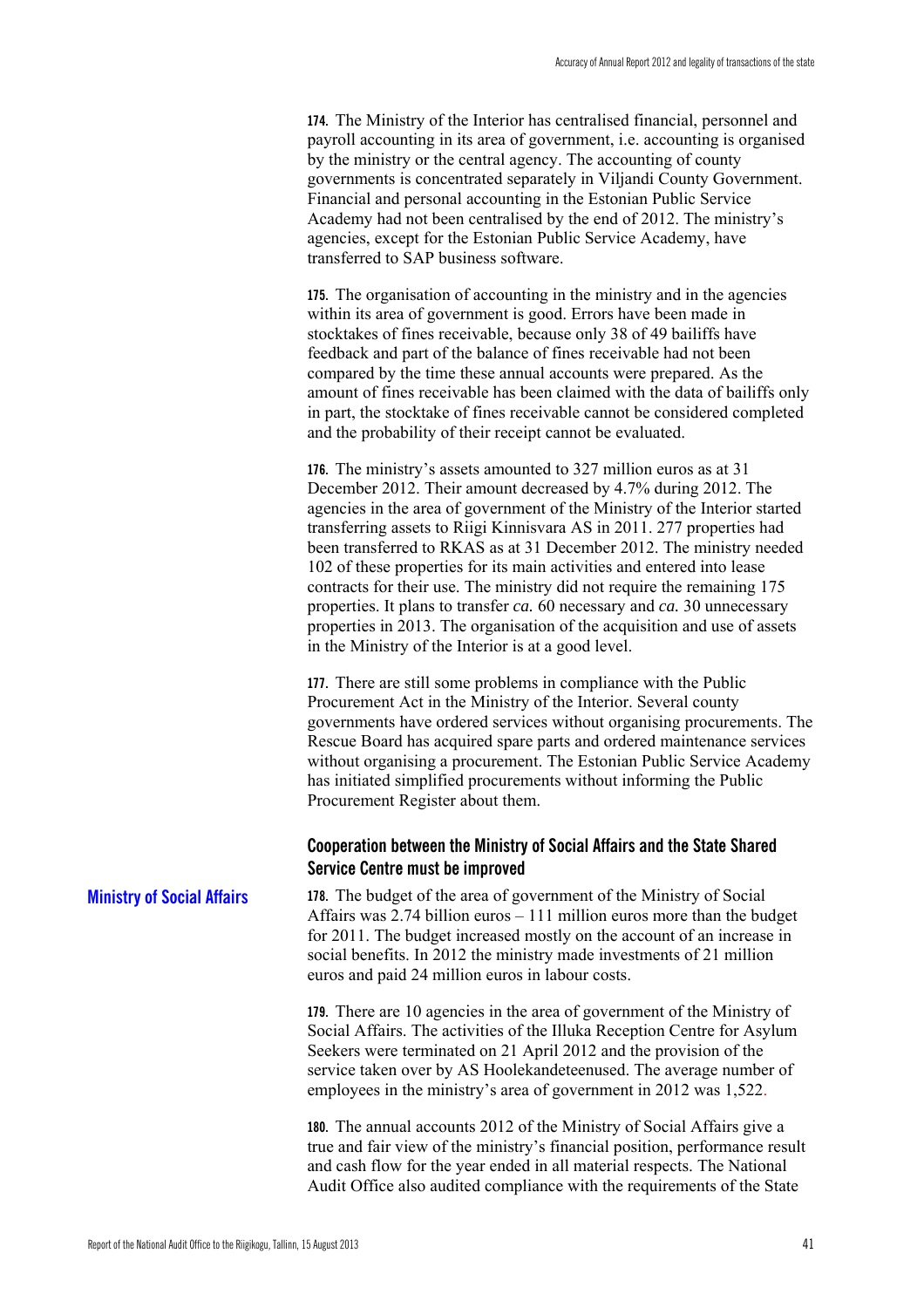**174.** The Ministry of the Interior has centralised financial, personnel and payroll accounting in its area of government, i.e. accounting is organised by the ministry or the central agency. The accounting of county governments is concentrated separately in Viljandi County Government. Financial and personal accounting in the Estonian Public Service Academy had not been centralised by the end of 2012. The ministry's agencies, except for the Estonian Public Service Academy, have transferred to SAP business software.

**175.** The organisation of accounting in the ministry and in the agencies within its area of government is good. Errors have been made in stocktakes of fines receivable, because only 38 of 49 bailiffs have feedback and part of the balance of fines receivable had not been compared by the time these annual accounts were prepared. As the amount of fines receivable has been claimed with the data of bailiffs only in part, the stocktake of fines receivable cannot be considered completed and the probability of their receipt cannot be evaluated.

**176.** The ministry's assets amounted to 327 million euros as at 31 December 2012. Their amount decreased by 4.7% during 2012. The agencies in the area of government of the Ministry of the Interior started transferring assets to Riigi Kinnisvara AS in 2011. 277 properties had been transferred to RKAS as at 31 December 2012. The ministry needed 102 of these properties for its main activities and entered into lease contracts for their use. The ministry did not require the remaining 175 properties. It plans to transfer *ca.* 60 necessary and *ca.* 30 unnecessary properties in 2013. The organisation of the acquisition and use of assets in the Ministry of the Interior is at a good level.

**177.** There are still some problems in compliance with the Public Procurement Act in the Ministry of the Interior. Several county governments have ordered services without organising procurements. The Rescue Board has acquired spare parts and ordered maintenance services without organising a procurement. The Estonian Public Service Academy has initiated simplified procurements without informing the Public Procurement Register about them.

### Cooperation between the Ministry of Social Affairs and the State Shared Service Centre must be improved

## Ministry of Social Affairs

**178.** The budget of the area of government of the Ministry of Social Affairs was 2.74 billion euros – 111 million euros more than the budget for 2011. The budget increased mostly on the account of an increase in social benefits. In 2012 the ministry made investments of 21 million euros and paid 24 million euros in labour costs.

**179.** There are 10 agencies in the area of government of the Ministry of Social Affairs. The activities of the Illuka Reception Centre for Asylum Seekers were terminated on 21 April 2012 and the provision of the service taken over by AS Hoolekandeteenused. The average number of employees in the ministry's area of government in 2012 was 1,522.

**180.** The annual accounts 2012 of the Ministry of Social Affairs give a true and fair view of the ministry's financial position, performance result and cash flow for the year ended in all material respects. The National Audit Office also audited compliance with the requirements of the State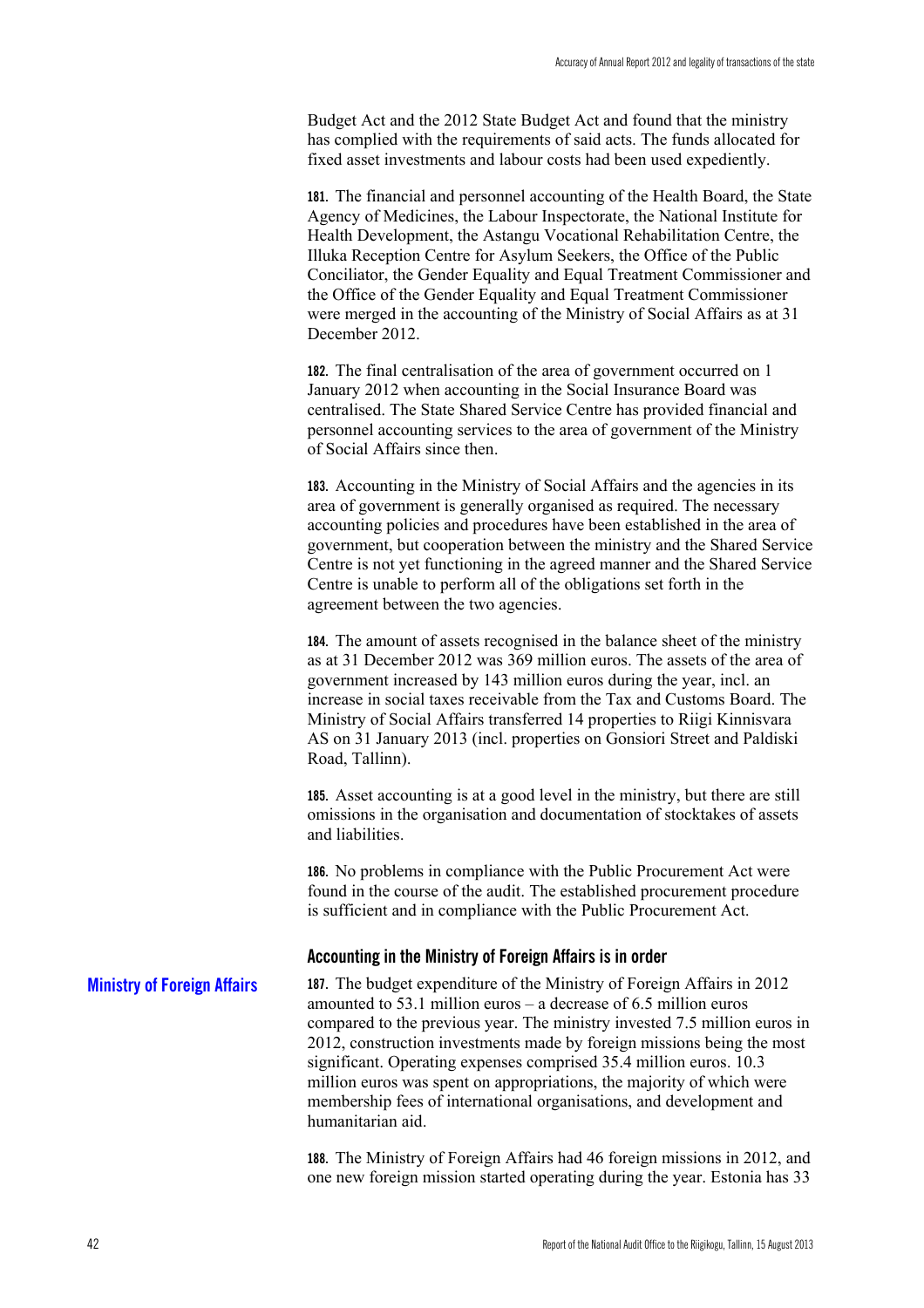Budget Act and the 2012 State Budget Act and found that the ministry has complied with the requirements of said acts. The funds allocated for fixed asset investments and labour costs had been used expediently.

**181.** The financial and personnel accounting of the Health Board, the State Agency of Medicines, the Labour Inspectorate, the National Institute for Health Development, the Astangu Vocational Rehabilitation Centre, the Illuka Reception Centre for Asylum Seekers, the Office of the Public Conciliator, the Gender Equality and Equal Treatment Commissioner and the Office of the Gender Equality and Equal Treatment Commissioner were merged in the accounting of the Ministry of Social Affairs as at 31 December 2012.

**182.** The final centralisation of the area of government occurred on 1 January 2012 when accounting in the Social Insurance Board was centralised. The State Shared Service Centre has provided financial and personnel accounting services to the area of government of the Ministry of Social Affairs since then.

**183.** Accounting in the Ministry of Social Affairs and the agencies in its area of government is generally organised as required. The necessary accounting policies and procedures have been established in the area of government, but cooperation between the ministry and the Shared Service Centre is not yet functioning in the agreed manner and the Shared Service Centre is unable to perform all of the obligations set forth in the agreement between the two agencies.

**184.** The amount of assets recognised in the balance sheet of the ministry as at 31 December 2012 was 369 million euros. The assets of the area of government increased by 143 million euros during the year, incl. an increase in social taxes receivable from the Tax and Customs Board. The Ministry of Social Affairs transferred 14 properties to Riigi Kinnisvara AS on 31 January 2013 (incl. properties on Gonsiori Street and Paldiski Road, Tallinn).

**185.** Asset accounting is at a good level in the ministry, but there are still omissions in the organisation and documentation of stocktakes of assets and liabilities.

**186.** No problems in compliance with the Public Procurement Act were found in the course of the audit. The established procurement procedure is sufficient and in compliance with the Public Procurement Act.

### Accounting in the Ministry of Foreign Affairs is in order

**Ministry of Foreign Affairs**

**187.** The budget expenditure of the Ministry of Foreign Affairs in 2012 amounted to 53.1 million euros – a decrease of 6.5 million euros compared to the previous year. The ministry invested 7.5 million euros in 2012, construction investments made by foreign missions being the most significant. Operating expenses comprised 35.4 million euros. 10.3 million euros was spent on appropriations, the majority of which were membership fees of international organisations, and development and humanitarian aid.

**188.** The Ministry of Foreign Affairs had 46 foreign missions in 2012, and one new foreign mission started operating during the year. Estonia has 33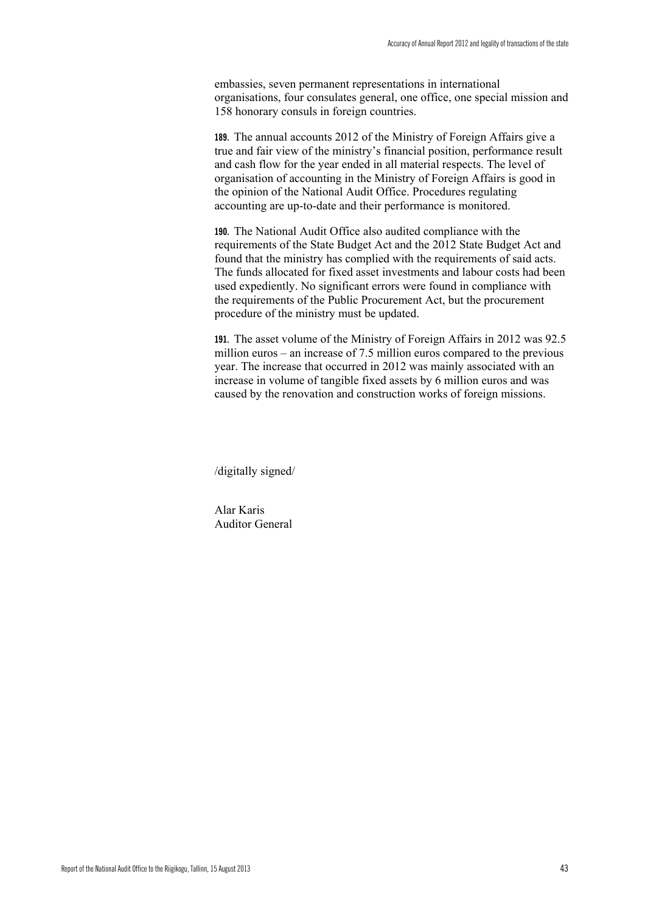embassies, seven permanent representations in international organisations, four consulates general, one office, one special mission and 158 honorary consuls in foreign countries.

**189.** The annual accounts 2012 of the Ministry of Foreign Affairs give a true and fair view of the ministry's financial position, performance result and cash flow for the year ended in all material respects. The level of organisation of accounting in the Ministry of Foreign Affairs is good in the opinion of the National Audit Office. Procedures regulating accounting are up-to-date and their performance is monitored.

**190.** The National Audit Office also audited compliance with the requirements of the State Budget Act and the 2012 State Budget Act and found that the ministry has complied with the requirements of said acts. The funds allocated for fixed asset investments and labour costs had been used expediently. No significant errors were found in compliance with the requirements of the Public Procurement Act, but the procurement procedure of the ministry must be updated.

**191.** The asset volume of the Ministry of Foreign Affairs in 2012 was 92.5 million euros – an increase of 7.5 million euros compared to the previous year. The increase that occurred in 2012 was mainly associated with an increase in volume of tangible fixed assets by 6 million euros and was caused by the renovation and construction works of foreign missions.

/digitally signed/

Alar Karis
Auditor General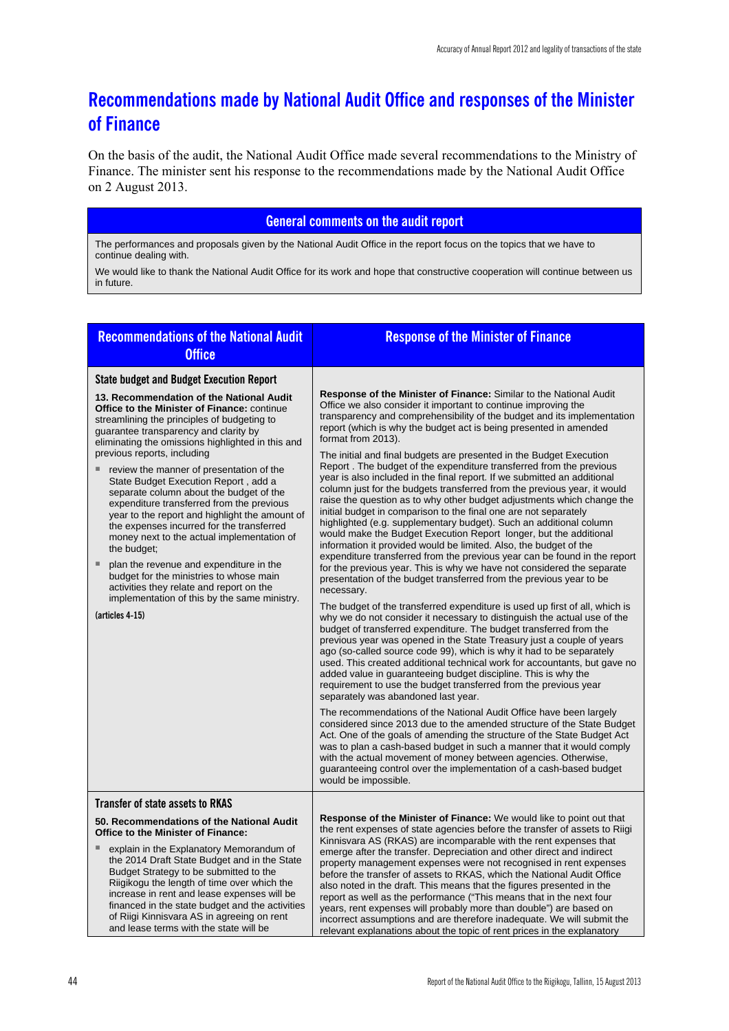# Recommendations made by National Audit Office and responses of the Minister of Finance

On the basis of the audit, the National Audit Office made several recommendations to the Ministry of Finance. The minister sent his response to the recommendations made by the National Audit Office on 2 August 2013.

| General comments on the audit report |
|---|
| The performances and proposals given by the National Audit Office in the report focus on the topics that we have to continue dealing with.<br><br>We would like to thank the National Audit Office for its work and hope that constructive cooperation will continue between us in future. |

| Recommendations of the National Audit Office | Response of the Minister of Finance |
|---|---|
| **State budget and Budget Execution Report**<br><br>**13. Recommendation of the National Audit Office to the Minister of Finance:** continue streamlining the principles of budgeting to guarantee transparency and clarity by eliminating the omissions highlighted in this and previous reports, including<br><br>▪ review the manner of presentation of the State Budget Execution Report , add a separate column about the budget of the expenditure transferred from the previous year to the report and highlight the amount of the expenses incurred for the transferred money next to the actual implementation of the budget;<br><br>▪ plan the revenue and expenditure in the budget for the ministries to whose main activities they relate and report on the implementation of this by the same ministry.<br><br>(articles 4-15) | **Response of the Minister of Finance:** Similar to the National Audit Office we also consider it important to continue improving the transparency and comprehensibility of the budget and its implementation report (which is why the budget act is being presented in amended format from 2013).<br><br>The initial and final budgets are presented in the Budget Execution Report . The budget of the expenditure transferred from the previous year is also included in the final report. If we submitted an additional column just for the budgets transferred from the previous year, it would raise the question as to why other budget adjustments which change the initial budget in comparison to the final one are not separately highlighted (e.g. supplementary budget). Such an additional column would make the Budget Execution Report longer, but the additional information it provided would be limited. Also, the budget of the expenditure transferred from the previous year can be found in the report for the previous year. This is why we have not considered the separate presentation of the budget transferred from the previous year to be necessary.<br><br>The budget of the transferred expenditure is used up first of all, which is why we do not consider it necessary to distinguish the actual use of the budget of transferred expenditure. The budget transferred from the previous year was opened in the State Treasury just a couple of years ago (so-called source code 99), which is why it had to be separately used. This created additional technical work for accountants, but gave no added value in guaranteeing budget discipline. This is why the requirement to use the budget transferred from the previous year separately was abandoned last year.<br><br>The recommendations of the National Audit Office have been largely considered since 2013 due to the amended structure of the State Budget Act. One of the goals of amending the structure of the State Budget Act was to plan a cash-based budget in such a manner that it would comply with the actual movement of money between agencies. Otherwise, guaranteeing control over the implementation of a cash-based budget would be impossible. |
| **Transfer of state assets to RKAS**<br><br>**50. Recommendations of the National Audit Office to the Minister of Finance:**<br><br>▪ explain in the Explanatory Memorandum of the 2014 Draft State Budget and in the State Budget Strategy to be submitted to the Riigikogu the length of time over which the increase in rent and lease expenses will be financed in the state budget and the activities of Riigi Kinnisvara AS in agreeing on rent and lease terms with the state will be | **Response of the Minister of Finance:** We would like to point out that the rent expenses of state agencies before the transfer of assets to Riigi Kinnisvara AS (RKAS) are incomparable with the rent expenses that emerge after the transfer. Depreciation and other direct and indirect property management expenses were not recognised in rent expenses before the transfer of assets to RKAS, which the National Audit Office also noted in the draft. This means that the figures presented in the report as well as the performance ("This means that in the next four years, rent expenses will probably more than double") are based on incorrect assumptions and are therefore inadequate. We will submit the relevant explanations about the topic of rent prices in the explanatory |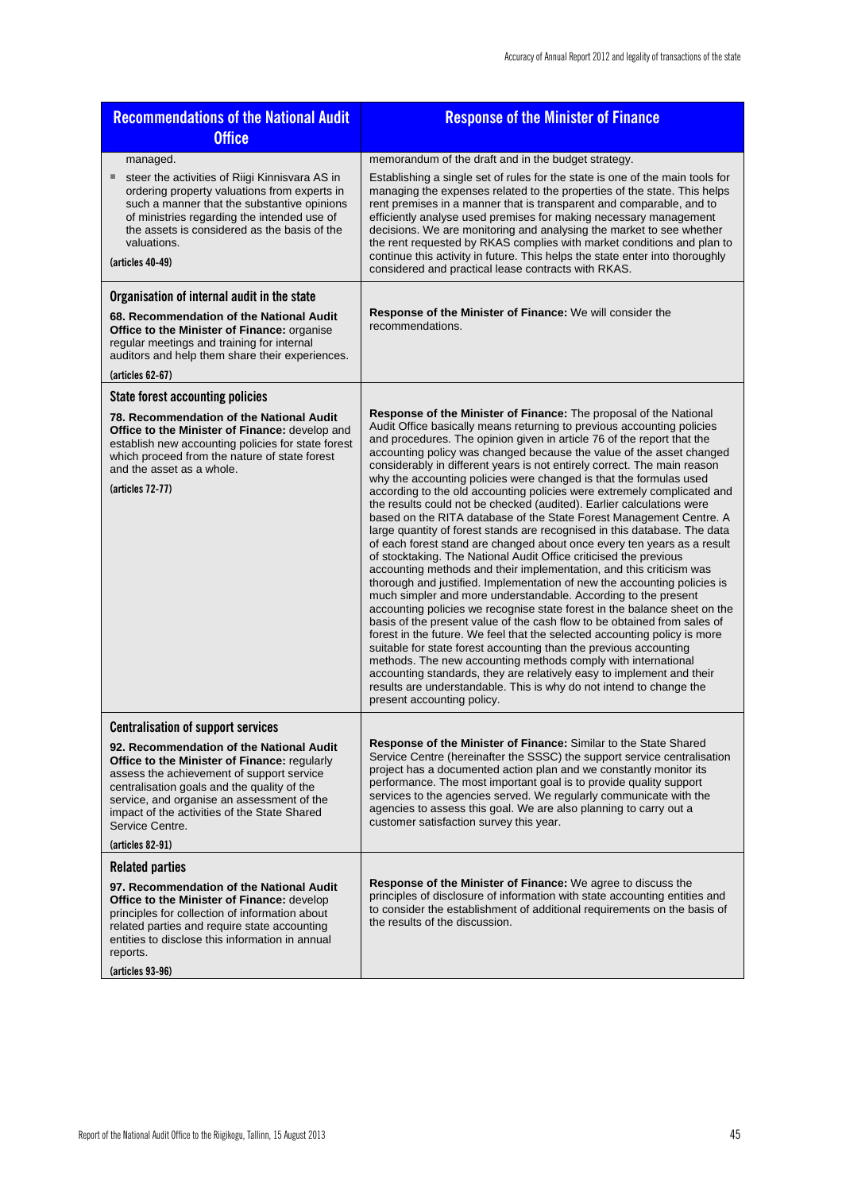| Recommendations of the National Audit Office | Response of the Minister of Finance |
|---|---|
| managed.<br>▪ steer the activities of Riigi Kinnisvara AS in ordering property valuations from experts in such a manner that the substantive opinions of ministries regarding the intended use of the assets is considered as the basis of the valuations.<br>(articles 40-49) | memorandum of the draft and in the budget strategy.<br>Establishing a single set of rules for the state is one of the main tools for managing the expenses related to the properties of the state. This helps rent premises in a manner that is transparent and comparable, and to efficiently analyse used premises for making necessary management decisions. We are monitoring and analysing the market to see whether the rent requested by RKAS complies with market conditions and plan to continue this activity in future. This helps the state enter into thoroughly considered and practical lease contracts with RKAS. |
| **Organisation of internal audit in the state**<br>**68. Recommendation of the National Audit Office to the Minister of Finance:** organise regular meetings and training for internal auditors and help them share their experiences.<br>(articles 62-67) | **Response of the Minister of Finance:** We will consider the recommendations. |
| **State forest accounting policies**<br>**78. Recommendation of the National Audit Office to the Minister of Finance:** develop and establish new accounting policies for state forest which proceed from the nature of state forest and the asset as a whole.<br>(articles 72-77) | **Response of the Minister of Finance:** The proposal of the National Audit Office basically means returning to previous accounting policies and procedures. The opinion given in article 76 of the report that the accounting policy was changed because the value of the asset changed considerably in different years is not entirely correct. The main reason why the accounting policies were changed is that the formulas used according to the old accounting policies were extremely complicated and the results could not be checked (audited). Earlier calculations were based on the RITA database of the State Forest Management Centre. A large quantity of forest stands are recognised in this database. The data of each forest stand are changed about once every ten years as a result of stocktaking. The National Audit Office criticised the previous accounting methods and their implementation, and this criticism was thorough and justified. Implementation of the new accounting policies is much simpler and more understandable. According to the present accounting policies we recognise state forest in the balance sheet on the basis of the present value of the cash flow to be obtained from sales of forest in the future. We feel that the selected accounting policy is more suitable for state forest accounting than the previous accounting methods. The new accounting methods comply with international accounting standards, they are relatively easy to implement and their results are understandable. This is why do not intend to change the present accounting policy. |
| **Centralisation of support services**<br>**92. Recommendation of the National Audit Office to the Minister of Finance:** regularly assess the achievement of support service centralisation goals and the quality of the service, and organise an assessment of the impact of the activities of the State Shared Service Centre.<br>(articles 82-91) | **Response of the Minister of Finance:** Similar to the State Shared Service Centre (hereinafter the SSSC) the support service centralisation project has a documented action plan and we constantly monitor its performance. The most important goal is to provide quality support services to the agencies served. We regularly communicate with the agencies to assess this goal. We are also planning to carry out a customer satisfaction survey this year. |
| **Related parties**<br>**97. Recommendation of the National Audit Office to the Minister of Finance:** develop principles for collection of information about related parties and require state accounting entities to disclose this information in annual reports.<br>(articles 93-96) | **Response of the Minister of Finance:** We agree to discuss the principles of disclosure of information with state accounting entities and to consider the establishment of additional requirements on the basis of the results of the discussion. |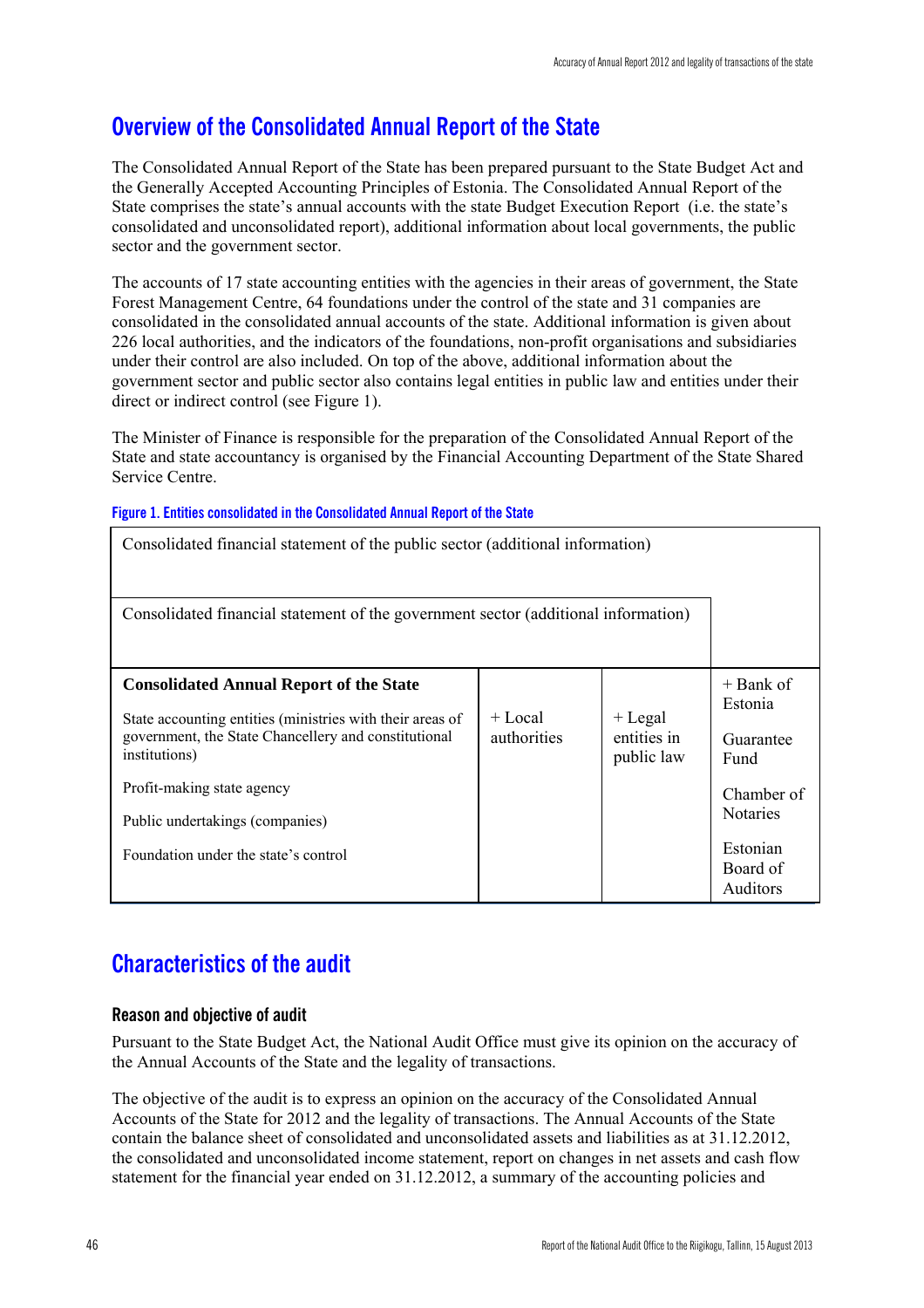## Overview of the Consolidated Annual Report of the State

The Consolidated Annual Report of the State has been prepared pursuant to the State Budget Act and the Generally Accepted Accounting Principles of Estonia. The Consolidated Annual Report of the State comprises the state's annual accounts with the state Budget Execution Report (i.e. the state's consolidated and unconsolidated report), additional information about local governments, the public sector and the government sector.

The accounts of 17 state accounting entities with the agencies in their areas of government, the State Forest Management Centre, 64 foundations under the control of the state and 31 companies are consolidated in the consolidated annual accounts of the state. Additional information is given about 226 local authorities, and the indicators of the foundations, non-profit organisations and subsidiaries under their control are also included. On top of the above, additional information about the government sector and public sector also contains legal entities in public law and entities under their direct or indirect control (see Figure 1).

The Minister of Finance is responsible for the preparation of the Consolidated Annual Report of the State and state accountancy is organised by the Financial Accounting Department of the State Shared Service Centre.

**Figure 1. Entities consolidated in the Consolidated Annual Report of the State**

| Consolidated financial statement of the public sector (additional information) | | | |
|---|---|---|---|
| Consolidated financial statement of the government sector (additional information) | | | |
| **Consolidated Annual Report of the State**<br><br>State accounting entities (ministries with their areas of government, the State Chancellery and constitutional institutions)<br><br>Profit-making state agency<br><br>Public undertakings (companies)<br><br>Foundation under the state's control | + Local authorities | + Legal entities in public law | + Bank of Estonia<br><br>Guarantee Fund<br><br>Chamber of Notaries<br><br>Estonian Board of Auditors |

## Characteristics of the audit

### Reason and objective of audit

Pursuant to the State Budget Act, the National Audit Office must give its opinion on the accuracy of the Annual Accounts of the State and the legality of transactions.

The objective of the audit is to express an opinion on the accuracy of the Consolidated Annual Accounts of the State for 2012 and the legality of transactions. The Annual Accounts of the State contain the balance sheet of consolidated and unconsolidated assets and liabilities as at 31.12.2012, the consolidated and unconsolidated income statement, report on changes in net assets and cash flow statement for the financial year ended on 31.12.2012, a summary of the accounting policies and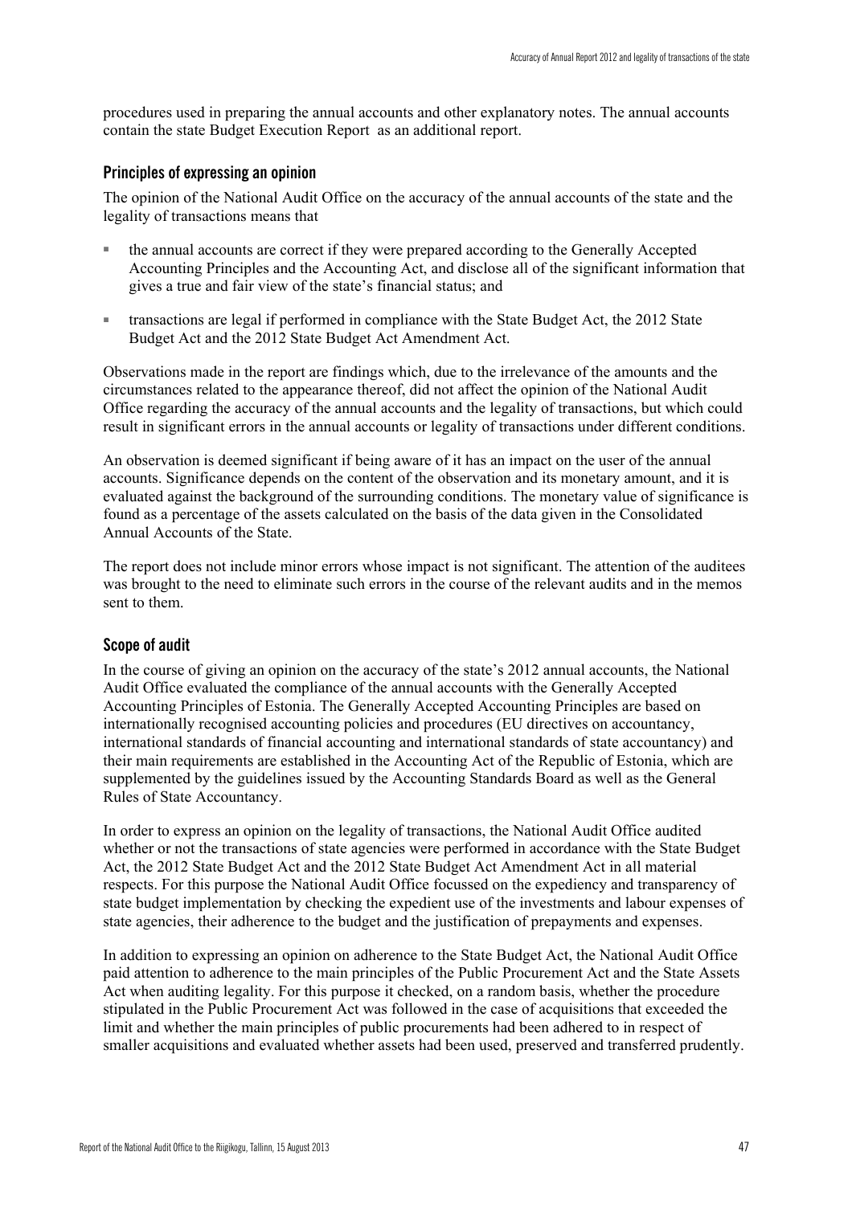procedures used in preparing the annual accounts and other explanatory notes. The annual accounts contain the state Budget Execution Report as an additional report.

### Principles of expressing an opinion

The opinion of the National Audit Office on the accuracy of the annual accounts of the state and the legality of transactions means that

- the annual accounts are correct if they were prepared according to the Generally Accepted Accounting Principles and the Accounting Act, and disclose all of the significant information that gives a true and fair view of the state's financial status; and
- transactions are legal if performed in compliance with the State Budget Act, the 2012 State Budget Act and the 2012 State Budget Act Amendment Act.

Observations made in the report are findings which, due to the irrelevance of the amounts and the circumstances related to the appearance thereof, did not affect the opinion of the National Audit Office regarding the accuracy of the annual accounts and the legality of transactions, but which could result in significant errors in the annual accounts or legality of transactions under different conditions.

An observation is deemed significant if being aware of it has an impact on the user of the annual accounts. Significance depends on the content of the observation and its monetary amount, and it is evaluated against the background of the surrounding conditions. The monetary value of significance is found as a percentage of the assets calculated on the basis of the data given in the Consolidated Annual Accounts of the State.

The report does not include minor errors whose impact is not significant. The attention of the auditees was brought to the need to eliminate such errors in the course of the relevant audits and in the memos sent to them.

### Scope of audit

In the course of giving an opinion on the accuracy of the state's 2012 annual accounts, the National Audit Office evaluated the compliance of the annual accounts with the Generally Accepted Accounting Principles of Estonia. The Generally Accepted Accounting Principles are based on internationally recognised accounting policies and procedures (EU directives on accountancy, international standards of financial accounting and international standards of state accountancy) and their main requirements are established in the Accounting Act of the Republic of Estonia, which are supplemented by the guidelines issued by the Accounting Standards Board as well as the General Rules of State Accountancy.

In order to express an opinion on the legality of transactions, the National Audit Office audited whether or not the transactions of state agencies were performed in accordance with the State Budget Act, the 2012 State Budget Act and the 2012 State Budget Act Amendment Act in all material respects. For this purpose the National Audit Office focussed on the expediency and transparency of state budget implementation by checking the expedient use of the investments and labour expenses of state agencies, their adherence to the budget and the justification of prepayments and expenses.

In addition to expressing an opinion on adherence to the State Budget Act, the National Audit Office paid attention to adherence to the main principles of the Public Procurement Act and the State Assets Act when auditing legality. For this purpose it checked, on a random basis, whether the procedure stipulated in the Public Procurement Act was followed in the case of acquisitions that exceeded the limit and whether the main principles of public procurements had been adhered to in respect of smaller acquisitions and evaluated whether assets had been used, preserved and transferred prudently.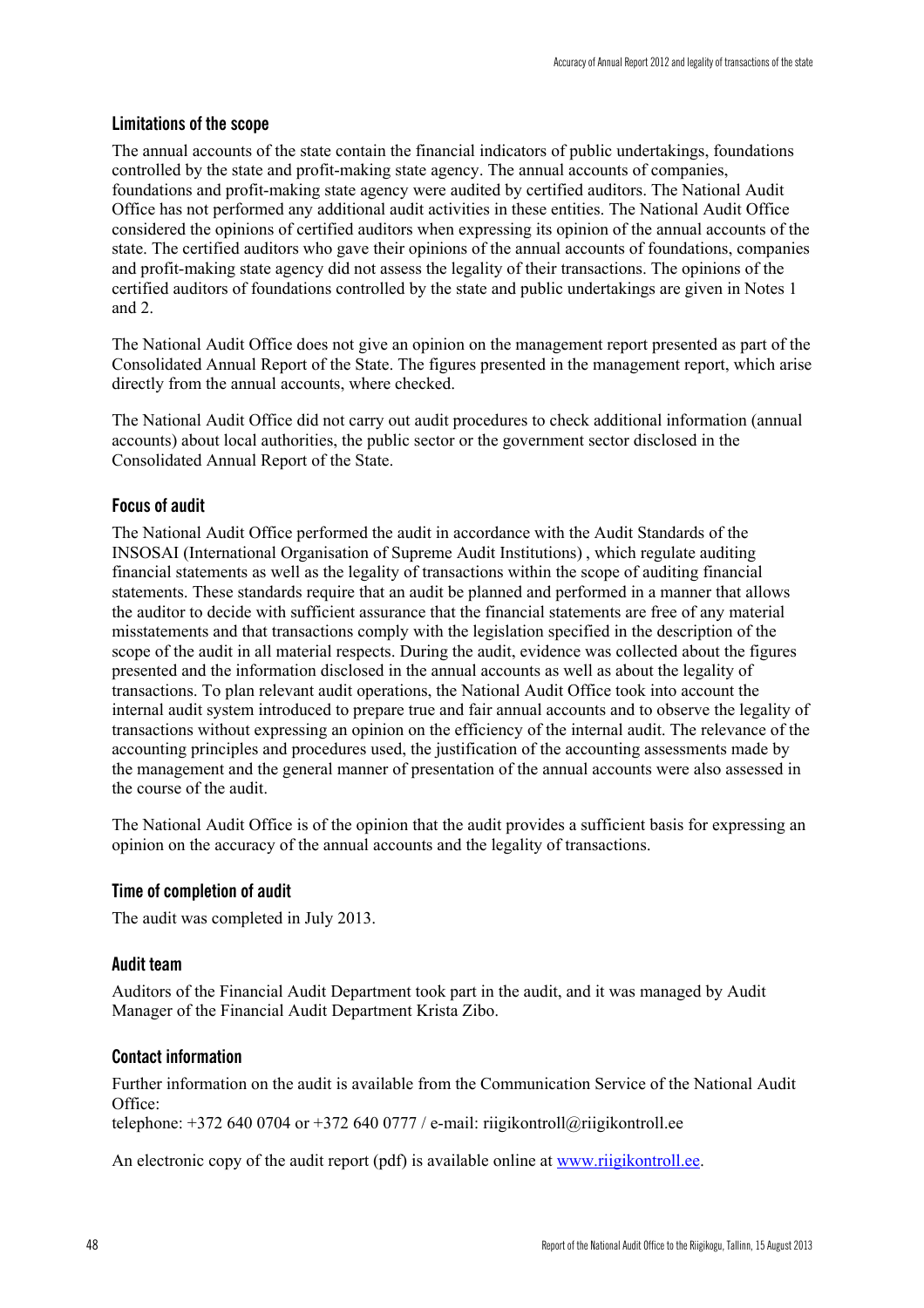### Limitations of the scope

The annual accounts of the state contain the financial indicators of public undertakings, foundations controlled by the state and profit-making state agency. The annual accounts of companies, foundations and profit-making state agency were audited by certified auditors. The National Audit Office has not performed any additional audit activities in these entities. The National Audit Office considered the opinions of certified auditors when expressing its opinion of the annual accounts of the state. The certified auditors who gave their opinions of the annual accounts of foundations, companies and profit-making state agency did not assess the legality of their transactions. The opinions of the certified auditors of foundations controlled by the state and public undertakings are given in Notes 1 and 2.

The National Audit Office does not give an opinion on the management report presented as part of the Consolidated Annual Report of the State. The figures presented in the management report, which arise directly from the annual accounts, where checked.

The National Audit Office did not carry out audit procedures to check additional information (annual accounts) about local authorities, the public sector or the government sector disclosed in the Consolidated Annual Report of the State.

### Focus of audit

The National Audit Office performed the audit in accordance with the Audit Standards of the INSOSAI (International Organisation of Supreme Audit Institutions) , which regulate auditing financial statements as well as the legality of transactions within the scope of auditing financial statements. These standards require that an audit be planned and performed in a manner that allows the auditor to decide with sufficient assurance that the financial statements are free of any material misstatements and that transactions comply with the legislation specified in the description of the scope of the audit in all material respects. During the audit, evidence was collected about the figures presented and the information disclosed in the annual accounts as well as about the legality of transactions. To plan relevant audit operations, the National Audit Office took into account the internal audit system introduced to prepare true and fair annual accounts and to observe the legality of transactions without expressing an opinion on the efficiency of the internal audit. The relevance of the accounting principles and procedures used, the justification of the accounting assessments made by the management and the general manner of presentation of the annual accounts were also assessed in the course of the audit.

The National Audit Office is of the opinion that the audit provides a sufficient basis for expressing an opinion on the accuracy of the annual accounts and the legality of transactions.

### Time of completion of audit

The audit was completed in July 2013.

### Audit team

Auditors of the Financial Audit Department took part in the audit, and it was managed by Audit Manager of the Financial Audit Department Krista Zibo.

### Contact information

Further information on the audit is available from the Communication Service of the National Audit Office:
telephone: +372 640 0704 or +372 640 0777 / e-mail: riigikontroll@riigikontroll.ee

An electronic copy of the audit report (pdf) is available online at www.riigikontroll.ee.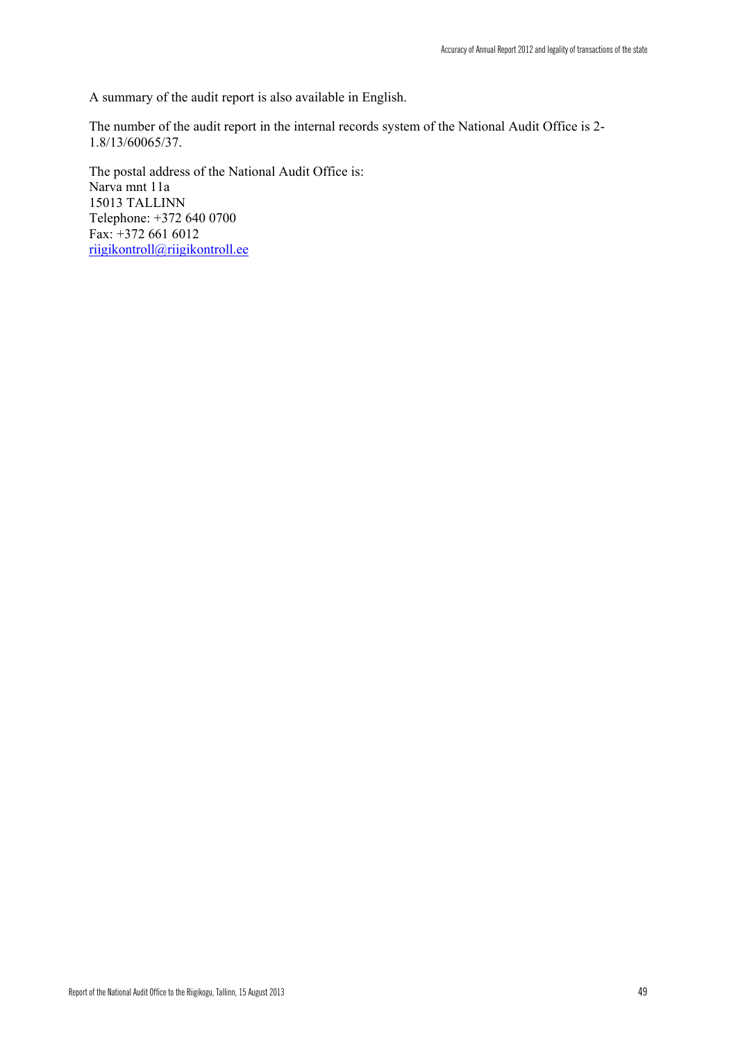A summary of the audit report is also available in English.

The number of the audit report in the internal records system of the National Audit Office is 2-1.8/13/60065/37.

The postal address of the National Audit Office is:
Narva mnt 11a
15013 TALLINN
Telephone: +372 640 0700
Fax: +372 661 6012
riigikontroll@riigikontroll.ee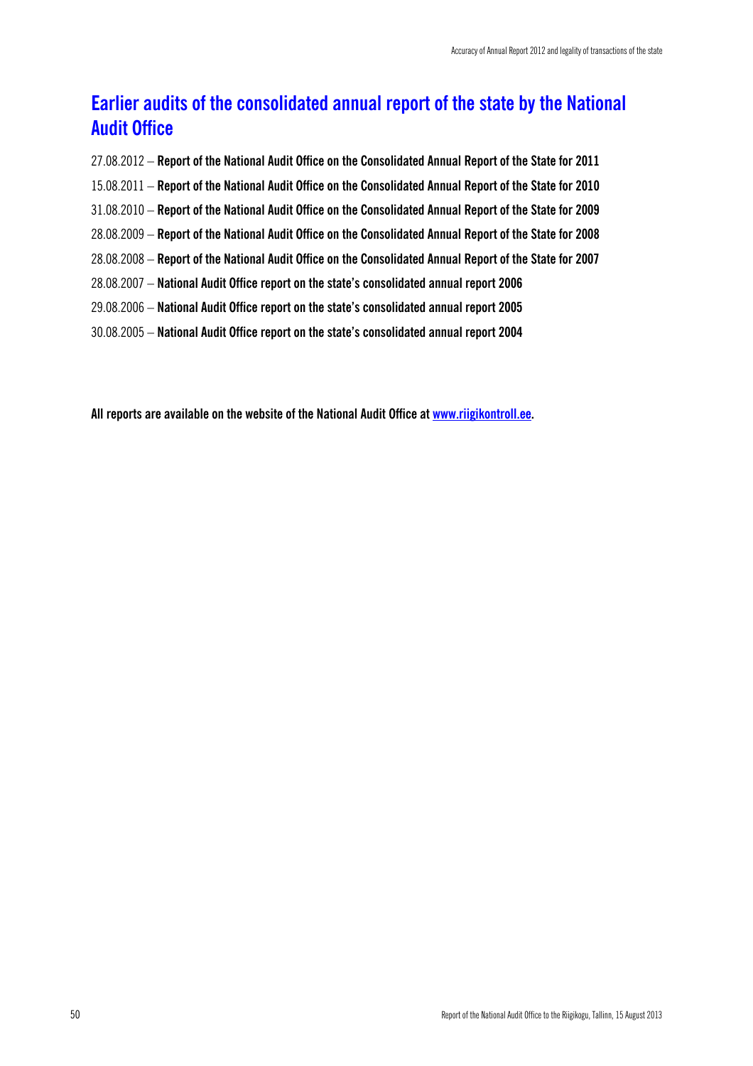# Earlier audits of the consolidated annual report of the state by the National Audit Office

27.08.2012 – **Report of the National Audit Office on the Consolidated Annual Report of the State for 2011**

15.08.2011 – **Report of the National Audit Office on the Consolidated Annual Report of the State for 2010**

31.08.2010 – **Report of the National Audit Office on the Consolidated Annual Report of the State for 2009**

28.08.2009 – **Report of the National Audit Office on the Consolidated Annual Report of the State for 2008**

28.08.2008 – **Report of the National Audit Office on the Consolidated Annual Report of the State for 2007**

28.08.2007 – **National Audit Office report on the state's consolidated annual report 2006**

29.08.2006 – **National Audit Office report on the state's consolidated annual report 2005**

30.08.2005 – **National Audit Office report on the state's consolidated annual report 2004**

**All reports are available on the website of the National Audit Office at [www.riigikontroll.ee](http://www.riigikontroll.ee).**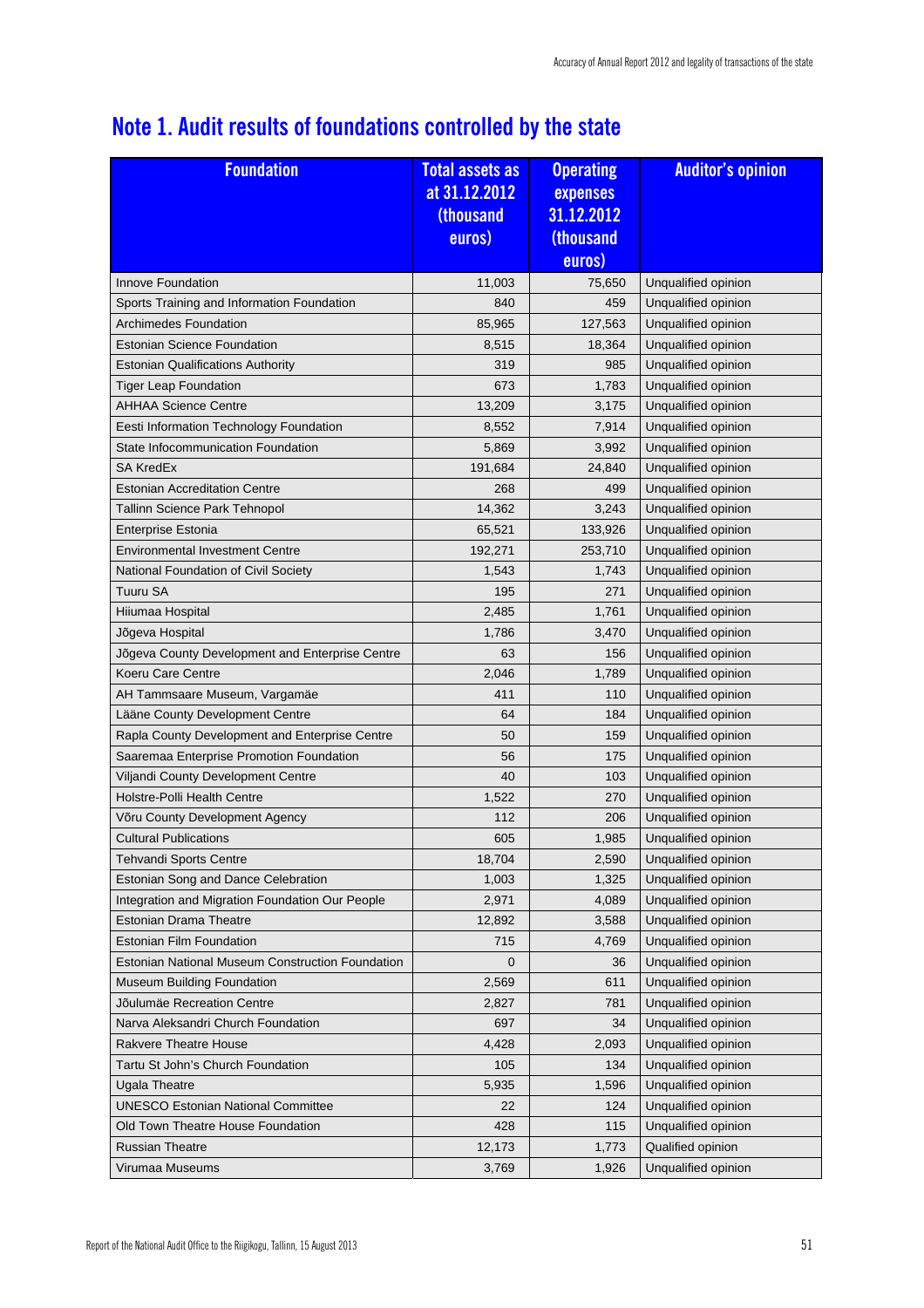# Note 1. Audit results of foundations controlled by the state

| Foundation | Total assets as at 31.12.2012 (thousand euros) | Operating expenses 31.12.2012 (thousand euros) | Auditor's opinion |
|---|---|---|---|
| Innove Foundation | 11,003 | 75,650 | Unqualified opinion |
| Sports Training and Information Foundation | 840 | 459 | Unqualified opinion |
| Archimedes Foundation | 85,965 | 127,563 | Unqualified opinion |
| Estonian Science Foundation | 8,515 | 18,364 | Unqualified opinion |
| Estonian Qualifications Authority | 319 | 985 | Unqualified opinion |
| Tiger Leap Foundation | 673 | 1,783 | Unqualified opinion |
| AHHAA Science Centre | 13,209 | 3,175 | Unqualified opinion |
| Eesti Information Technology Foundation | 8,552 | 7,914 | Unqualified opinion |
| State Infocommunication Foundation | 5,869 | 3,992 | Unqualified opinion |
| SA KredEx | 191,684 | 24,840 | Unqualified opinion |
| Estonian Accreditation Centre | 268 | 499 | Unqualified opinion |
| Tallinn Science Park Tehnopol | 14,362 | 3,243 | Unqualified opinion |
| Enterprise Estonia | 65,521 | 133,926 | Unqualified opinion |
| Environmental Investment Centre | 192,271 | 253,710 | Unqualified opinion |
| National Foundation of Civil Society | 1,543 | 1,743 | Unqualified opinion |
| Tuuru SA | 195 | 271 | Unqualified opinion |
| Hiiumaa Hospital | 2,485 | 1,761 | Unqualified opinion |
| Jõgeva Hospital | 1,786 | 3,470 | Unqualified opinion |
| Jõgeva County Development and Enterprise Centre | 63 | 156 | Unqualified opinion |
| Koeru Care Centre | 2,046 | 1,789 | Unqualified opinion |
| AH Tammsaare Museum, Vargamäe | 411 | 110 | Unqualified opinion |
| Lääne County Development Centre | 64 | 184 | Unqualified opinion |
| Rapla County Development and Enterprise Centre | 50 | 159 | Unqualified opinion |
| Saaremaa Enterprise Promotion Foundation | 56 | 175 | Unqualified opinion |
| Viljandi County Development Centre | 40 | 103 | Unqualified opinion |
| Holstre-Polli Health Centre | 1,522 | 270 | Unqualified opinion |
| Võru County Development Agency | 112 | 206 | Unqualified opinion |
| Cultural Publications | 605 | 1,985 | Unqualified opinion |
| Tehvandi Sports Centre | 18,704 | 2,590 | Unqualified opinion |
| Estonian Song and Dance Celebration | 1,003 | 1,325 | Unqualified opinion |
| Integration and Migration Foundation Our People | 2,971 | 4,089 | Unqualified opinion |
| Estonian Drama Theatre | 12,892 | 3,588 | Unqualified opinion |
| Estonian Film Foundation | 715 | 4,769 | Unqualified opinion |
| Estonian National Museum Construction Foundation | 0 | 36 | Unqualified opinion |
| Museum Building Foundation | 2,569 | 611 | Unqualified opinion |
| Jõulumäe Recreation Centre | 2,827 | 781 | Unqualified opinion |
| Narva Aleksandri Church Foundation | 697 | 34 | Unqualified opinion |
| Rakvere Theatre House | 4,428 | 2,093 | Unqualified opinion |
| Tartu St John's Church Foundation | 105 | 134 | Unqualified opinion |
| Ugala Theatre | 5,935 | 1,596 | Unqualified opinion |
| UNESCO Estonian National Committee | 22 | 124 | Unqualified opinion |
| Old Town Theatre House Foundation | 428 | 115 | Unqualified opinion |
| Russian Theatre | 12,173 | 1,773 | Qualified opinion |
| Virumaa Museums | 3,769 | 1,926 | Unqualified opinion |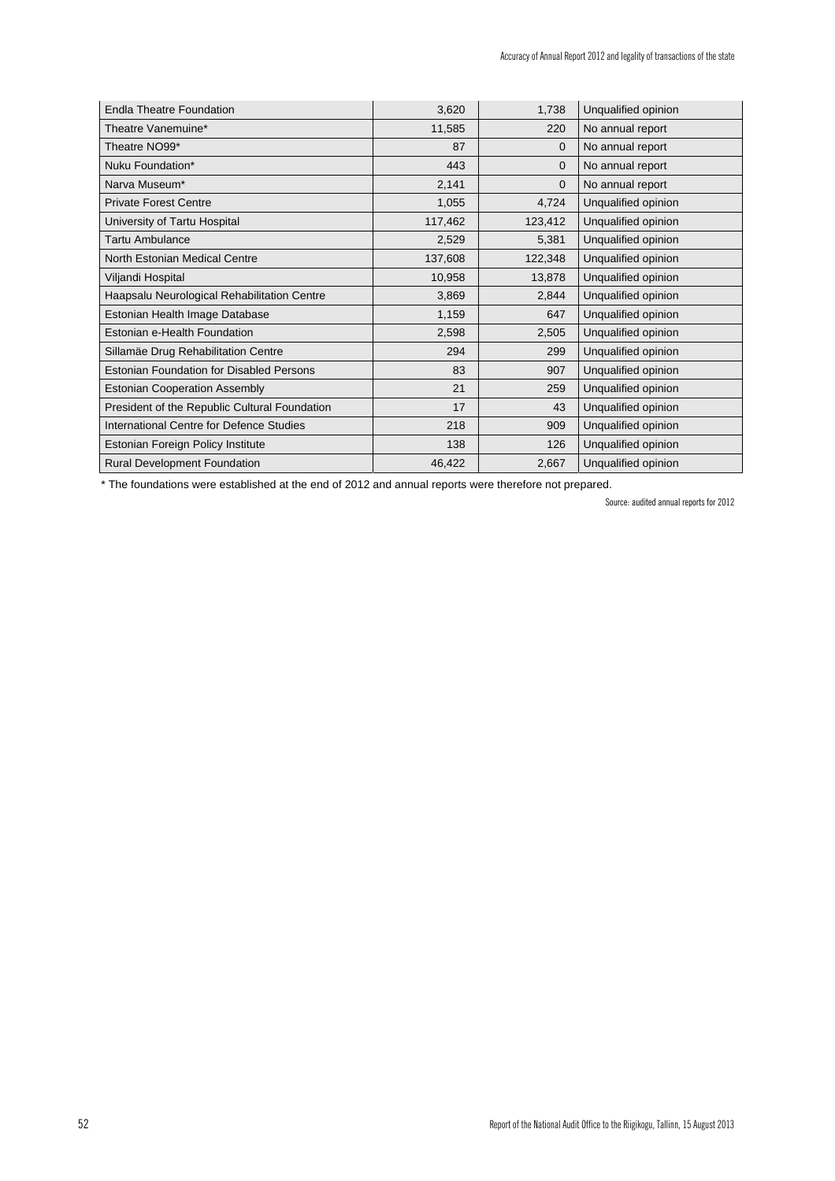| | | | |
|---|---|---|---|
| Endla Theatre Foundation | 3,620 | 1,738 | Unqualified opinion |
| Theatre Vanemuine* | 11,585 | 220 | No annual report |
| Theatre NO99* | 87 | 0 | No annual report |
| Nuku Foundation* | 443 | 0 | No annual report |
| Narva Museum* | 2,141 | 0 | No annual report |
| Private Forest Centre | 1,055 | 4,724 | Unqualified opinion |
| University of Tartu Hospital | 117,462 | 123,412 | Unqualified opinion |
| Tartu Ambulance | 2,529 | 5,381 | Unqualified opinion |
| North Estonian Medical Centre | 137,608 | 122,348 | Unqualified opinion |
| Viljandi Hospital | 10,958 | 13,878 | Unqualified opinion |
| Haapsalu Neurological Rehabilitation Centre | 3,869 | 2,844 | Unqualified opinion |
| Estonian Health Image Database | 1,159 | 647 | Unqualified opinion |
| Estonian e-Health Foundation | 2,598 | 2,505 | Unqualified opinion |
| Sillamäe Drug Rehabilitation Centre | 294 | 299 | Unqualified opinion |
| Estonian Foundation for Disabled Persons | 83 | 907 | Unqualified opinion |
| Estonian Cooperation Assembly | 21 | 259 | Unqualified opinion |
| President of the Republic Cultural Foundation | 17 | 43 | Unqualified opinion |
| International Centre for Defence Studies | 218 | 909 | Unqualified opinion |
| Estonian Foreign Policy Institute | 138 | 126 | Unqualified opinion |
| Rural Development Foundation | 46,422 | 2,667 | Unqualified opinion |

* The foundations were established at the end of 2012 and annual reports were therefore not prepared.

Source: audited annual reports for 2012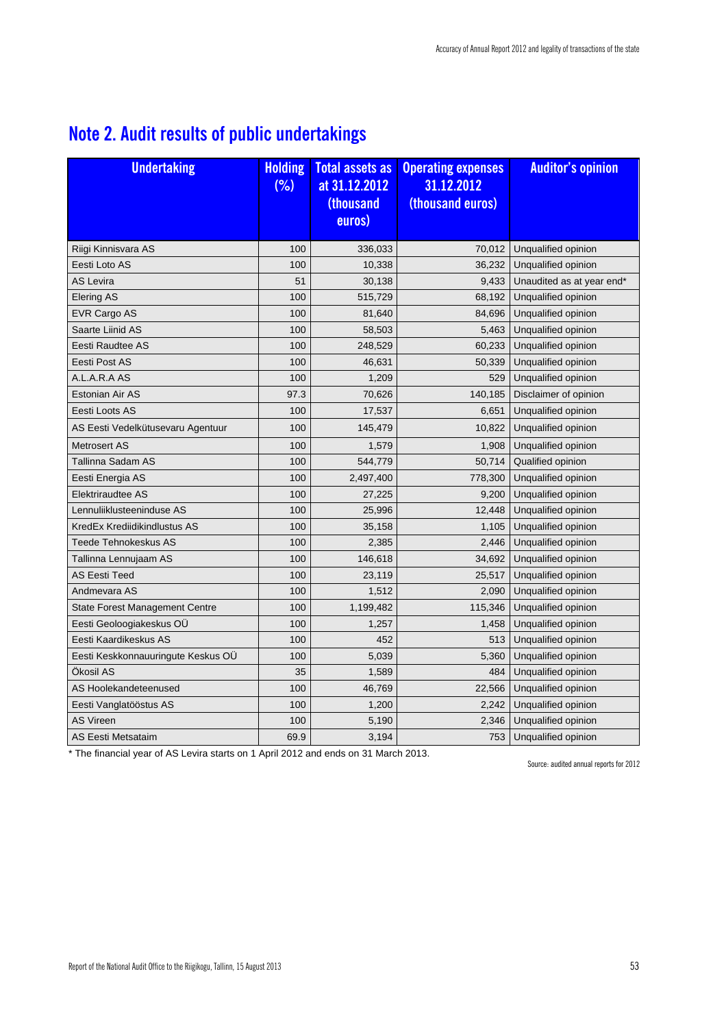## Note 2. Audit results of public undertakings

| Undertaking | Holding (%) | Total assets as at 31.12.2012 (thousand euros) | Operating expenses 31.12.2012 (thousand euros) | Auditor's opinion |
|---|---|---|---|---|
| Riigi Kinnisvara AS | 100 | 336,033 | 70,012 | Unqualified opinion |
| Eesti Loto AS | 100 | 10,338 | 36,232 | Unqualified opinion |
| AS Levira | 51 | 30,138 | 9,433 | Unaudited as at year end* |
| Elering AS | 100 | 515,729 | 68,192 | Unqualified opinion |
| EVR Cargo AS | 100 | 81,640 | 84,696 | Unqualified opinion |
| Saarte Liinid AS | 100 | 58,503 | 5,463 | Unqualified opinion |
| Eesti Raudtee AS | 100 | 248,529 | 60,233 | Unqualified opinion |
| Eesti Post AS | 100 | 46,631 | 50,339 | Unqualified opinion |
| A.L.A.R.A AS | 100 | 1,209 | 529 | Unqualified opinion |
| Estonian Air AS | 97.3 | 70,626 | 140,185 | Disclaimer of opinion |
| Eesti Loots AS | 100 | 17,537 | 6,651 | Unqualified opinion |
| AS Eesti Vedelkütusevaru Agentuur | 100 | 145,479 | 10,822 | Unqualified opinion |
| Metrosert AS | 100 | 1,579 | 1,908 | Unqualified opinion |
| Tallinna Sadam AS | 100 | 544,779 | 50,714 | Qualified opinion |
| Eesti Energia AS | 100 | 2,497,400 | 778,300 | Unqualified opinion |
| Elektriraudtee AS | 100 | 27,225 | 9,200 | Unqualified opinion |
| Lennuliiklusteeninduse AS | 100 | 25,996 | 12,448 | Unqualified opinion |
| KredEx Krediidikindlustus AS | 100 | 35,158 | 1,105 | Unqualified opinion |
| Teede Tehnokeskus AS | 100 | 2,385 | 2,446 | Unqualified opinion |
| Tallinna Lennujaam AS | 100 | 146,618 | 34,692 | Unqualified opinion |
| AS Eesti Teed | 100 | 23,119 | 25,517 | Unqualified opinion |
| Andmevara AS | 100 | 1,512 | 2,090 | Unqualified opinion |
| State Forest Management Centre | 100 | 1,199,482 | 115,346 | Unqualified opinion |
| Eesti Geoloogiakeskus OÜ | 100 | 1,257 | 1,458 | Unqualified opinion |
| Eesti Kaardikeskus AS | 100 | 452 | 513 | Unqualified opinion |
| Eesti Keskkonnauuringute Keskus OÜ | 100 | 5,039 | 5,360 | Unqualified opinion |
| Ökosil AS | 35 | 1,589 | 484 | Unqualified opinion |
| AS Hoolekandeteenused | 100 | 46,769 | 22,566 | Unqualified opinion |
| Eesti Vanglatööstus AS | 100 | 1,200 | 2,242 | Unqualified opinion |
| AS Vireen | 100 | 5,190 | 2,346 | Unqualified opinion |
| AS Eesti Metsataim | 69.9 | 3,194 | 753 | Unqualified opinion |

* The financial year of AS Levira starts on 1 April 2012 and ends on 31 March 2013.

Source: audited annual reports for 2012